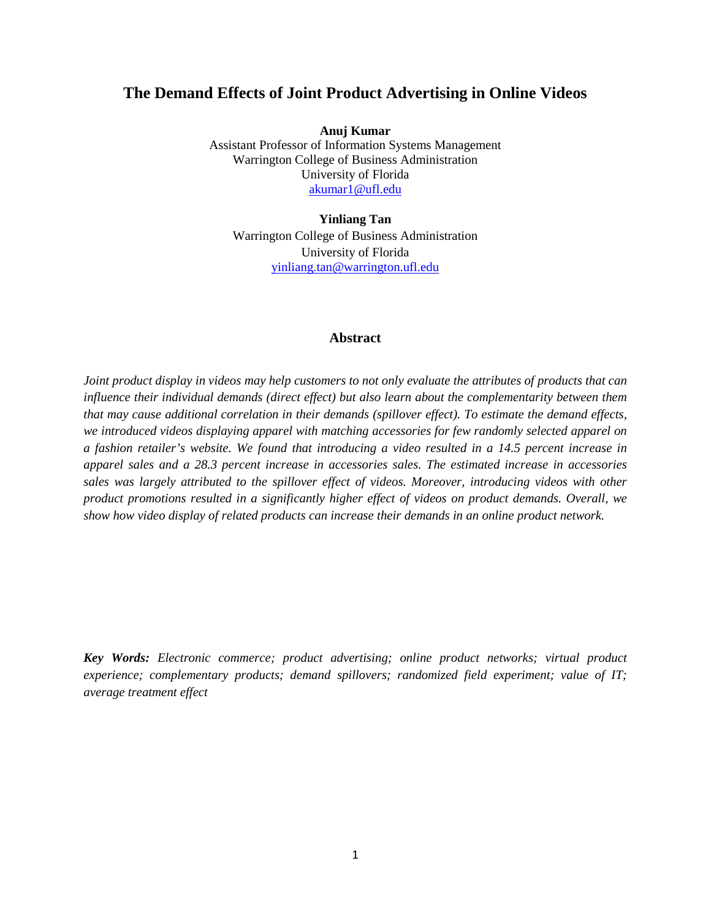# The Demand Effects of Joint Product Advertising in Online Videos

**Anuj Kumar**
Assistant Professor of Information Systems Management
Warrington College of Business Administration
University of Florida
akumar1@ufl.edu

**Yinliang Tan**
Warrington College of Business Administration
University of Florida
yinliang.tan@warrington.ufl.edu

## Abstract

*Joint product display in videos may help customers to not only evaluate the attributes of products that can influence their individual demands (direct effect) but also learn about the complementarity between them that may cause additional correlation in their demands (spillover effect). To estimate the demand effects, we introduced videos displaying apparel with matching accessories for few randomly selected apparel on a fashion retailer's website. We found that introducing a video resulted in a 14.5 percent increase in apparel sales and a 28.3 percent increase in accessories sales. The estimated increase in accessories sales was largely attributed to the spillover effect of videos. Moreover, introducing videos with other product promotions resulted in a significantly higher effect of videos on product demands. Overall, we show how video display of related products can increase their demands in an online product network.*

***Key Words:*** *Electronic commerce; product advertising; online product networks; virtual product experience; complementary products; demand spillovers; randomized field experiment; value of IT; average treatment effect*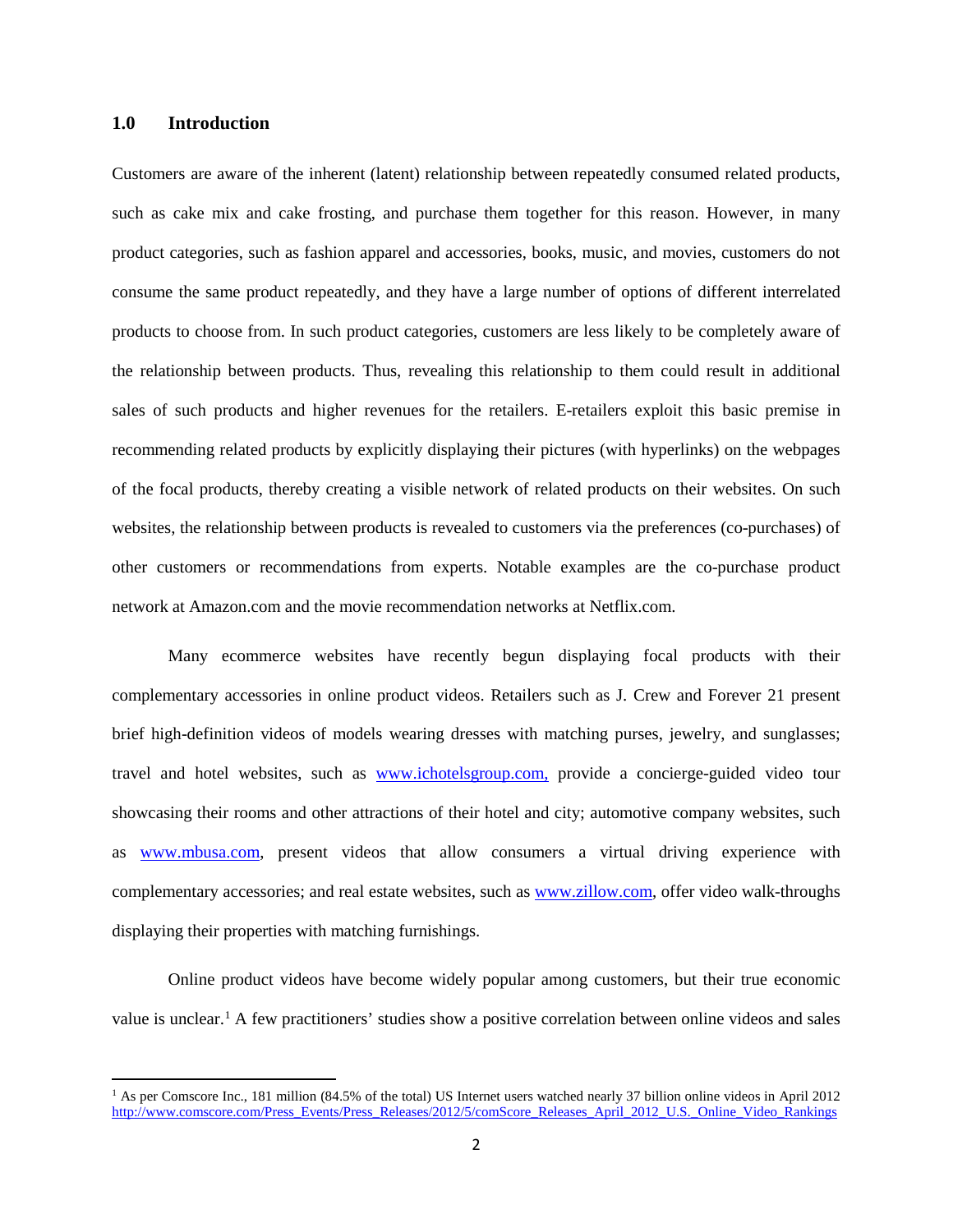## 1.0 Introduction

Customers are aware of the inherent (latent) relationship between repeatedly consumed related products, such as cake mix and cake frosting, and purchase them together for this reason. However, in many product categories, such as fashion apparel and accessories, books, music, and movies, customers do not consume the same product repeatedly, and they have a large number of options of different interrelated products to choose from. In such product categories, customers are less likely to be completely aware of the relationship between products. Thus, revealing this relationship to them could result in additional sales of such products and higher revenues for the retailers. E-retailers exploit this basic premise in recommending related products by explicitly displaying their pictures (with hyperlinks) on the webpages of the focal products, thereby creating a visible network of related products on their websites. On such websites, the relationship between products is revealed to customers via the preferences (co-purchases) of other customers or recommendations from experts. Notable examples are the co-purchase product network at Amazon.com and the movie recommendation networks at Netflix.com.

Many ecommerce websites have recently begun displaying focal products with their complementary accessories in online product videos. Retailers such as J. Crew and Forever 21 present brief high-definition videos of models wearing dresses with matching purses, jewelry, and sunglasses; travel and hotel websites, such as www.ichotelsgroup.com, provide a concierge-guided video tour showcasing their rooms and other attractions of their hotel and city; automotive company websites, such as www.mbusa.com, present videos that allow consumers a virtual driving experience with complementary accessories; and real estate websites, such as www.zillow.com, offer video walk-throughs displaying their properties with matching furnishings.

Online product videos have become widely popular among customers, but their true economic value is unclear.[1] A few practitioners' studies show a positive correlation between online videos and sales

---

[1] As per Comscore Inc., 181 million (84.5% of the total) US Internet users watched nearly 37 billion online videos in April 2012 http://www.comscore.com/Press_Events/Press_Releases/2012/5/comScore_Releases_April_2012_U.S._Online_Video_Rankings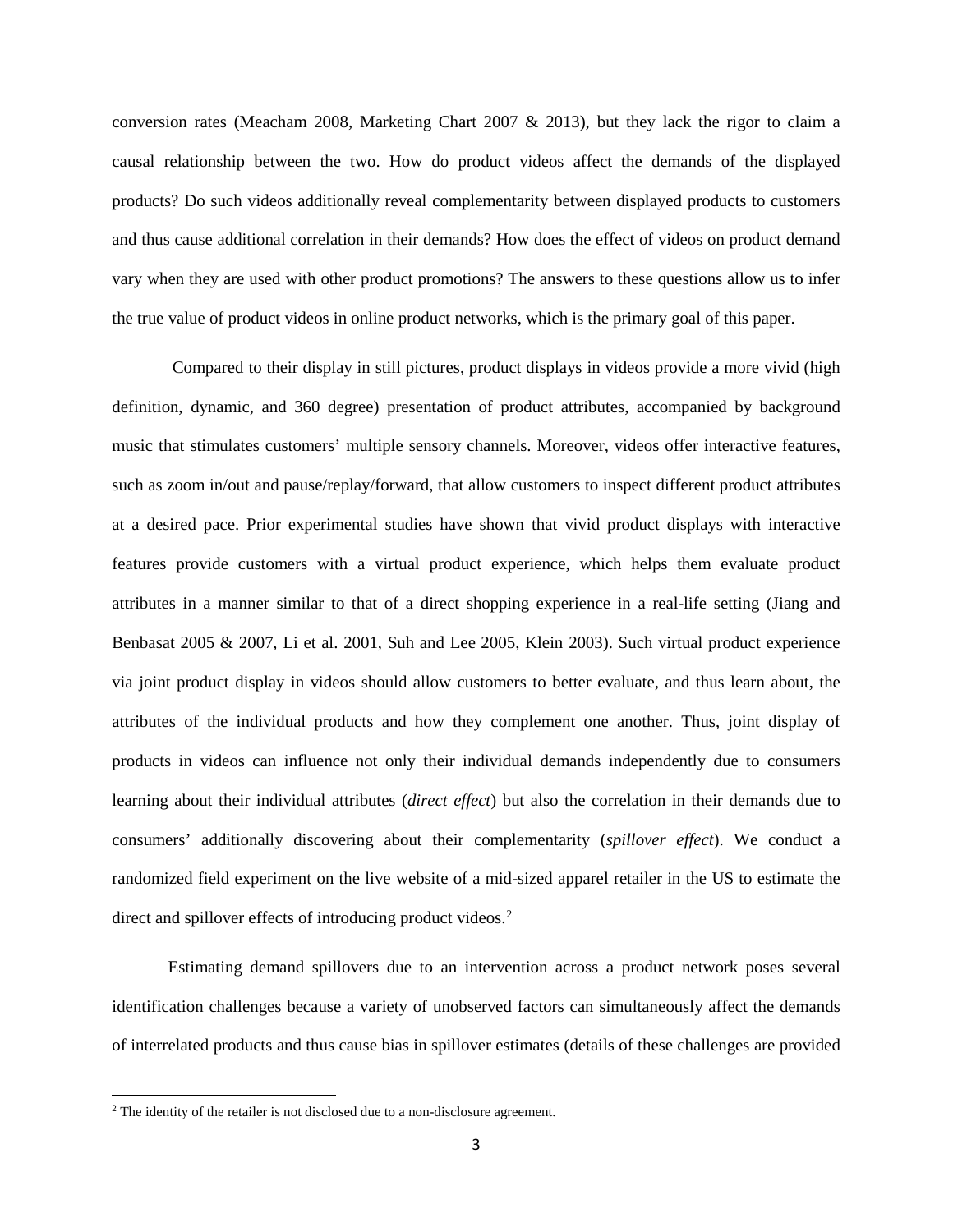conversion rates (Meacham 2008, Marketing Chart 2007 & 2013), but they lack the rigor to claim a causal relationship between the two. How do product videos affect the demands of the displayed products? Do such videos additionally reveal complementarity between displayed products to customers and thus cause additional correlation in their demands? How does the effect of videos on product demand vary when they are used with other product promotions? The answers to these questions allow us to infer the true value of product videos in online product networks, which is the primary goal of this paper.

Compared to their display in still pictures, product displays in videos provide a more vivid (high definition, dynamic, and 360 degree) presentation of product attributes, accompanied by background music that stimulates customers' multiple sensory channels. Moreover, videos offer interactive features, such as zoom in/out and pause/replay/forward, that allow customers to inspect different product attributes at a desired pace. Prior experimental studies have shown that vivid product displays with interactive features provide customers with a virtual product experience, which helps them evaluate product attributes in a manner similar to that of a direct shopping experience in a real-life setting (Jiang and Benbasat 2005 & 2007, Li et al. 2001, Suh and Lee 2005, Klein 2003). Such virtual product experience via joint product display in videos should allow customers to better evaluate, and thus learn about, the attributes of the individual products and how they complement one another. Thus, joint display of products in videos can influence not only their individual demands independently due to consumers learning about their individual attributes (*direct effect*) but also the correlation in their demands due to consumers' additionally discovering about their complementarity (*spillover effect*). We conduct a randomized field experiment on the live website of a mid-sized apparel retailer in the US to estimate the direct and spillover effects of introducing product videos.[2]

Estimating demand spillovers due to an intervention across a product network poses several identification challenges because a variety of unobserved factors can simultaneously affect the demands of interrelated products and thus cause bias in spillover estimates (details of these challenges are provided

[2] The identity of the retailer is not disclosed due to a non-disclosure agreement.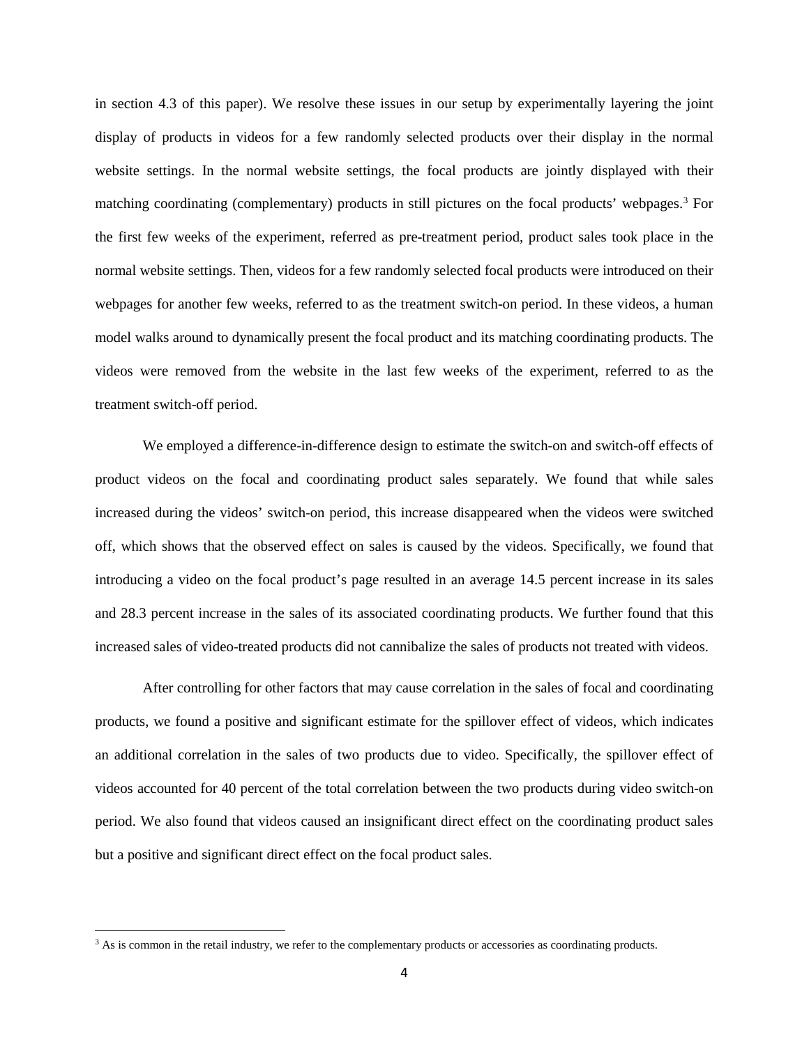in section 4.3 of this paper). We resolve these issues in our setup by experimentally layering the joint display of products in videos for a few randomly selected products over their display in the normal website settings. In the normal website settings, the focal products are jointly displayed with their matching coordinating (complementary) products in still pictures on the focal products' webpages.[3] For the first few weeks of the experiment, referred as pre-treatment period, product sales took place in the normal website settings. Then, videos for a few randomly selected focal products were introduced on their webpages for another few weeks, referred to as the treatment switch-on period. In these videos, a human model walks around to dynamically present the focal product and its matching coordinating products. The videos were removed from the website in the last few weeks of the experiment, referred to as the treatment switch-off period.

We employed a difference-in-difference design to estimate the switch-on and switch-off effects of product videos on the focal and coordinating product sales separately. We found that while sales increased during the videos' switch-on period, this increase disappeared when the videos were switched off, which shows that the observed effect on sales is caused by the videos. Specifically, we found that introducing a video on the focal product's page resulted in an average 14.5 percent increase in its sales and 28.3 percent increase in the sales of its associated coordinating products. We further found that this increased sales of video-treated products did not cannibalize the sales of products not treated with videos.

After controlling for other factors that may cause correlation in the sales of focal and coordinating products, we found a positive and significant estimate for the spillover effect of videos, which indicates an additional correlation in the sales of two products due to video. Specifically, the spillover effect of videos accounted for 40 percent of the total correlation between the two products during video switch-on period. We also found that videos caused an insignificant direct effect on the coordinating product sales but a positive and significant direct effect on the focal product sales.

[3] As is common in the retail industry, we refer to the complementary products or accessories as coordinating products.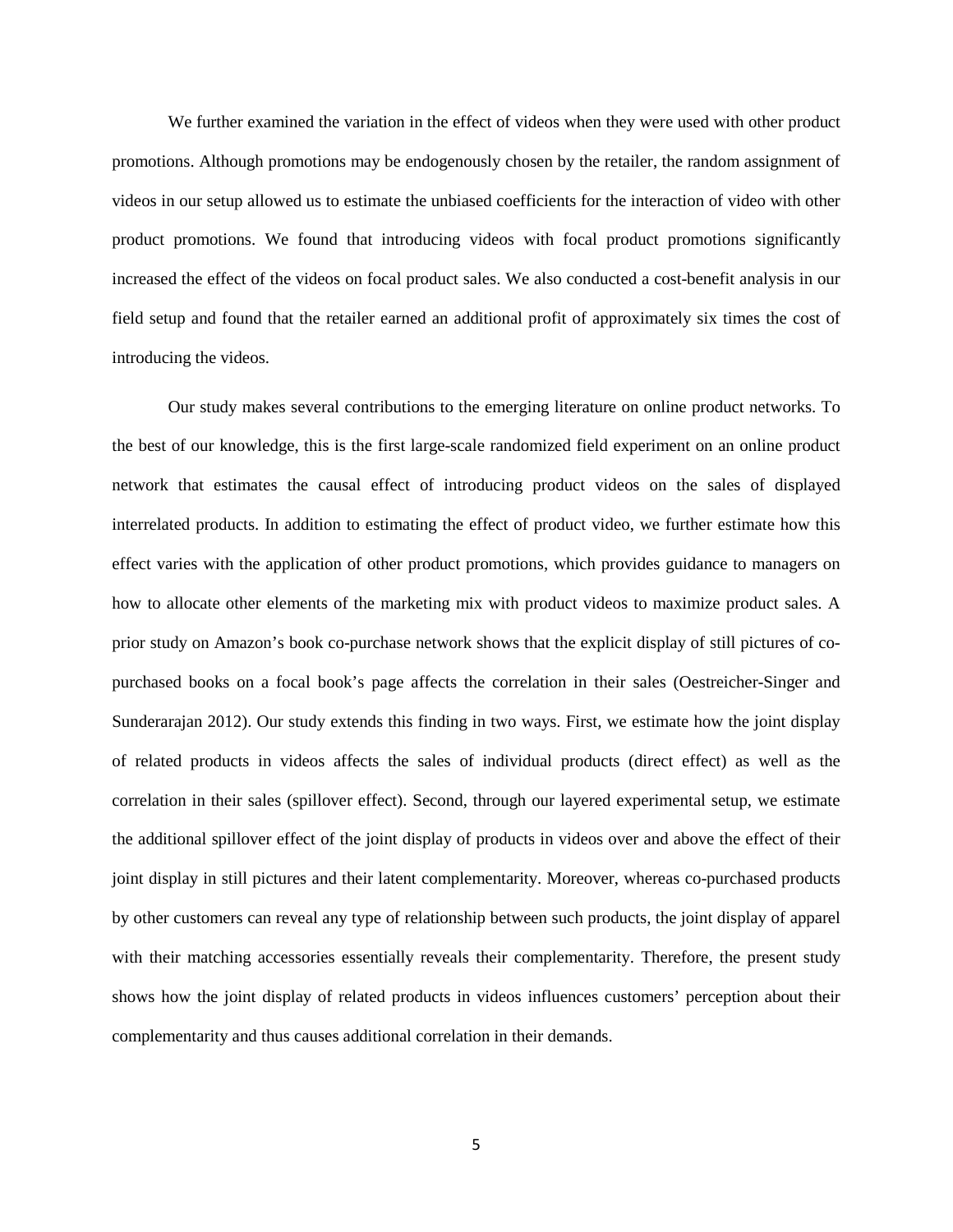We further examined the variation in the effect of videos when they were used with other product promotions. Although promotions may be endogenously chosen by the retailer, the random assignment of videos in our setup allowed us to estimate the unbiased coefficients for the interaction of video with other product promotions. We found that introducing videos with focal product promotions significantly increased the effect of the videos on focal product sales. We also conducted a cost-benefit analysis in our field setup and found that the retailer earned an additional profit of approximately six times the cost of introducing the videos.

Our study makes several contributions to the emerging literature on online product networks. To the best of our knowledge, this is the first large-scale randomized field experiment on an online product network that estimates the causal effect of introducing product videos on the sales of displayed interrelated products. In addition to estimating the effect of product video, we further estimate how this effect varies with the application of other product promotions, which provides guidance to managers on how to allocate other elements of the marketing mix with product videos to maximize product sales. A prior study on Amazon's book co-purchase network shows that the explicit display of still pictures of co-purchased books on a focal book's page affects the correlation in their sales (Oestreicher-Singer and Sunderarajan 2012). Our study extends this finding in two ways. First, we estimate how the joint display of related products in videos affects the sales of individual products (direct effect) as well as the correlation in their sales (spillover effect). Second, through our layered experimental setup, we estimate the additional spillover effect of the joint display of products in videos over and above the effect of their joint display in still pictures and their latent complementarity. Moreover, whereas co-purchased products by other customers can reveal any type of relationship between such products, the joint display of apparel with their matching accessories essentially reveals their complementarity. Therefore, the present study shows how the joint display of related products in videos influences customers' perception about their complementarity and thus causes additional correlation in their demands.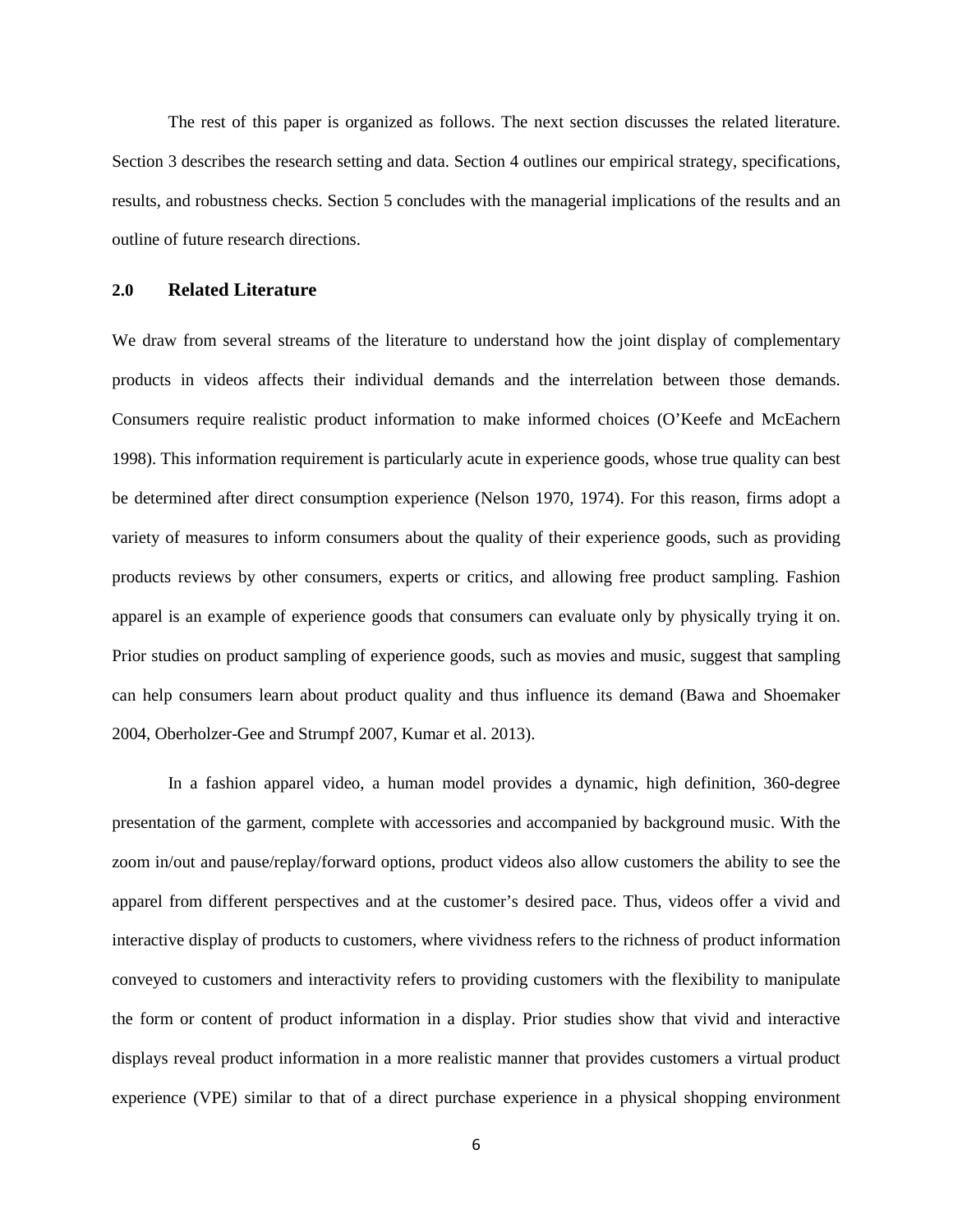The rest of this paper is organized as follows. The next section discusses the related literature. Section 3 describes the research setting and data. Section 4 outlines our empirical strategy, specifications, results, and robustness checks. Section 5 concludes with the managerial implications of the results and an outline of future research directions.

## 2.0 Related Literature

We draw from several streams of the literature to understand how the joint display of complementary products in videos affects their individual demands and the interrelation between those demands. Consumers require realistic product information to make informed choices (O'Keefe and McEachern 1998). This information requirement is particularly acute in experience goods, whose true quality can best be determined after direct consumption experience (Nelson 1970, 1974). For this reason, firms adopt a variety of measures to inform consumers about the quality of their experience goods, such as providing products reviews by other consumers, experts or critics, and allowing free product sampling. Fashion apparel is an example of experience goods that consumers can evaluate only by physically trying it on. Prior studies on product sampling of experience goods, such as movies and music, suggest that sampling can help consumers learn about product quality and thus influence its demand (Bawa and Shoemaker 2004, Oberholzer-Gee and Strumpf 2007, Kumar et al. 2013).

In a fashion apparel video, a human model provides a dynamic, high definition, 360-degree presentation of the garment, complete with accessories and accompanied by background music. With the zoom in/out and pause/replay/forward options, product videos also allow customers the ability to see the apparel from different perspectives and at the customer's desired pace. Thus, videos offer a vivid and interactive display of products to customers, where vividness refers to the richness of product information conveyed to customers and interactivity refers to providing customers with the flexibility to manipulate the form or content of product information in a display. Prior studies show that vivid and interactive displays reveal product information in a more realistic manner that provides customers a virtual product experience (VPE) similar to that of a direct purchase experience in a physical shopping environment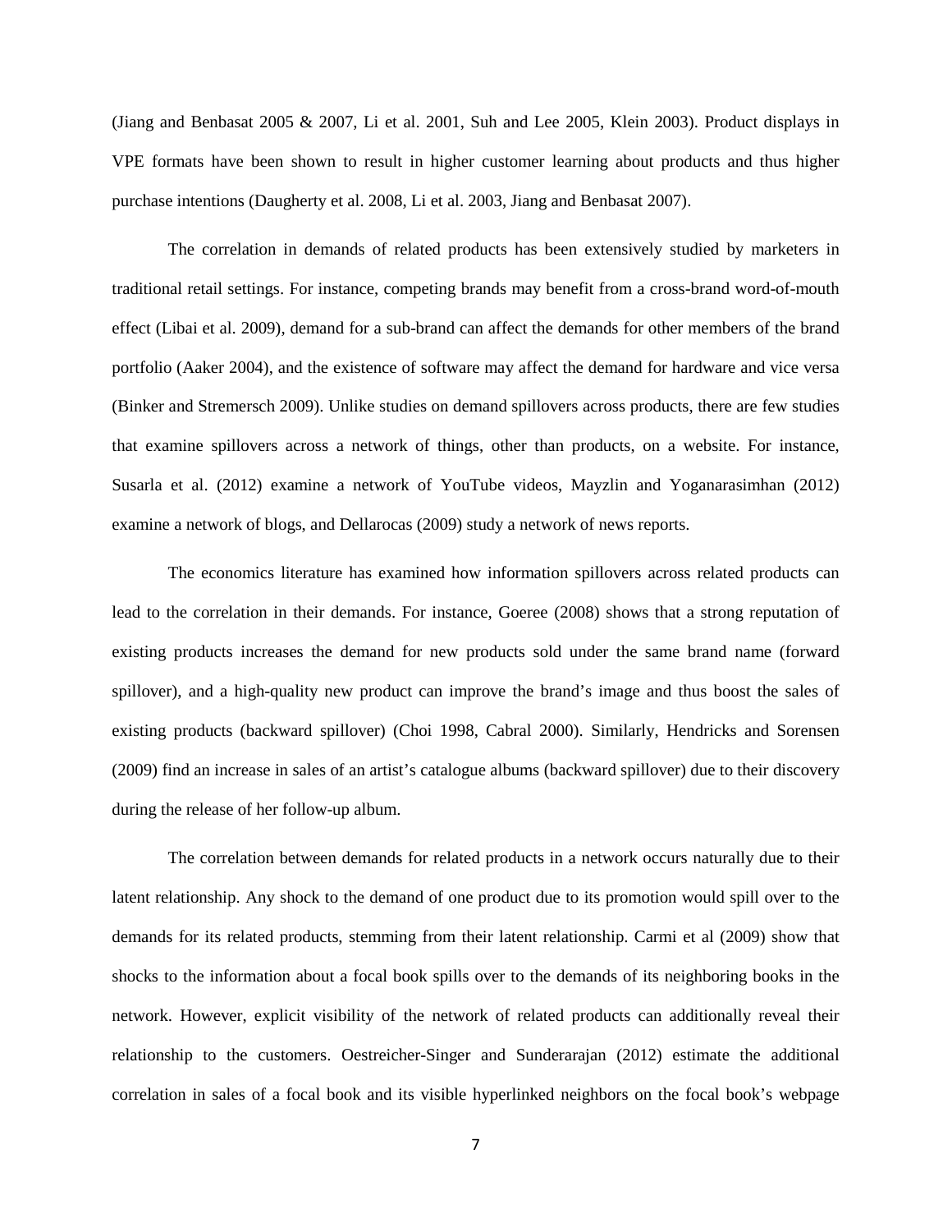(Jiang and Benbasat 2005 & 2007, Li et al. 2001, Suh and Lee 2005, Klein 2003). Product displays in VPE formats have been shown to result in higher customer learning about products and thus higher purchase intentions (Daugherty et al. 2008, Li et al. 2003, Jiang and Benbasat 2007).

The correlation in demands of related products has been extensively studied by marketers in traditional retail settings. For instance, competing brands may benefit from a cross-brand word-of-mouth effect (Libai et al. 2009), demand for a sub-brand can affect the demands for other members of the brand portfolio (Aaker 2004), and the existence of software may affect the demand for hardware and vice versa (Binker and Stremersch 2009). Unlike studies on demand spillovers across products, there are few studies that examine spillovers across a network of things, other than products, on a website. For instance, Susarla et al. (2012) examine a network of YouTube videos, Mayzlin and Yoganarasimhan (2012) examine a network of blogs, and Dellarocas (2009) study a network of news reports.

The economics literature has examined how information spillovers across related products can lead to the correlation in their demands. For instance, Goeree (2008) shows that a strong reputation of existing products increases the demand for new products sold under the same brand name (forward spillover), and a high-quality new product can improve the brand's image and thus boost the sales of existing products (backward spillover) (Choi 1998, Cabral 2000). Similarly, Hendricks and Sorensen (2009) find an increase in sales of an artist's catalogue albums (backward spillover) due to their discovery during the release of her follow-up album.

The correlation between demands for related products in a network occurs naturally due to their latent relationship. Any shock to the demand of one product due to its promotion would spill over to the demands for its related products, stemming from their latent relationship. Carmi et al (2009) show that shocks to the information about a focal book spills over to the demands of its neighboring books in the network. However, explicit visibility of the network of related products can additionally reveal their relationship to the customers. Oestreicher-Singer and Sunderarajan (2012) estimate the additional correlation in sales of a focal book and its visible hyperlinked neighbors on the focal book's webpage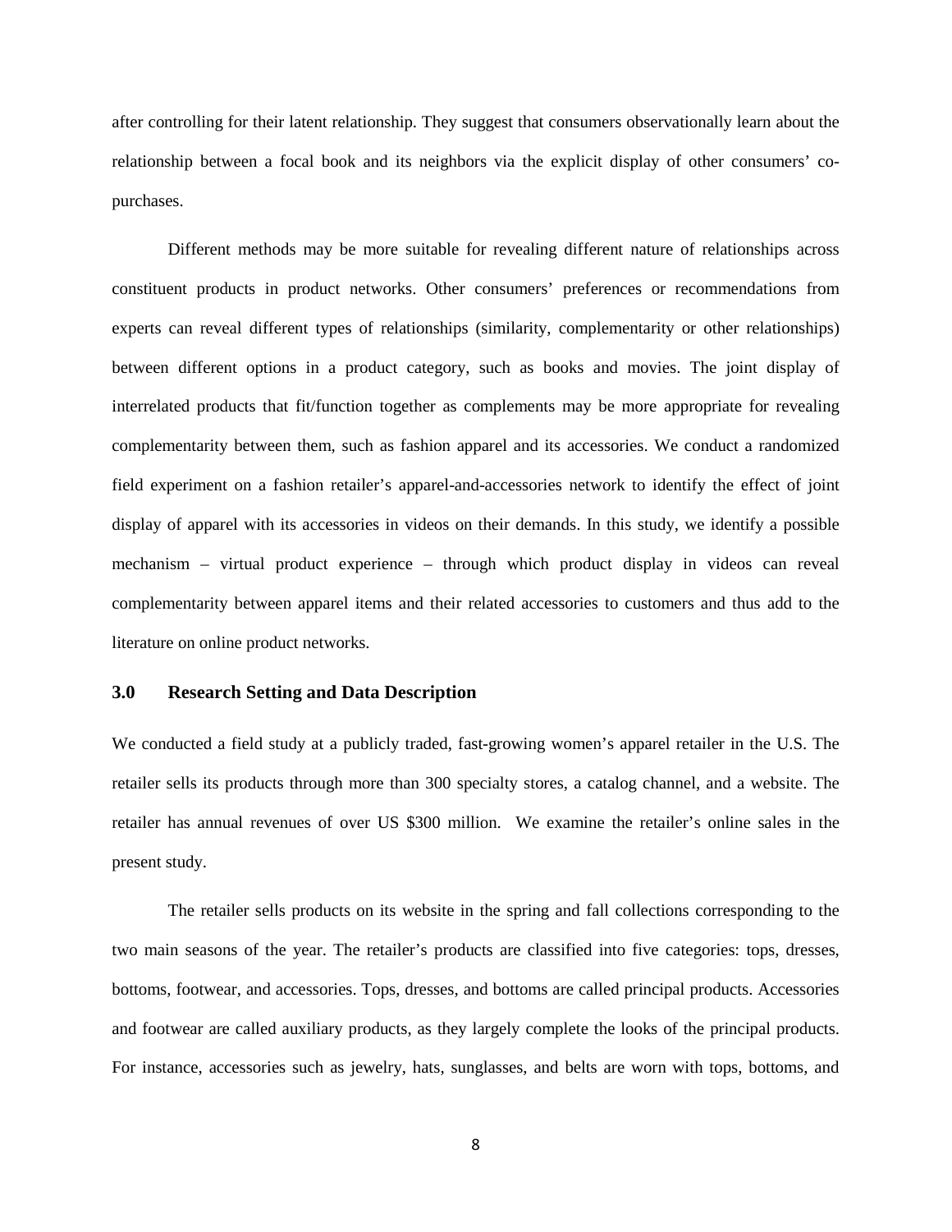after controlling for their latent relationship. They suggest that consumers observationally learn about the relationship between a focal book and its neighbors via the explicit display of other consumers' co-purchases.

Different methods may be more suitable for revealing different nature of relationships across constituent products in product networks. Other consumers' preferences or recommendations from experts can reveal different types of relationships (similarity, complementarity or other relationships) between different options in a product category, such as books and movies. The joint display of interrelated products that fit/function together as complements may be more appropriate for revealing complementarity between them, such as fashion apparel and its accessories. We conduct a randomized field experiment on a fashion retailer's apparel-and-accessories network to identify the effect of joint display of apparel with its accessories in videos on their demands. In this study, we identify a possible mechanism – virtual product experience – through which product display in videos can reveal complementarity between apparel items and their related accessories to customers and thus add to the literature on online product networks.

## 3.0 Research Setting and Data Description

We conducted a field study at a publicly traded, fast-growing women's apparel retailer in the U.S. The retailer sells its products through more than 300 specialty stores, a catalog channel, and a website. The retailer has annual revenues of over US $300 million. We examine the retailer's online sales in the present study.

The retailer sells products on its website in the spring and fall collections corresponding to the two main seasons of the year. The retailer's products are classified into five categories: tops, dresses, bottoms, footwear, and accessories. Tops, dresses, and bottoms are called principal products. Accessories and footwear are called auxiliary products, as they largely complete the looks of the principal products. For instance, accessories such as jewelry, hats, sunglasses, and belts are worn with tops, bottoms, and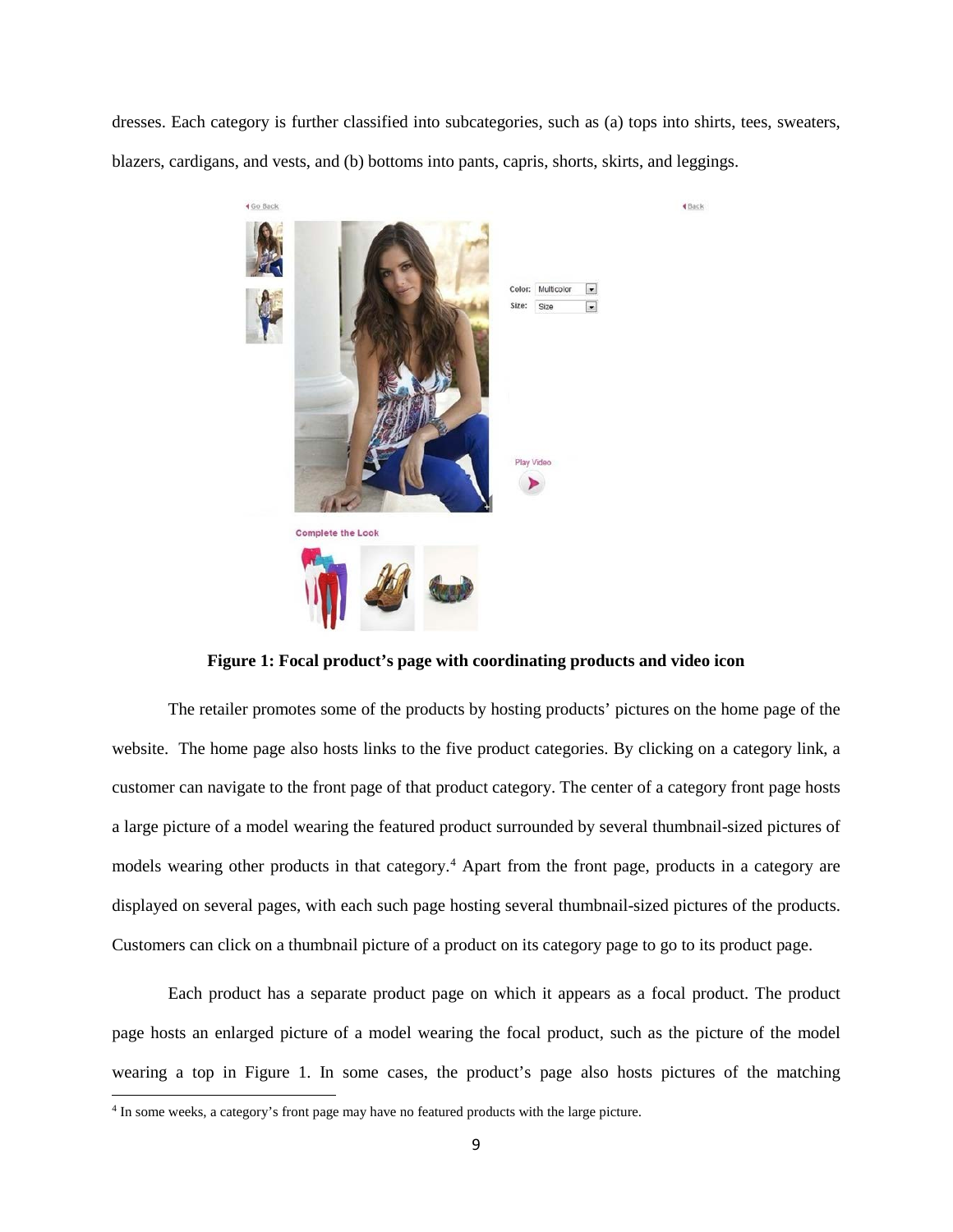dresses. Each category is further classified into subcategories, such as (a) tops into shirts, tees, sweaters, blazers, cardigans, and vests, and (b) bottoms into pants, capris, shorts, skirts, and leggings.

**Figure 1: Focal product's page with coordinating products and video icon**

The retailer promotes some of the products by hosting products' pictures on the home page of the website. The home page also hosts links to the five product categories. By clicking on a category link, a customer can navigate to the front page of that product category. The center of a category front page hosts a large picture of a model wearing the featured product surrounded by several thumbnail-sized pictures of models wearing other products in that category.[4] Apart from the front page, products in a category are displayed on several pages, with each such page hosting several thumbnail-sized pictures of the products. Customers can click on a thumbnail picture of a product on its category page to go to its product page.

Each product has a separate product page on which it appears as a focal product. The product page hosts an enlarged picture of a model wearing the focal product, such as the picture of the model wearing a top in Figure 1. In some cases, the product's page also hosts pictures of the matching

[4] In some weeks, a category's front page may have no featured products with the large picture.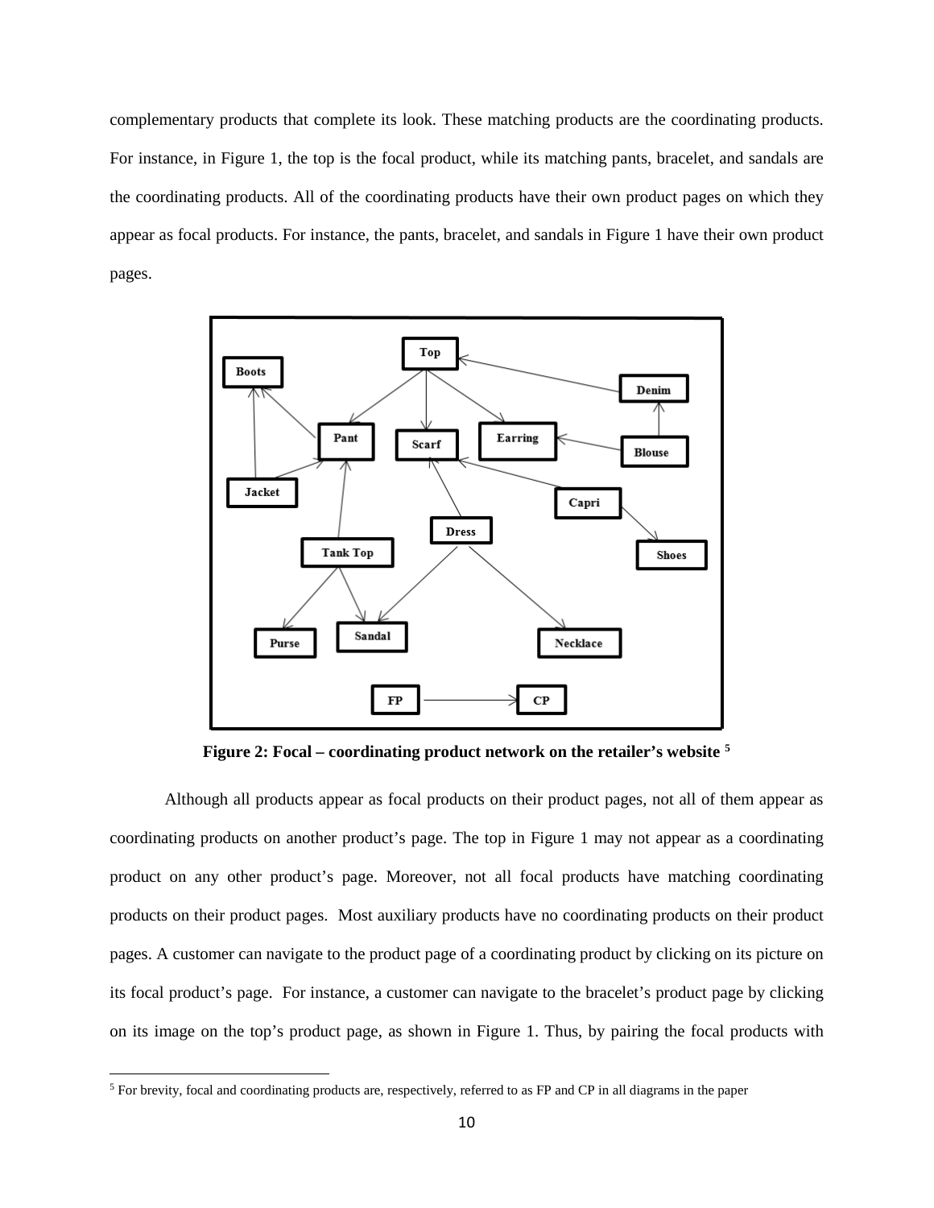complementary products that complete its look. These matching products are the coordinating products. For instance, in Figure 1, the top is the focal product, while its matching pants, bracelet, and sandals are the coordinating products. All of the coordinating products have their own product pages on which they appear as focal products. For instance, the pants, bracelet, and sandals in Figure 1 have their own product pages.

**Figure 2: Focal – coordinating product network on the retailer's website [5]**

Although all products appear as focal products on their product pages, not all of them appear as coordinating products on another product's page. The top in Figure 1 may not appear as a coordinating product on any other product's page. Moreover, not all focal products have matching coordinating products on their product pages. Most auxiliary products have no coordinating products on their product pages. A customer can navigate to the product page of a coordinating product by clicking on its picture on its focal product's page. For instance, a customer can navigate to the bracelet's product page by clicking on its image on the top's product page, as shown in Figure 1. Thus, by pairing the focal products with

[5] For brevity, focal and coordinating products are, respectively, referred to as FP and CP in all diagrams in the paper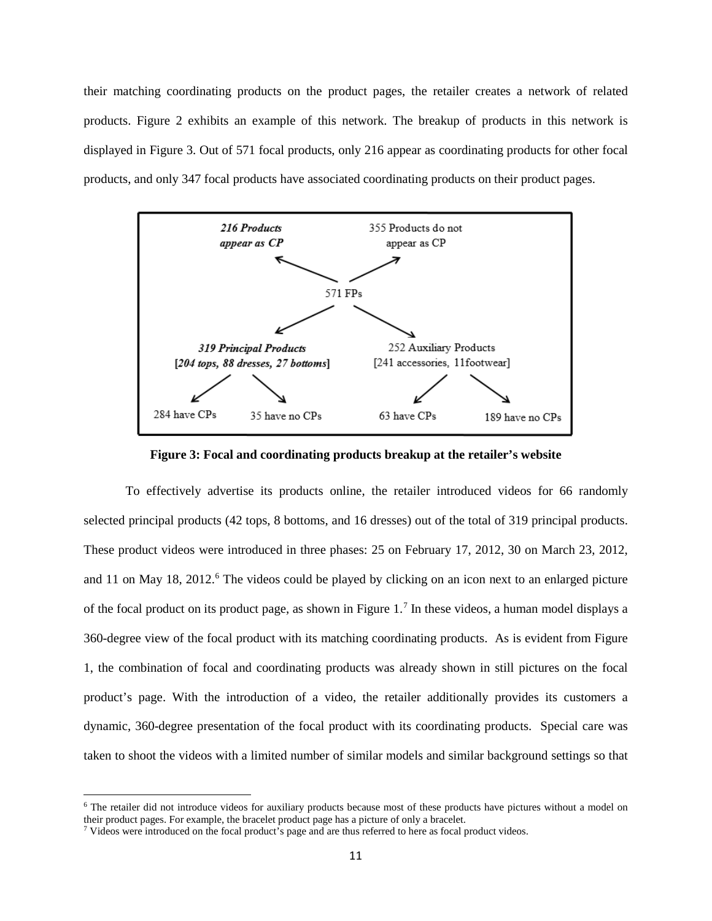their matching coordinating products on the product pages, the retailer creates a network of related products. Figure 2 exhibits an example of this network. The breakup of products in this network is displayed in Figure 3. Out of 571 focal products, only 216 appear as coordinating products for other focal products, and only 347 focal products have associated coordinating products on their product pages.

571 FPs

- ***216 Products appear as CP***
- 355 Products do not appear as CP
- ***319 Principal Products*** **[*204 tops, 88 dresses, 27 bottoms*]**
  - 284 have CPs
  - 35 have no CPs
- 252 Auxiliary Products [241 accessories, 11footwear]
  - 63 have CPs
  - 189 have no CPs

**Figure 3: Focal and coordinating products breakup at the retailer's website**

To effectively advertise its products online, the retailer introduced videos for 66 randomly selected principal products (42 tops, 8 bottoms, and 16 dresses) out of the total of 319 principal products. These product videos were introduced in three phases: 25 on February 17, 2012, 30 on March 23, 2012, and 11 on May 18, 2012.[6] The videos could be played by clicking on an icon next to an enlarged picture of the focal product on its product page, as shown in Figure 1.[7] In these videos, a human model displays a 360-degree view of the focal product with its matching coordinating products. As is evident from Figure 1, the combination of focal and coordinating products was already shown in still pictures on the focal product's page. With the introduction of a video, the retailer additionally provides its customers a dynamic, 360-degree presentation of the focal product with its coordinating products. Special care was taken to shoot the videos with a limited number of similar models and similar background settings so that

[6] The retailer did not introduce videos for auxiliary products because most of these products have pictures without a model on their product pages. For example, the bracelet product page has a picture of only a bracelet.

[7] Videos were introduced on the focal product's page and are thus referred to here as focal product videos.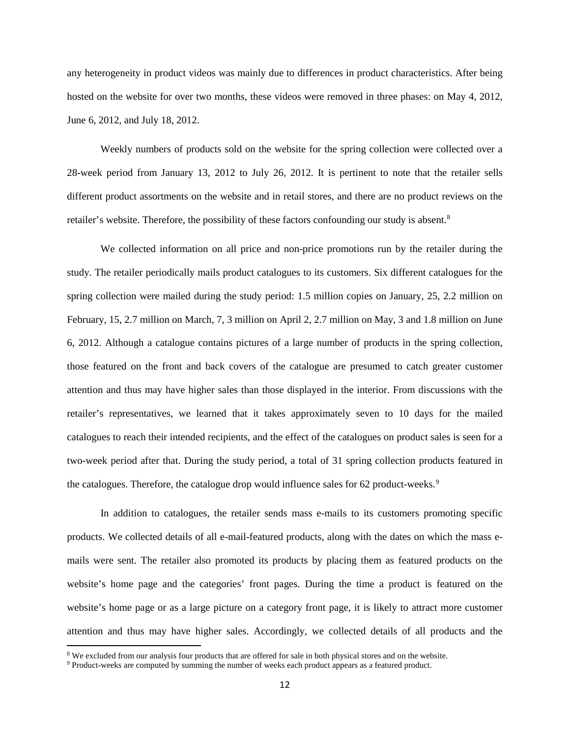any heterogeneity in product videos was mainly due to differences in product characteristics. After being hosted on the website for over two months, these videos were removed in three phases: on May 4, 2012, June 6, 2012, and July 18, 2012.

Weekly numbers of products sold on the website for the spring collection were collected over a 28-week period from January 13, 2012 to July 26, 2012. It is pertinent to note that the retailer sells different product assortments on the website and in retail stores, and there are no product reviews on the retailer's website. Therefore, the possibility of these factors confounding our study is absent.[8]

We collected information on all price and non-price promotions run by the retailer during the study. The retailer periodically mails product catalogues to its customers. Six different catalogues for the spring collection were mailed during the study period: 1.5 million copies on January, 25, 2.2 million on February, 15, 2.7 million on March, 7, 3 million on April 2, 2.7 million on May, 3 and 1.8 million on June 6, 2012. Although a catalogue contains pictures of a large number of products in the spring collection, those featured on the front and back covers of the catalogue are presumed to catch greater customer attention and thus may have higher sales than those displayed in the interior. From discussions with the retailer's representatives, we learned that it takes approximately seven to 10 days for the mailed catalogues to reach their intended recipients, and the effect of the catalogues on product sales is seen for a two-week period after that. During the study period, a total of 31 spring collection products featured in the catalogues. Therefore, the catalogue drop would influence sales for 62 product-weeks.[9]

In addition to catalogues, the retailer sends mass e-mails to its customers promoting specific products. We collected details of all e-mail-featured products, along with the dates on which the mass e-mails were sent. The retailer also promoted its products by placing them as featured products on the website's home page and the categories' front pages. During the time a product is featured on the website's home page or as a large picture on a category front page, it is likely to attract more customer attention and thus may have higher sales. Accordingly, we collected details of all products and the

[8] We excluded from our analysis four products that are offered for sale in both physical stores and on the website.

[9] Product-weeks are computed by summing the number of weeks each product appears as a featured product.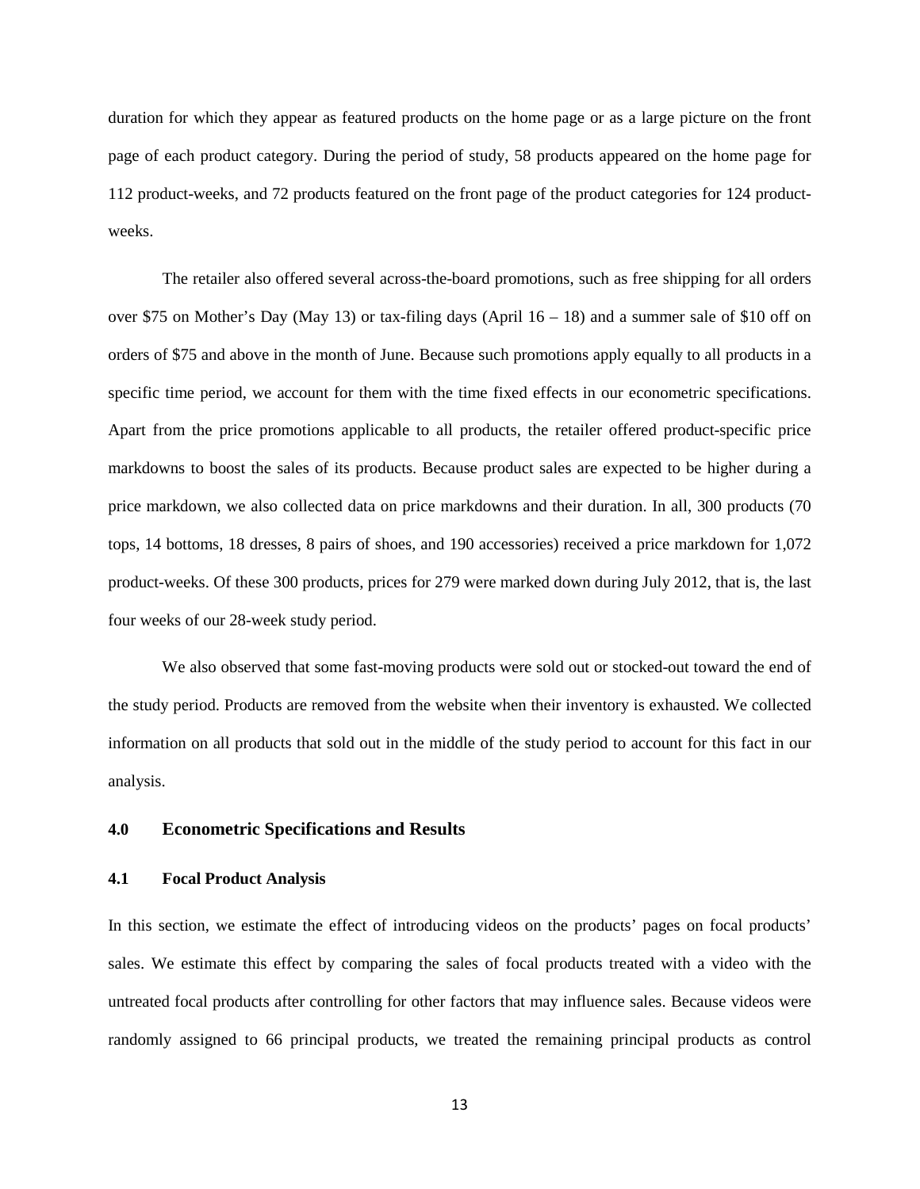duration for which they appear as featured products on the home page or as a large picture on the front page of each product category. During the period of study, 58 products appeared on the home page for 112 product-weeks, and 72 products featured on the front page of the product categories for 124 product-weeks.

The retailer also offered several across-the-board promotions, such as free shipping for all orders over \$75 on Mother's Day (May 13) or tax-filing days (April 16 – 18) and a summer sale of \$10 off on orders of \$75 and above in the month of June. Because such promotions apply equally to all products in a specific time period, we account for them with the time fixed effects in our econometric specifications. Apart from the price promotions applicable to all products, the retailer offered product-specific price markdowns to boost the sales of its products. Because product sales are expected to be higher during a price markdown, we also collected data on price markdowns and their duration. In all, 300 products (70 tops, 14 bottoms, 18 dresses, 8 pairs of shoes, and 190 accessories) received a price markdown for 1,072 product-weeks. Of these 300 products, prices for 279 were marked down during July 2012, that is, the last four weeks of our 28-week study period.

We also observed that some fast-moving products were sold out or stocked-out toward the end of the study period. Products are removed from the website when their inventory is exhausted. We collected information on all products that sold out in the middle of the study period to account for this fact in our analysis.

## 4.0 Econometric Specifications and Results

### 4.1 Focal Product Analysis

In this section, we estimate the effect of introducing videos on the products' pages on focal products' sales. We estimate this effect by comparing the sales of focal products treated with a video with the untreated focal products after controlling for other factors that may influence sales. Because videos were randomly assigned to 66 principal products, we treated the remaining principal products as control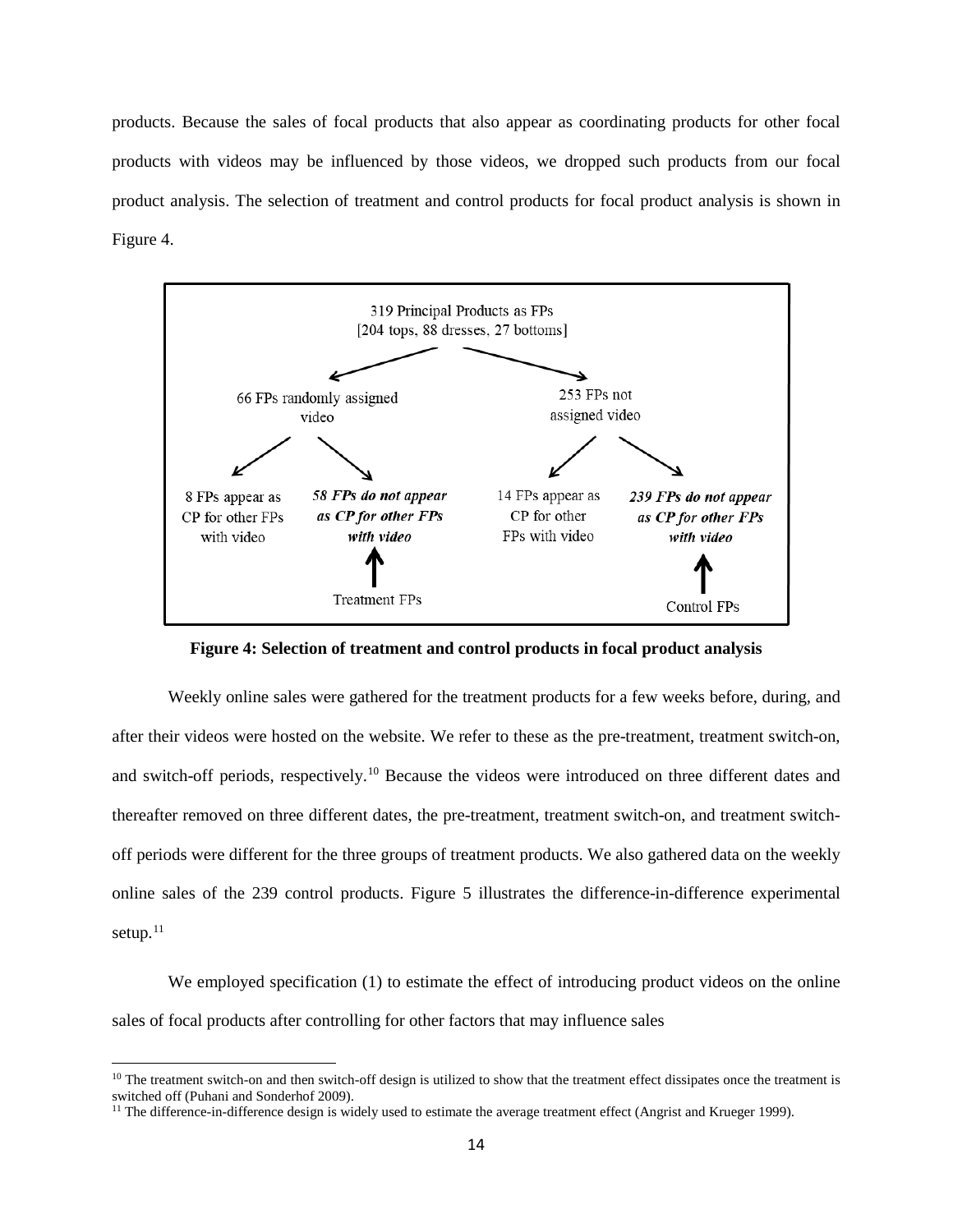products. Because the sales of focal products that also appear as coordinating products for other focal products with videos may be influenced by those videos, we dropped such products from our focal product analysis. The selection of treatment and control products for focal product analysis is shown in Figure 4.

319 Principal Products as FPs
[204 tops, 88 dresses, 27 bottoms]

- 66 FPs randomly assigned video
  - 8 FPs appear as CP for other FPs with video
  - ***58 FPs do not appear as CP for other FPs with video*** ← Treatment FPs
- 253 FPs not assigned video
  - 14 FPs appear as CP for other FPs with video
  - ***239 FPs do not appear as CP for other FPs with video*** ← Control FPs

**Figure 4: Selection of treatment and control products in focal product analysis**

Weekly online sales were gathered for the treatment products for a few weeks before, during, and after their videos were hosted on the website. We refer to these as the pre-treatment, treatment switch-on, and switch-off periods, respectively.[10] Because the videos were introduced on three different dates and thereafter removed on three different dates, the pre-treatment, treatment switch-on, and treatment switch-off periods were different for the three groups of treatment products. We also gathered data on the weekly online sales of the 239 control products. Figure 5 illustrates the difference-in-difference experimental setup.[11]

We employed specification (1) to estimate the effect of introducing product videos on the online sales of focal products after controlling for other factors that may influence sales

[10] The treatment switch-on and then switch-off design is utilized to show that the treatment effect dissipates once the treatment is switched off (Puhani and Sonderhof 2009).

[11] The difference-in-difference design is widely used to estimate the average treatment effect (Angrist and Krueger 1999).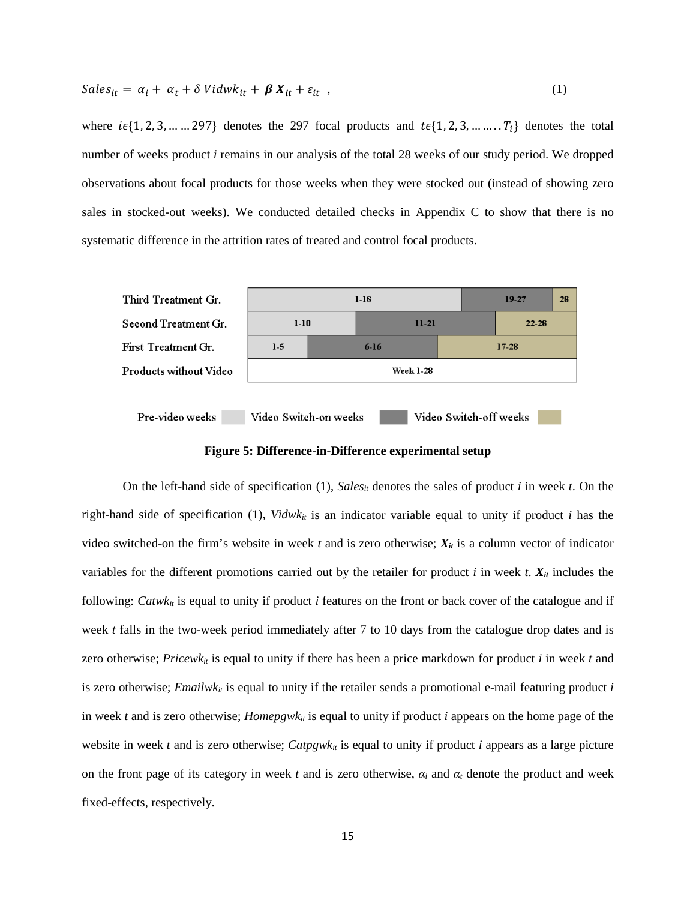$$Sales_{it} = \alpha_i + \alpha_t + \delta\, Vidwk_{it} + \boldsymbol{\beta}\, \boldsymbol{X_{it}} + \varepsilon_{it} \ , \tag{1}$$

where $i \epsilon \{1, 2, 3, \ldots \ldots 297\}$ denotes the 297 focal products and $t \epsilon \{1, 2, 3, \ldots \ldots .. T_i\}$ denotes the total number of weeks product *i* remains in our analysis of the total 28 weeks of our study period. We dropped observations about focal products for those weeks when they were stocked out (instead of showing zero sales in stocked-out weeks). We conducted detailed checks in Appendix C to show that there is no systematic difference in the attrition rates of treated and control focal products.

| Group | Pre-video weeks | Video Switch-on weeks | Video Switch-off weeks |
| --- | --- | --- | --- |
| Third Treatment Gr. | 1-18 | 19-27 | 28 |
| Second Treatment Gr. | 1-10 | 11-21 | 22-28 |
| First Treatment Gr. | 1-5 | 6-16 | 17-28 |
| Products without Video | Week 1-28 | | |

**Figure 5: Difference-in-Difference experimental setup**

On the left-hand side of specification (1), $Sales_{it}$ denotes the sales of product *i* in week *t*. On the right-hand side of specification (1), $Vidwk_{it}$ is an indicator variable equal to unity if product *i* has the video switched-on the firm's website in week *t* and is zero otherwise; $\boldsymbol{X_{it}}$ is a column vector of indicator variables for the different promotions carried out by the retailer for product *i* in week *t*. $\boldsymbol{X_{it}}$ includes the following: $Catwk_{it}$ is equal to unity if product *i* features on the front or back cover of the catalogue and if week *t* falls in the two-week period immediately after 7 to 10 days from the catalogue drop dates and is zero otherwise; $Pricewk_{it}$ is equal to unity if there has been a price markdown for product *i* in week *t* and is zero otherwise; $Emailwk_{it}$ is equal to unity if the retailer sends a promotional e-mail featuring product *i* in week *t* and is zero otherwise; $Homepgwk_{it}$ is equal to unity if product *i* appears on the home page of the website in week *t* and is zero otherwise; $Catpgwk_{it}$ is equal to unity if product *i* appears as a large picture on the front page of its category in week *t* and is zero otherwise, $\alpha_i$ and $\alpha_t$ denote the product and week fixed-effects, respectively.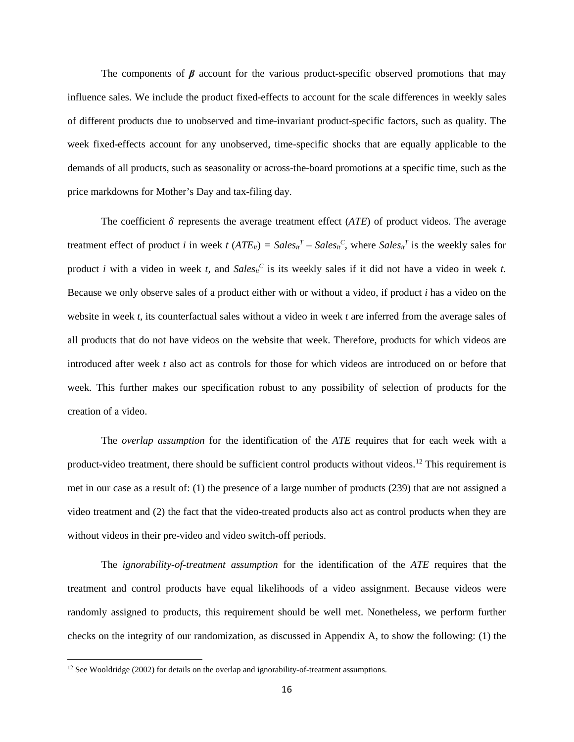The components of $\boldsymbol{\beta}$ account for the various product-specific observed promotions that may influence sales. We include the product fixed-effects to account for the scale differences in weekly sales of different products due to unobserved and time-invariant product-specific factors, such as quality. The week fixed-effects account for any unobserved, time-specific shocks that are equally applicable to the demands of all products, such as seasonality or across-the-board promotions at a specific time, such as the price markdowns for Mother's Day and tax-filing day.

The coefficient $\delta$ represents the average treatment effect (*ATE*) of product videos. The average treatment effect of product *i* in week *t* ($ATE_{it}$) = $Sales_{it}^T - Sales_{it}^C$, where $Sales_{it}^T$ is the weekly sales for product *i* with a video in week *t*, and $Sales_{it}^C$ is its weekly sales if it did not have a video in week *t*. Because we only observe sales of a product either with or without a video, if product *i* has a video on the website in week *t*, its counterfactual sales without a video in week *t* are inferred from the average sales of all products that do not have videos on the website that week. Therefore, products for which videos are introduced after week *t* also act as controls for those for which videos are introduced on or before that week. This further makes our specification robust to any possibility of selection of products for the creation of a video.

The *overlap assumption* for the identification of the *ATE* requires that for each week with a product-video treatment, there should be sufficient control products without videos.[12] This requirement is met in our case as a result of: (1) the presence of a large number of products (239) that are not assigned a video treatment and (2) the fact that the video-treated products also act as control products when they are without videos in their pre-video and video switch-off periods.

The *ignorability-of-treatment assumption* for the identification of the *ATE* requires that the treatment and control products have equal likelihoods of a video assignment. Because videos were randomly assigned to products, this requirement should be well met. Nonetheless, we perform further checks on the integrity of our randomization, as discussed in Appendix A, to show the following: (1) the

[12] See Wooldridge (2002) for details on the overlap and ignorability-of-treatment assumptions.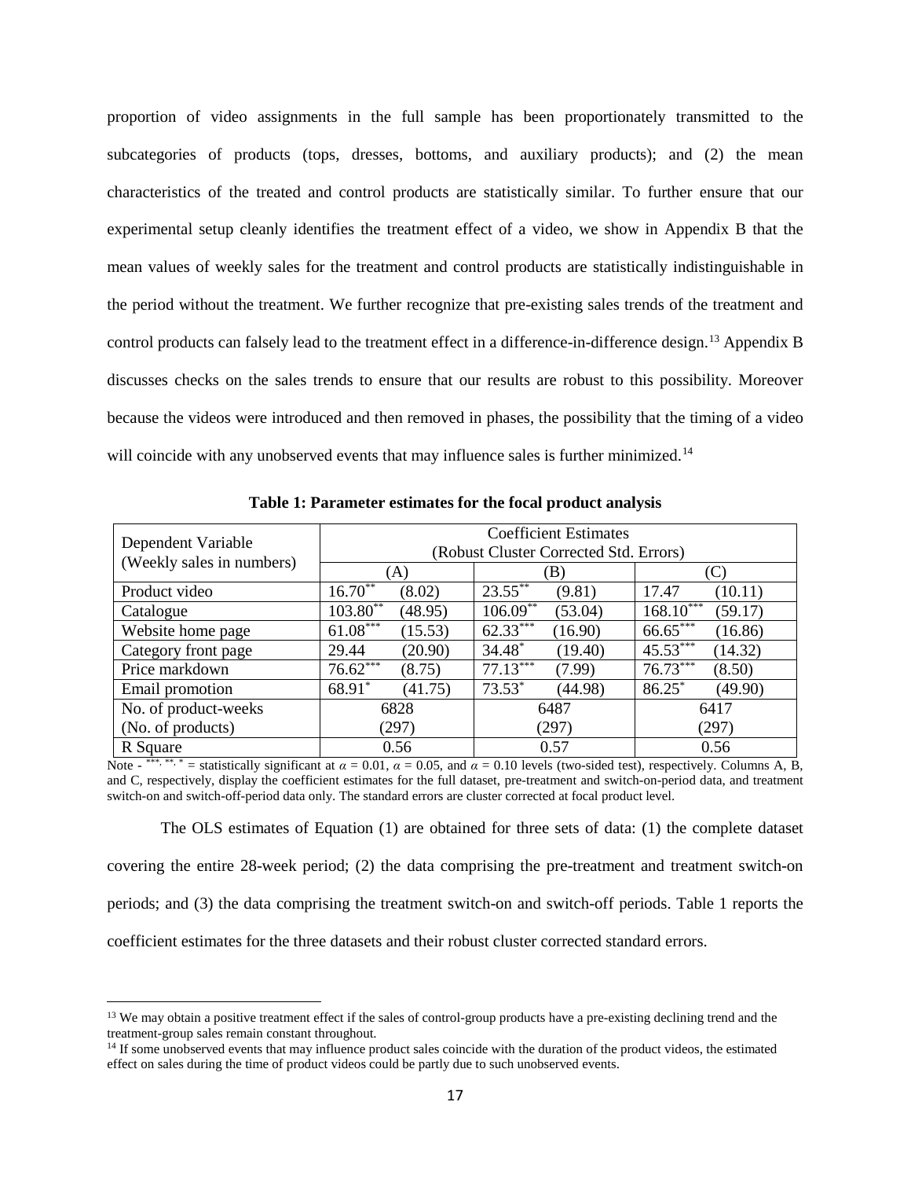proportion of video assignments in the full sample has been proportionately transmitted to the subcategories of products (tops, dresses, bottoms, and auxiliary products); and (2) the mean characteristics of the treated and control products are statistically similar. To further ensure that our experimental setup cleanly identifies the treatment effect of a video, we show in Appendix B that the mean values of weekly sales for the treatment and control products are statistically indistinguishable in the period without the treatment. We further recognize that pre-existing sales trends of the treatment and control products can falsely lead to the treatment effect in a difference-in-difference design.[13] Appendix B discusses checks on the sales trends to ensure that our results are robust to this possibility. Moreover because the videos were introduced and then removed in phases, the possibility that the timing of a video will coincide with any unobserved events that may influence sales is further minimized.[14]

**Table 1: Parameter estimates for the focal product analysis**

| Dependent Variable (Weekly sales in numbers) | Coefficient Estimates (Robust Cluster Corrected Std. Errors) | | | | | |
|---|---|---|---|---|---|---|
| | (A) | | (B) | | (C) | |
| Product video | $16.70^{**}$ | (8.02) | $23.55^{**}$ | (9.81) | 17.47 | (10.11) |
| Catalogue | $103.80^{**}$ | (48.95) | $106.09^{**}$ | (53.04) | $168.10^{***}$ | (59.17) |
| Website home page | $61.08^{***}$ | (15.53) | $62.33^{***}$ | (16.90) | $66.65^{***}$ | (16.86) |
| Category front page | 29.44 | (20.90) | $34.48^{*}$ | (19.40) | $45.53^{***}$ | (14.32) |
| Price markdown | $76.62^{***}$ | (8.75) | $77.13^{***}$ | (7.99) | $76.73^{***}$ | (8.50) |
| Email promotion | $68.91^{*}$ | (41.75) | $73.53^{*}$ | (44.98) | $86.25^{*}$ | (49.90) |
| No. of product-weeks (No. of products) | 6828 (297) | | 6487 (297) | | 6417 (297) | |
| R Square | 0.56 | | 0.57 | | 0.56 | |

Note - $^{***}$, $^{**}$, $^{*}$ = statistically significant at $\alpha = 0.01$, $\alpha = 0.05$, and $\alpha = 0.10$ levels (two-sided test), respectively. Columns A, B, and C, respectively, display the coefficient estimates for the full dataset, pre-treatment and switch-on-period data, and treatment switch-on and switch-off-period data only. The standard errors are cluster corrected at focal product level.

The OLS estimates of Equation (1) are obtained for three sets of data: (1) the complete dataset covering the entire 28-week period; (2) the data comprising the pre-treatment and treatment switch-on periods; and (3) the data comprising the treatment switch-on and switch-off periods. Table 1 reports the coefficient estimates for the three datasets and their robust cluster corrected standard errors.

[13] We may obtain a positive treatment effect if the sales of control-group products have a pre-existing declining trend and the treatment-group sales remain constant throughout.

[14] If some unobserved events that may influence product sales coincide with the duration of the product videos, the estimated effect on sales during the time of product videos could be partly due to such unobserved events.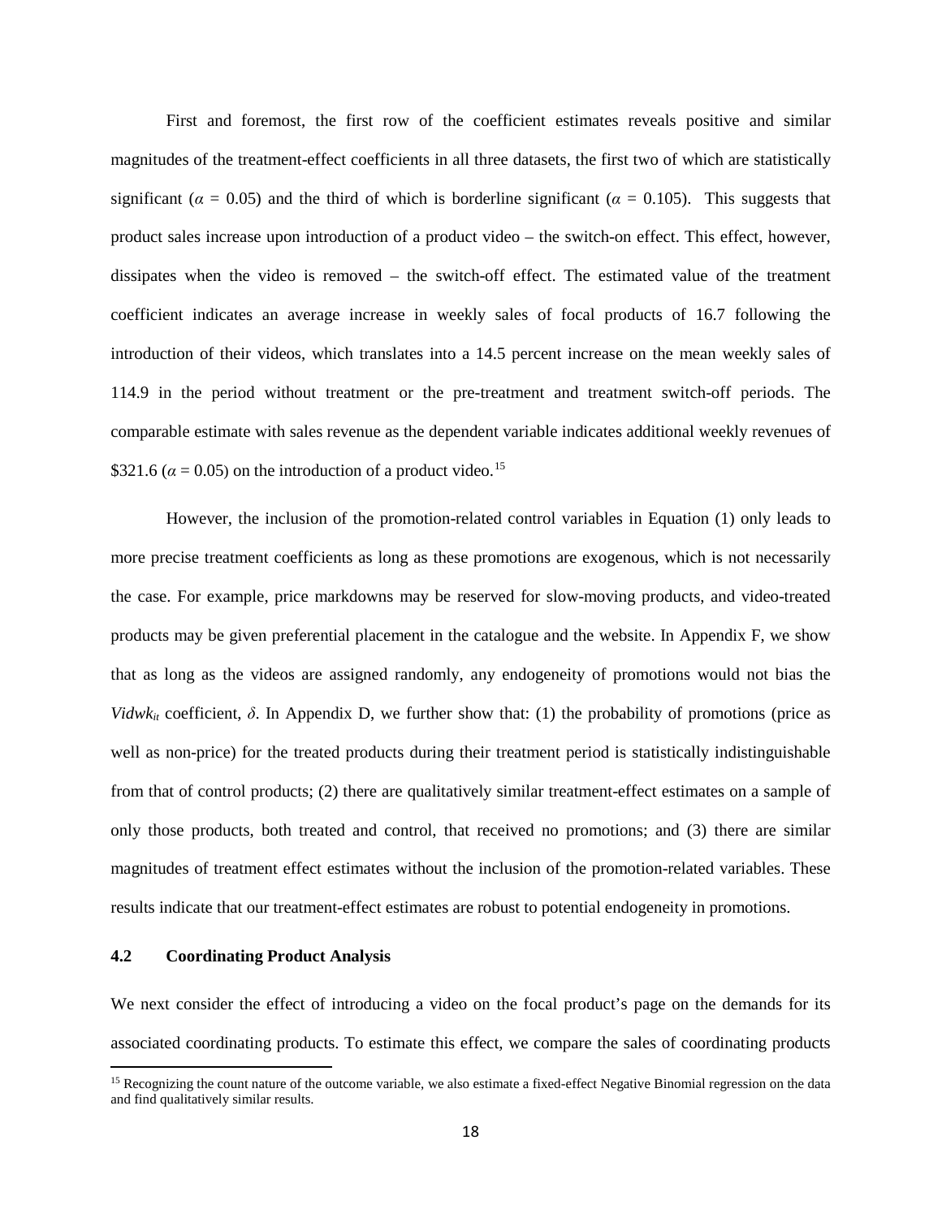First and foremost, the first row of the coefficient estimates reveals positive and similar magnitudes of the treatment-effect coefficients in all three datasets, the first two of which are statistically significant ($\alpha = 0.05$) and the third of which is borderline significant ($\alpha = 0.105$). This suggests that product sales increase upon introduction of a product video – the switch-on effect. This effect, however, dissipates when the video is removed – the switch-off effect. The estimated value of the treatment coefficient indicates an average increase in weekly sales of focal products of 16.7 following the introduction of their videos, which translates into a 14.5 percent increase on the mean weekly sales of 114.9 in the period without treatment or the pre-treatment and treatment switch-off periods. The comparable estimate with sales revenue as the dependent variable indicates additional weekly revenues of \$321.6 ($\alpha = 0.05$) on the introduction of a product video.[15]

However, the inclusion of the promotion-related control variables in Equation (1) only leads to more precise treatment coefficients as long as these promotions are exogenous, which is not necessarily the case. For example, price markdowns may be reserved for slow-moving products, and video-treated products may be given preferential placement in the catalogue and the website. In Appendix F, we show that as long as the videos are assigned randomly, any endogeneity of promotions would not bias the $Vidwk_{it}$ coefficient, $\delta$. In Appendix D, we further show that: (1) the probability of promotions (price as well as non-price) for the treated products during their treatment period is statistically indistinguishable from that of control products; (2) there are qualitatively similar treatment-effect estimates on a sample of only those products, both treated and control, that received no promotions; and (3) there are similar magnitudes of treatment effect estimates without the inclusion of the promotion-related variables. These results indicate that our treatment-effect estimates are robust to potential endogeneity in promotions.

### 4.2 Coordinating Product Analysis

We next consider the effect of introducing a video on the focal product's page on the demands for its associated coordinating products. To estimate this effect, we compare the sales of coordinating products

[15] Recognizing the count nature of the outcome variable, we also estimate a fixed-effect Negative Binomial regression on the data and find qualitatively similar results.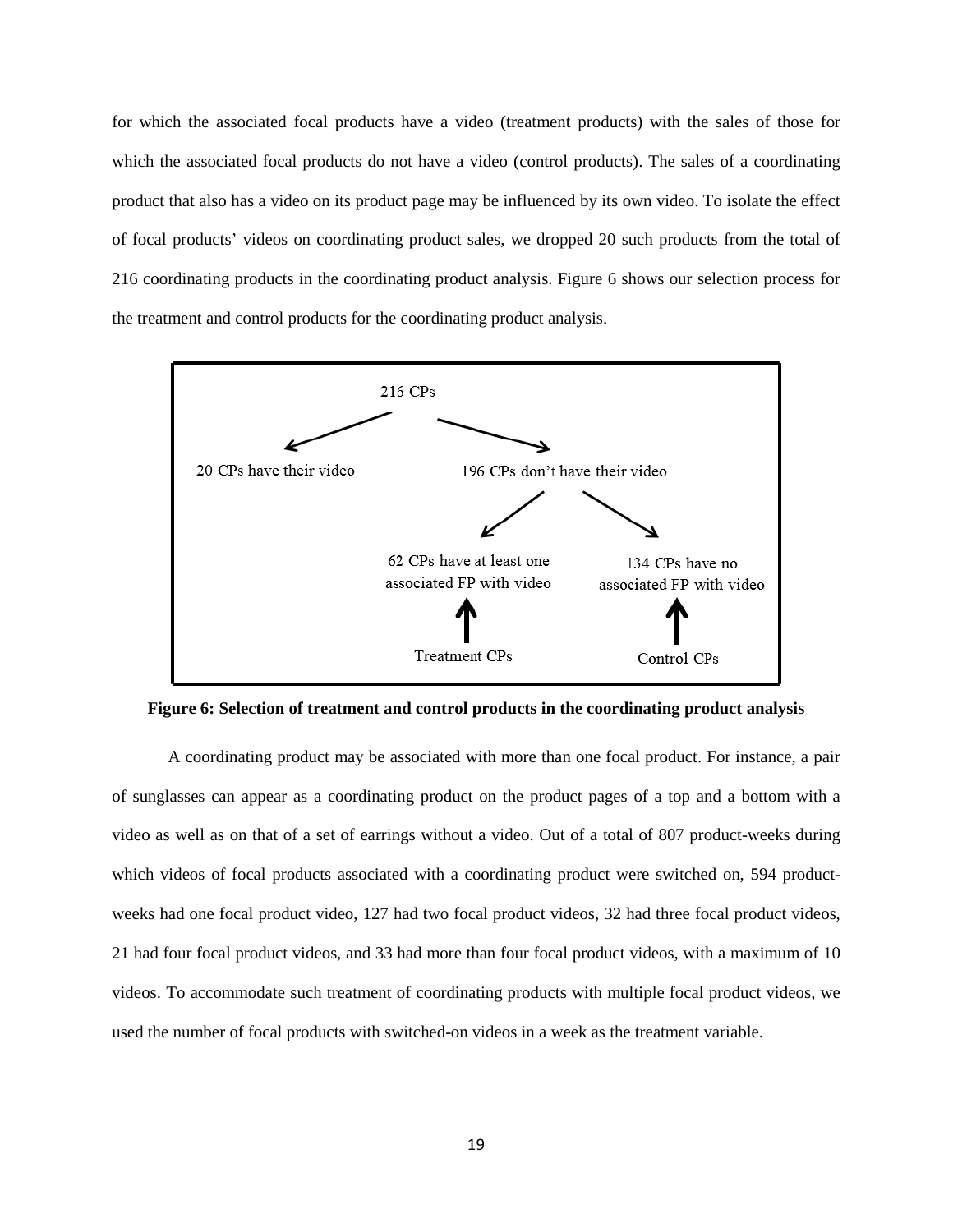for which the associated focal products have a video (treatment products) with the sales of those for which the associated focal products do not have a video (control products). The sales of a coordinating product that also has a video on its product page may be influenced by its own video. To isolate the effect of focal products' videos on coordinating product sales, we dropped 20 such products from the total of 216 coordinating products in the coordinating product analysis. Figure 6 shows our selection process for the treatment and control products for the coordinating product analysis.

216 CPs

20 CPs have their video

196 CPs don't have their video

62 CPs have at least one associated FP with video

134 CPs have no associated FP with video

Treatment CPs

Control CPs

**Figure 6: Selection of treatment and control products in the coordinating product analysis**

A coordinating product may be associated with more than one focal product. For instance, a pair of sunglasses can appear as a coordinating product on the product pages of a top and a bottom with a video as well as on that of a set of earrings without a video. Out of a total of 807 product-weeks during which videos of focal products associated with a coordinating product were switched on, 594 product-weeks had one focal product video, 127 had two focal product videos, 32 had three focal product videos, 21 had four focal product videos, and 33 had more than four focal product videos, with a maximum of 10 videos. To accommodate such treatment of coordinating products with multiple focal product videos, we used the number of focal products with switched-on videos in a week as the treatment variable.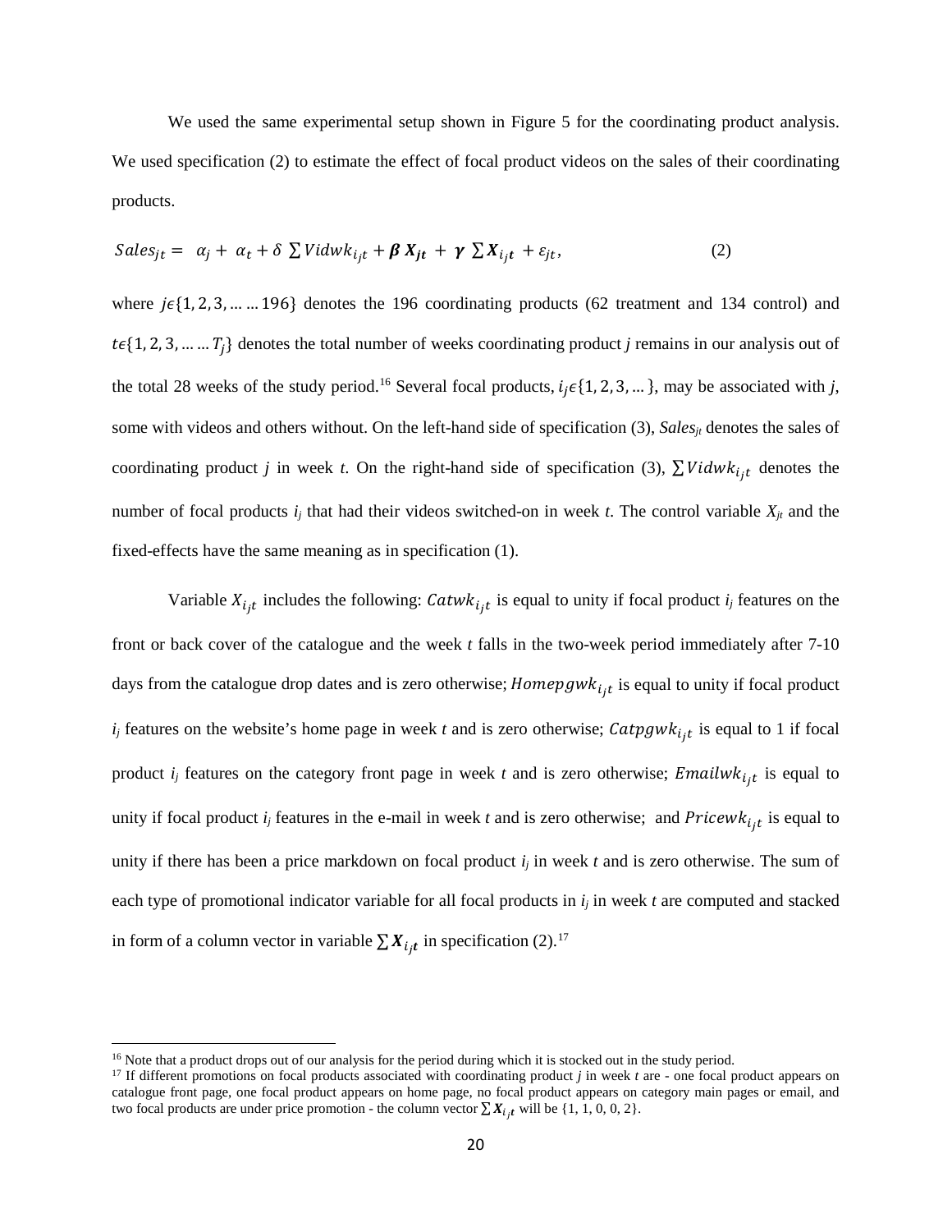We used the same experimental setup shown in Figure 5 for the coordinating product analysis. We used specification (2) to estimate the effect of focal product videos on the sales of their coordinating products.

$$Sales_{jt} = \alpha_j + \alpha_t + \delta \sum Vidwk_{i_jt} + \boldsymbol{\beta} \boldsymbol{X_{jt}} + \boldsymbol{\gamma} \sum \boldsymbol{X_{i_jt}} + \varepsilon_{jt}, \tag{2}$$

where $j \epsilon \{1, 2, 3, \ldots \ldots 196\}$ denotes the 196 coordinating products (62 treatment and 134 control) and $t \epsilon \{1, 2, 3, \ldots \ldots T_j\}$ denotes the total number of weeks coordinating product *j* remains in our analysis out of the total 28 weeks of the study period.[16] Several focal products, $i_j \epsilon \{1, 2, 3, \ldots\}$, may be associated with *j*, some with videos and others without. On the left-hand side of specification (3), $Sales_{jt}$ denotes the sales of coordinating product *j* in week *t*. On the right-hand side of specification (3), $\sum Vidwk_{i_jt}$ denotes the number of focal products $i_j$ that had their videos switched-on in week *t*. The control variable $X_{jt}$ and the fixed-effects have the same meaning as in specification (1).

Variable $X_{i_jt}$ includes the following: $Catwk_{i_jt}$ is equal to unity if focal product $i_j$ features on the front or back cover of the catalogue and the week *t* falls in the two-week period immediately after 7-10 days from the catalogue drop dates and is zero otherwise; $Homepgwk_{i_jt}$ is equal to unity if focal product $i_j$ features on the website's home page in week *t* and is zero otherwise; $Catpgwk_{i_jt}$ is equal to 1 if focal product $i_j$ features on the category front page in week *t* and is zero otherwise; $Emailwk_{i_jt}$ is equal to unity if focal product $i_j$ features in the e-mail in week *t* and is zero otherwise; and $Pricewk_{i_jt}$ is equal to unity if there has been a price markdown on focal product $i_j$ in week *t* and is zero otherwise. The sum of each type of promotional indicator variable for all focal products in $i_j$ in week *t* are computed and stacked in form of a column vector in variable $\sum \boldsymbol{X_{i_jt}}$ in specification (2).[17]

---

[16] Note that a product drops out of our analysis for the period during which it is stocked out in the study period.

[17] If different promotions on focal products associated with coordinating product *j* in week *t* are - one focal product appears on catalogue front page, one focal product appears on home page, no focal product appears on category main pages or email, and two focal products are under price promotion - the column vector $\sum \boldsymbol{X_{i_jt}}$ will be {1, 1, 0, 0, 2}.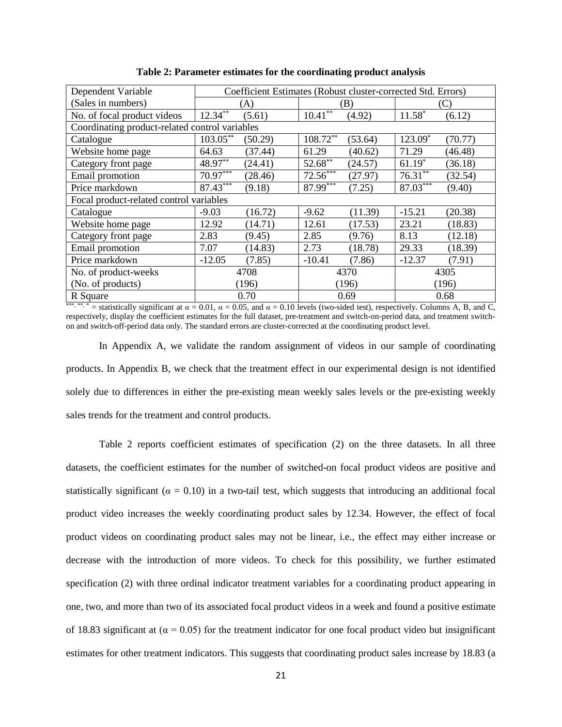**Table 2: Parameter estimates for the coordinating product analysis**

| Dependent Variable (Sales in numbers) | Coefficient Estimates (Robust cluster-corrected Std. Errors) | | | | | |
|---|---|---|---|---|---|---|
| | (A) | | (B) | | (C) | |
| No. of focal product videos | 12.34** | (5.61) | 10.41** | (4.92) | 11.58* | (6.12) |
| Coordinating product-related control variables | | | | | | |
| Catalogue | 103.05** | (50.29) | 108.72** | (53.64) | 123.09* | (70.77) |
| Website home page | 64.63 | (37.44) | 61.29 | (40.62) | 71.29 | (46.48) |
| Category front page | 48.97** | (24.41) | 52.68** | (24.57) | 61.19* | (36.18) |
| Email promotion | 70.97*** | (28.46) | 72.56*** | (27.97) | 76.31** | (32.54) |
| Price markdown | 87.43*** | (9.18) | 87.99*** | (7.25) | 87.03*** | (9.40) |
| Focal product-related control variables | | | | | | |
| Catalogue | -9.03 | (16.72) | -9.62 | (11.39) | -15.21 | (20.38) |
| Website home page | 12.92 | (14.71) | 12.61 | (17.53) | 23.21 | (18.83) |
| Category front page | 2.83 | (9.45) | 2.85 | (9.76) | 8.13 | (12.18) |
| Email promotion | 7.07 | (14.83) | 2.73 | (18.78) | 29.33 | (18.39) |
| Price markdown | -12.05 | (7.85) | -10.41 | (7.86) | -12.37 | (7.91) |
| No. of product-weeks (No. of products) | 4708 (196) | | 4370 (196) | | 4305 (196) | |
| R Square | 0.70 | | 0.69 | | 0.68 | |

***, **, * = statistically significant at $\alpha = 0.01$, $\alpha = 0.05$, and $\alpha = 0.10$ levels (two-sided test), respectively. Columns A, B, and C, respectively, display the coefficient estimates for the full dataset, pre-treatment and switch-on-period data, and treatment switch-on and switch-off-period data only. The standard errors are cluster-corrected at the coordinating product level.

In Appendix A, we validate the random assignment of videos in our sample of coordinating products. In Appendix B, we check that the treatment effect in our experimental design is not identified solely due to differences in either the pre-existing mean weekly sales levels or the pre-existing weekly sales trends for the treatment and control products.

Table 2 reports coefficient estimates of specification (2) on the three datasets. In all three datasets, the coefficient estimates for the number of switched-on focal product videos are positive and statistically significant ($\alpha = 0.10$) in a two-tail test, which suggests that introducing an additional focal product video increases the weekly coordinating product sales by 12.34. However, the effect of focal product videos on coordinating product sales may not be linear, i.e., the effect may either increase or decrease with the introduction of more videos. To check for this possibility, we further estimated specification (2) with three ordinal indicator treatment variables for a coordinating product appearing in one, two, and more than two of its associated focal product videos in a week and found a positive estimate of 18.83 significant at ($\alpha = 0.05$) for the treatment indicator for one focal product video but insignificant estimates for other treatment indicators. This suggests that coordinating product sales increase by 18.83 (a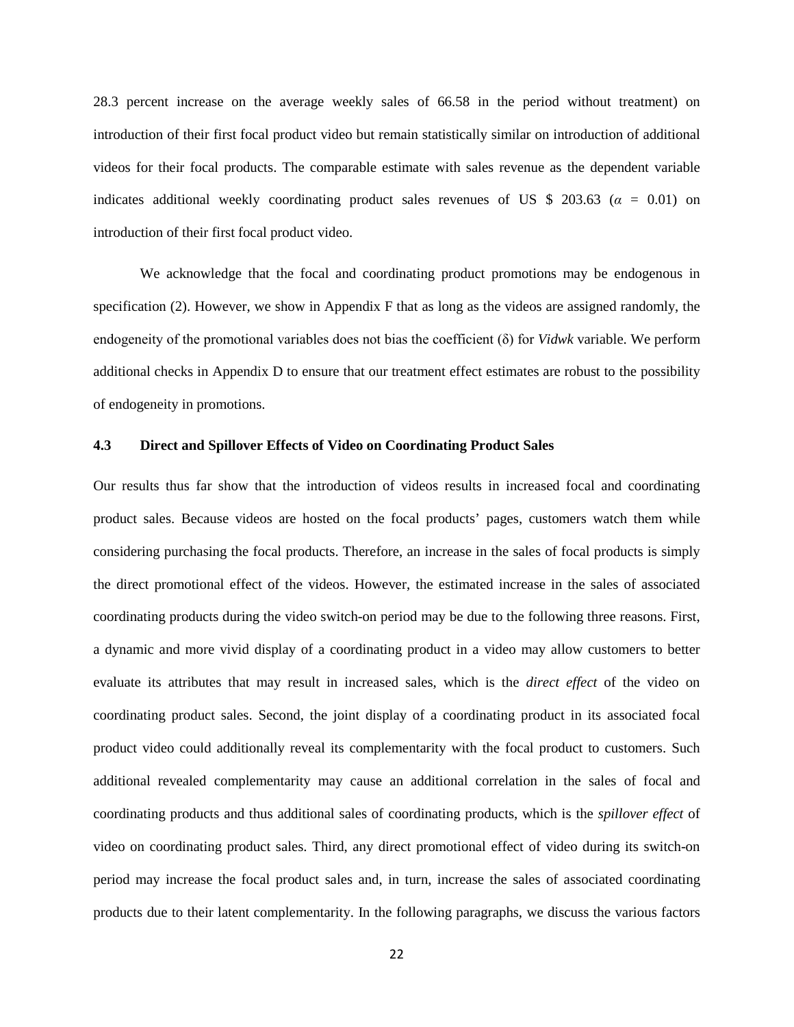28.3 percent increase on the average weekly sales of 66.58 in the period without treatment) on introduction of their first focal product video but remain statistically similar on introduction of additional videos for their focal products. The comparable estimate with sales revenue as the dependent variable indicates additional weekly coordinating product sales revenues of US \$ 203.63 ($\alpha$ = 0.01) on introduction of their first focal product video.

We acknowledge that the focal and coordinating product promotions may be endogenous in specification (2). However, we show in Appendix F that as long as the videos are assigned randomly, the endogeneity of the promotional variables does not bias the coefficient ($\delta$) for *Vidwk* variable. We perform additional checks in Appendix D to ensure that our treatment effect estimates are robust to the possibility of endogeneity in promotions.

### 4.3 Direct and Spillover Effects of Video on Coordinating Product Sales

Our results thus far show that the introduction of videos results in increased focal and coordinating product sales. Because videos are hosted on the focal products' pages, customers watch them while considering purchasing the focal products. Therefore, an increase in the sales of focal products is simply the direct promotional effect of the videos. However, the estimated increase in the sales of associated coordinating products during the video switch-on period may be due to the following three reasons. First, a dynamic and more vivid display of a coordinating product in a video may allow customers to better evaluate its attributes that may result in increased sales, which is the *direct effect* of the video on coordinating product sales. Second, the joint display of a coordinating product in its associated focal product video could additionally reveal its complementarity with the focal product to customers. Such additional revealed complementarity may cause an additional correlation in the sales of focal and coordinating products and thus additional sales of coordinating products, which is the *spillover effect* of video on coordinating product sales. Third, any direct promotional effect of video during its switch-on period may increase the focal product sales and, in turn, increase the sales of associated coordinating products due to their latent complementarity. In the following paragraphs, we discuss the various factors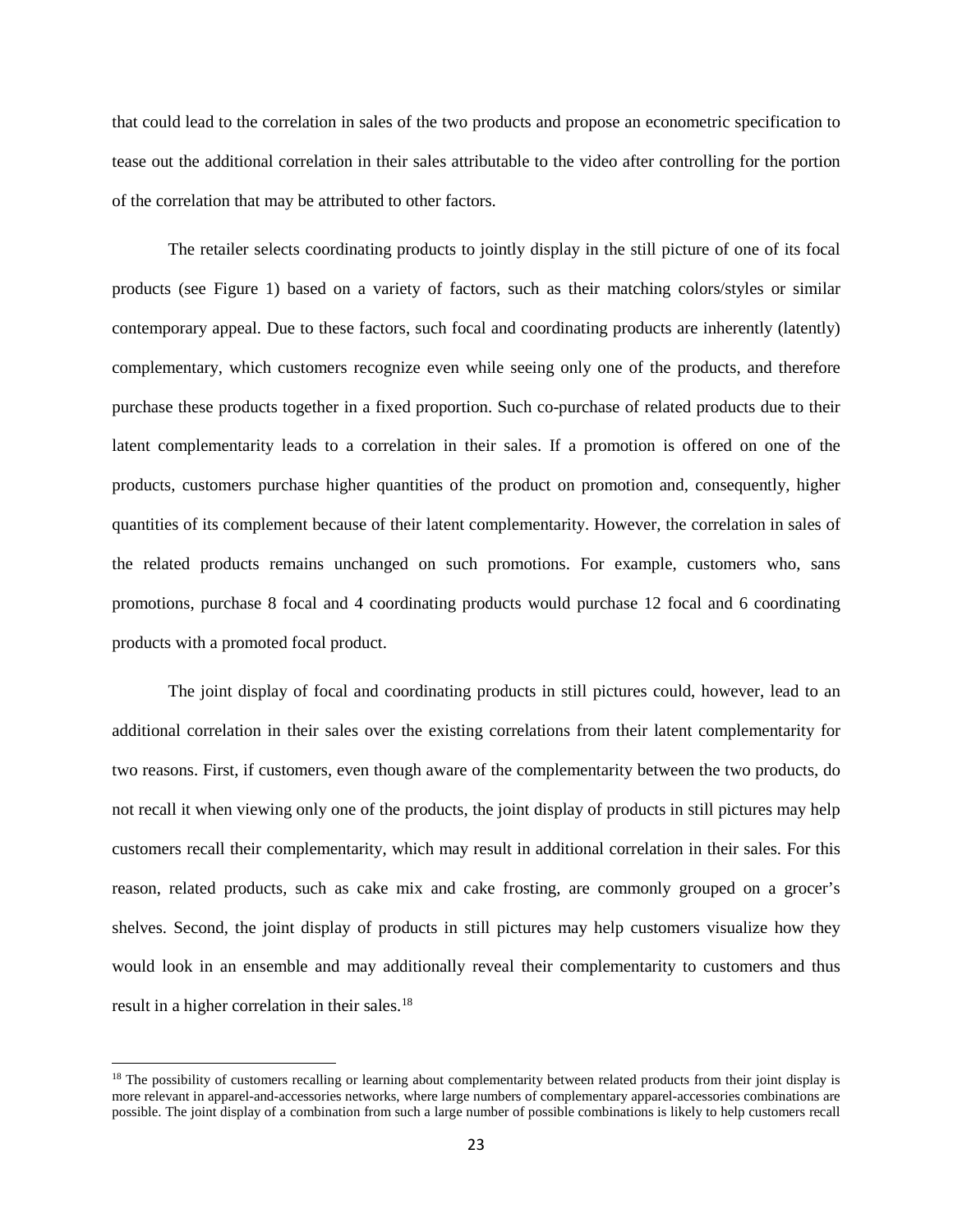that could lead to the correlation in sales of the two products and propose an econometric specification to tease out the additional correlation in their sales attributable to the video after controlling for the portion of the correlation that may be attributed to other factors.

The retailer selects coordinating products to jointly display in the still picture of one of its focal products (see Figure 1) based on a variety of factors, such as their matching colors/styles or similar contemporary appeal. Due to these factors, such focal and coordinating products are inherently (latently) complementary, which customers recognize even while seeing only one of the products, and therefore purchase these products together in a fixed proportion. Such co-purchase of related products due to their latent complementarity leads to a correlation in their sales. If a promotion is offered on one of the products, customers purchase higher quantities of the product on promotion and, consequently, higher quantities of its complement because of their latent complementarity. However, the correlation in sales of the related products remains unchanged on such promotions. For example, customers who, sans promotions, purchase 8 focal and 4 coordinating products would purchase 12 focal and 6 coordinating products with a promoted focal product.

The joint display of focal and coordinating products in still pictures could, however, lead to an additional correlation in their sales over the existing correlations from their latent complementarity for two reasons. First, if customers, even though aware of the complementarity between the two products, do not recall it when viewing only one of the products, the joint display of products in still pictures may help customers recall their complementarity, which may result in additional correlation in their sales. For this reason, related products, such as cake mix and cake frosting, are commonly grouped on a grocer's shelves. Second, the joint display of products in still pictures may help customers visualize how they would look in an ensemble and may additionally reveal their complementarity to customers and thus result in a higher correlation in their sales.[18]

---

[18] The possibility of customers recalling or learning about complementarity between related products from their joint display is more relevant in apparel-and-accessories networks, where large numbers of complementary apparel-accessories combinations are possible. The joint display of a combination from such a large number of possible combinations is likely to help customers recall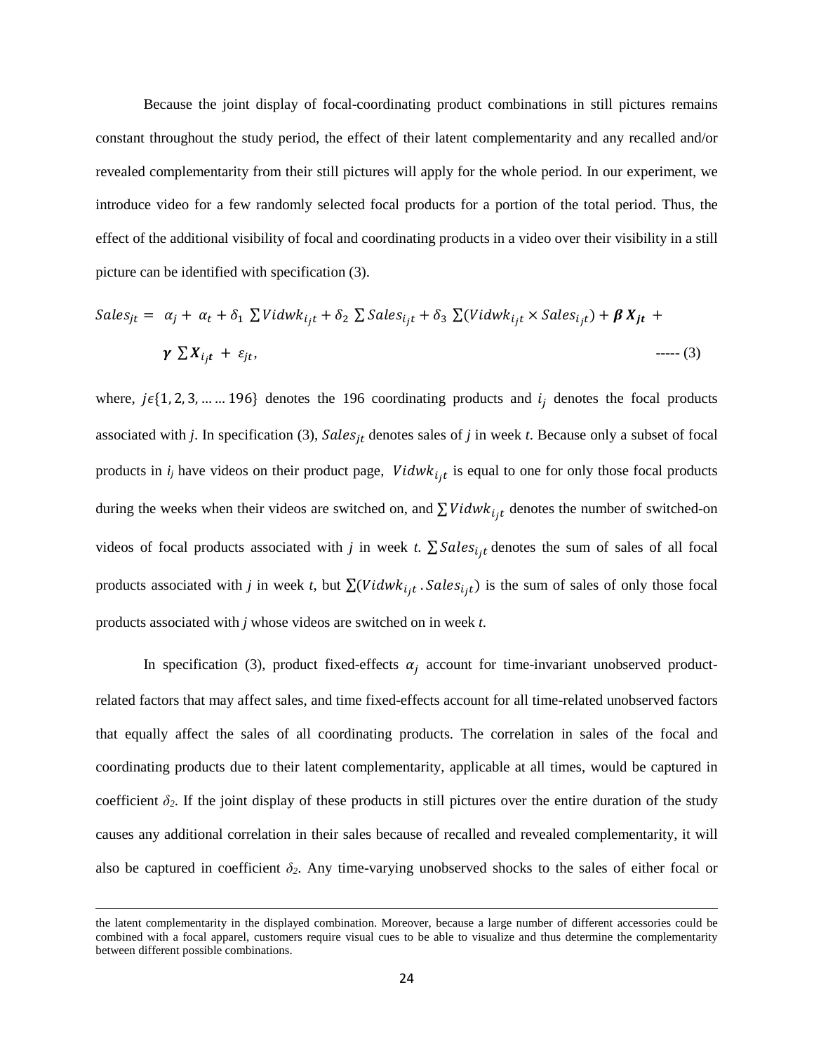Because the joint display of focal-coordinating product combinations in still pictures remains constant throughout the study period, the effect of their latent complementarity and any recalled and/or revealed complementarity from their still pictures will apply for the whole period. In our experiment, we introduce video for a few randomly selected focal products for a portion of the total period. Thus, the effect of the additional visibility of focal and coordinating products in a video over their visibility in a still picture can be identified with specification (3).

$$Sales_{jt} = \alpha_j + \alpha_t + \delta_1 \sum Vidwk_{i_jt} + \delta_2 \sum Sales_{i_jt} + \delta_3 \sum (Vidwk_{i_jt} \times Sales_{i_jt}) + \boldsymbol{\beta X_{jt}} + \boldsymbol{\gamma} \sum \boldsymbol{X_{i_jt}} + \varepsilon_{jt}, \quad \text{----- (3)}$$

where, $j \epsilon \{1, 2, 3, \dots \dots 196\}$ denotes the 196 coordinating products and $i_j$ denotes the focal products associated with *j*. In specification (3), $Sales_{jt}$ denotes sales of *j* in week *t*. Because only a subset of focal products in $i_j$ have videos on their product page, $Vidwk_{i_jt}$ is equal to one for only those focal products during the weeks when their videos are switched on, and $\sum Vidwk_{i_jt}$ denotes the number of switched-on videos of focal products associated with *j* in week *t*. $\sum Sales_{i_jt}$ denotes the sum of sales of all focal products associated with *j* in week *t*, but $\sum (Vidwk_{i_jt} . Sales_{i_jt})$ is the sum of sales of only those focal products associated with *j* whose videos are switched on in week *t*.

In specification (3), product fixed-effects $\alpha_j$ account for time-invariant unobserved product-related factors that may affect sales, and time fixed-effects account for all time-related unobserved factors that equally affect the sales of all coordinating products. The correlation in sales of the focal and coordinating products due to their latent complementarity, applicable at all times, would be captured in coefficient $\delta_2$. If the joint display of these products in still pictures over the entire duration of the study causes any additional correlation in their sales because of recalled and revealed complementarity, it will also be captured in coefficient $\delta_2$. Any time-varying unobserved shocks to the sales of either focal or

---

the latent complementarity in the displayed combination. Moreover, because a large number of different accessories could be combined with a focal apparel, customers require visual cues to be able to visualize and thus determine the complementarity between different possible combinations.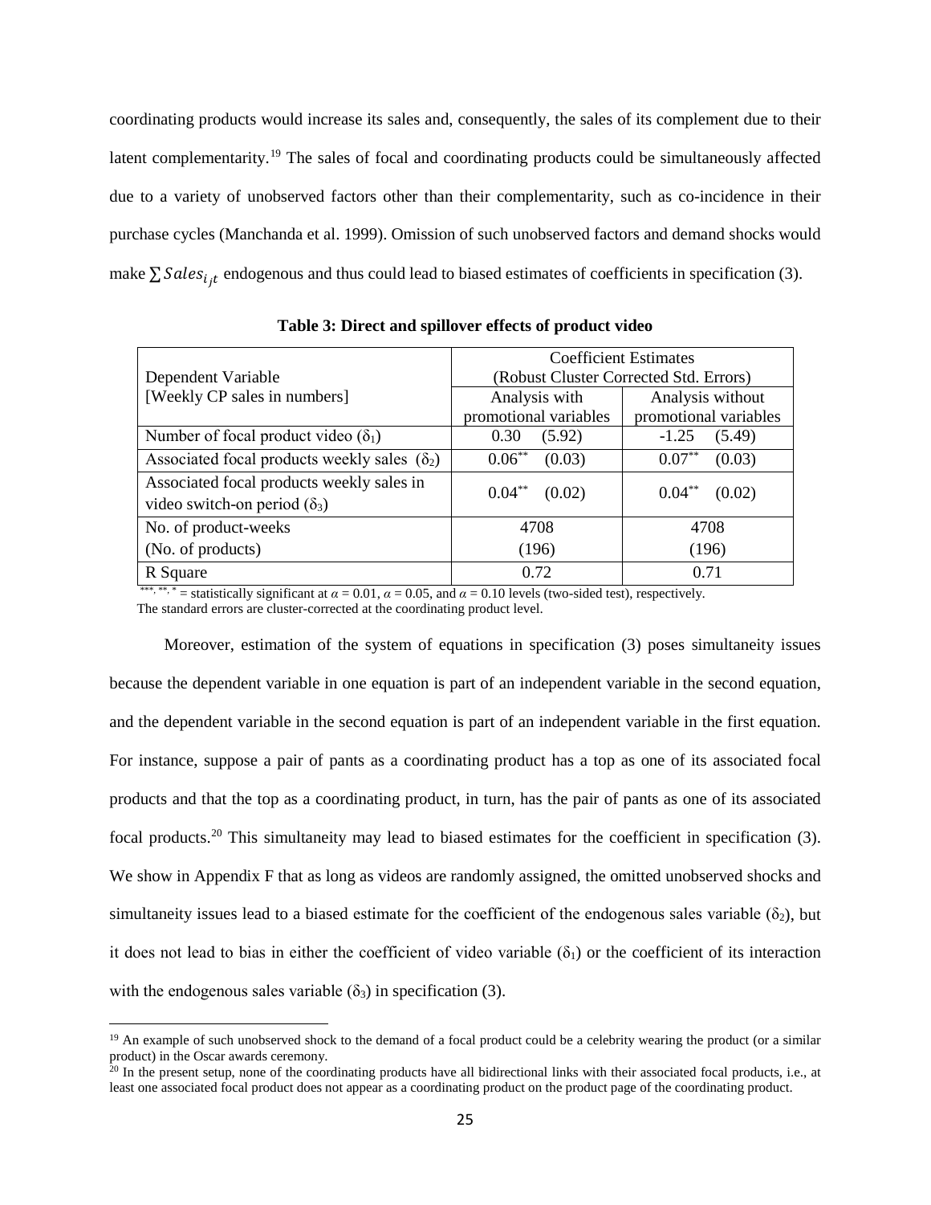coordinating products would increase its sales and, consequently, the sales of its complement due to their latent complementarity.[19] The sales of focal and coordinating products could be simultaneously affected due to a variety of unobserved factors other than their complementarity, such as co-incidence in their purchase cycles (Manchanda et al. 1999). Omission of such unobserved factors and demand shocks would make $\sum Sales_{i_jt}$ endogenous and thus could lead to biased estimates of coefficients in specification (3).

**Table 3: Direct and spillover effects of product video**

| Dependent Variable [Weekly CP sales in numbers] | Coefficient Estimates (Robust Cluster Corrected Std. Errors) | |
|---|---|---|
| | Analysis with promotional variables | Analysis without promotional variables |
| Number of focal product video ($\delta_1$) | 0.30 (5.92) | -1.25 (5.49) |
| Associated focal products weekly sales ($\delta_2$) | $0.06^{**}$ (0.03) | $0.07^{**}$ (0.03) |
| Associated focal products weekly sales in video switch-on period ($\delta_3$) | $0.04^{**}$ (0.02) | $0.04^{**}$ (0.02) |
| No. of product-weeks (No. of products) | 4708 (196) | 4708 (196) |
| R Square | 0.72 | 0.71 |

$^{***, **, *}$ = statistically significant at $\alpha = 0.01$, $\alpha = 0.05$, and $\alpha = 0.10$ levels (two-sided test), respectively.
The standard errors are cluster-corrected at the coordinating product level.

Moreover, estimation of the system of equations in specification (3) poses simultaneity issues because the dependent variable in one equation is part of an independent variable in the second equation, and the dependent variable in the second equation is part of an independent variable in the first equation. For instance, suppose a pair of pants as a coordinating product has a top as one of its associated focal products and that the top as a coordinating product, in turn, has the pair of pants as one of its associated focal products.[20] This simultaneity may lead to biased estimates for the coefficient in specification (3). We show in Appendix F that as long as videos are randomly assigned, the omitted unobserved shocks and simultaneity issues lead to a biased estimate for the coefficient of the endogenous sales variable ($\delta_2$), but it does not lead to bias in either the coefficient of video variable ($\delta_1$) or the coefficient of its interaction with the endogenous sales variable ($\delta_3$) in specification (3).

[19] An example of such unobserved shock to the demand of a focal product could be a celebrity wearing the product (or a similar product) in the Oscar awards ceremony.

[20] In the present setup, none of the coordinating products have all bidirectional links with their associated focal products, i.e., at least one associated focal product does not appear as a coordinating product on the product page of the coordinating product.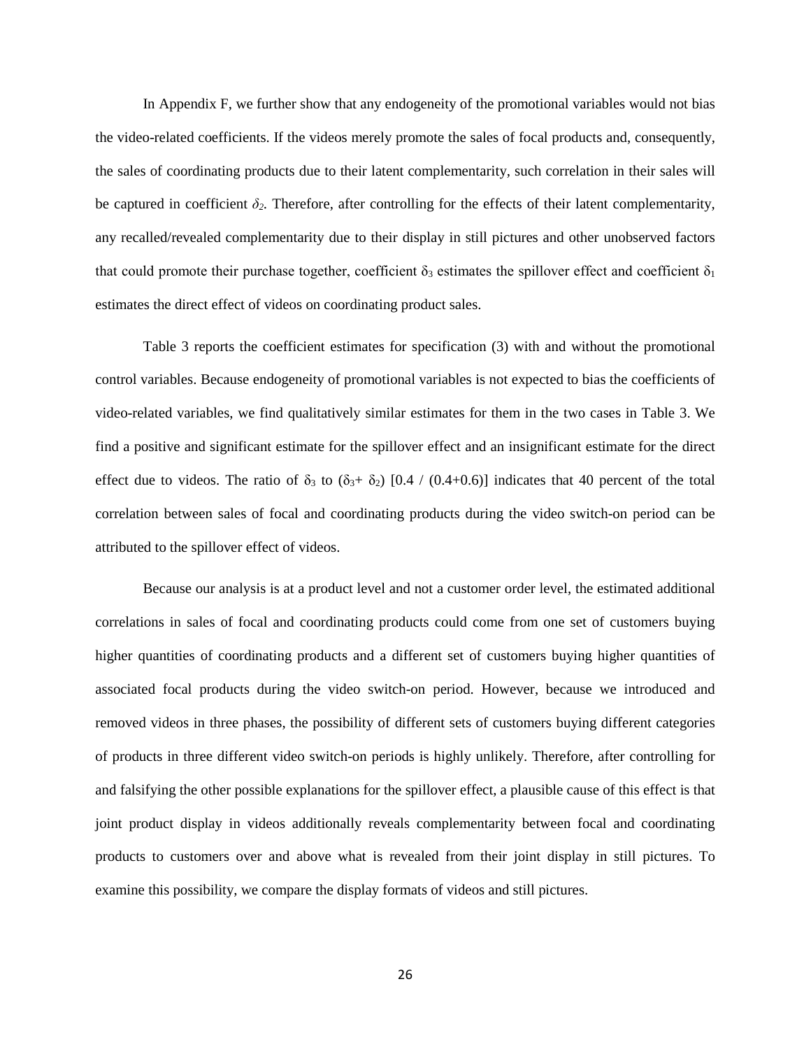In Appendix F, we further show that any endogeneity of the promotional variables would not bias the video-related coefficients. If the videos merely promote the sales of focal products and, consequently, the sales of coordinating products due to their latent complementarity, such correlation in their sales will be captured in coefficient $\delta_2$. Therefore, after controlling for the effects of their latent complementarity, any recalled/revealed complementarity due to their display in still pictures and other unobserved factors that could promote their purchase together, coefficient $\delta_3$ estimates the spillover effect and coefficient $\delta_1$ estimates the direct effect of videos on coordinating product sales.

Table 3 reports the coefficient estimates for specification (3) with and without the promotional control variables. Because endogeneity of promotional variables is not expected to bias the coefficients of video-related variables, we find qualitatively similar estimates for them in the two cases in Table 3. We find a positive and significant estimate for the spillover effect and an insignificant estimate for the direct effect due to videos. The ratio of $\delta_3$ to ($\delta_3$+ $\delta_2$) [0.4 / (0.4+0.6)] indicates that 40 percent of the total correlation between sales of focal and coordinating products during the video switch-on period can be attributed to the spillover effect of videos.

Because our analysis is at a product level and not a customer order level, the estimated additional correlations in sales of focal and coordinating products could come from one set of customers buying higher quantities of coordinating products and a different set of customers buying higher quantities of associated focal products during the video switch-on period. However, because we introduced and removed videos in three phases, the possibility of different sets of customers buying different categories of products in three different video switch-on periods is highly unlikely. Therefore, after controlling for and falsifying the other possible explanations for the spillover effect, a plausible cause of this effect is that joint product display in videos additionally reveals complementarity between focal and coordinating products to customers over and above what is revealed from their joint display in still pictures. To examine this possibility, we compare the display formats of videos and still pictures.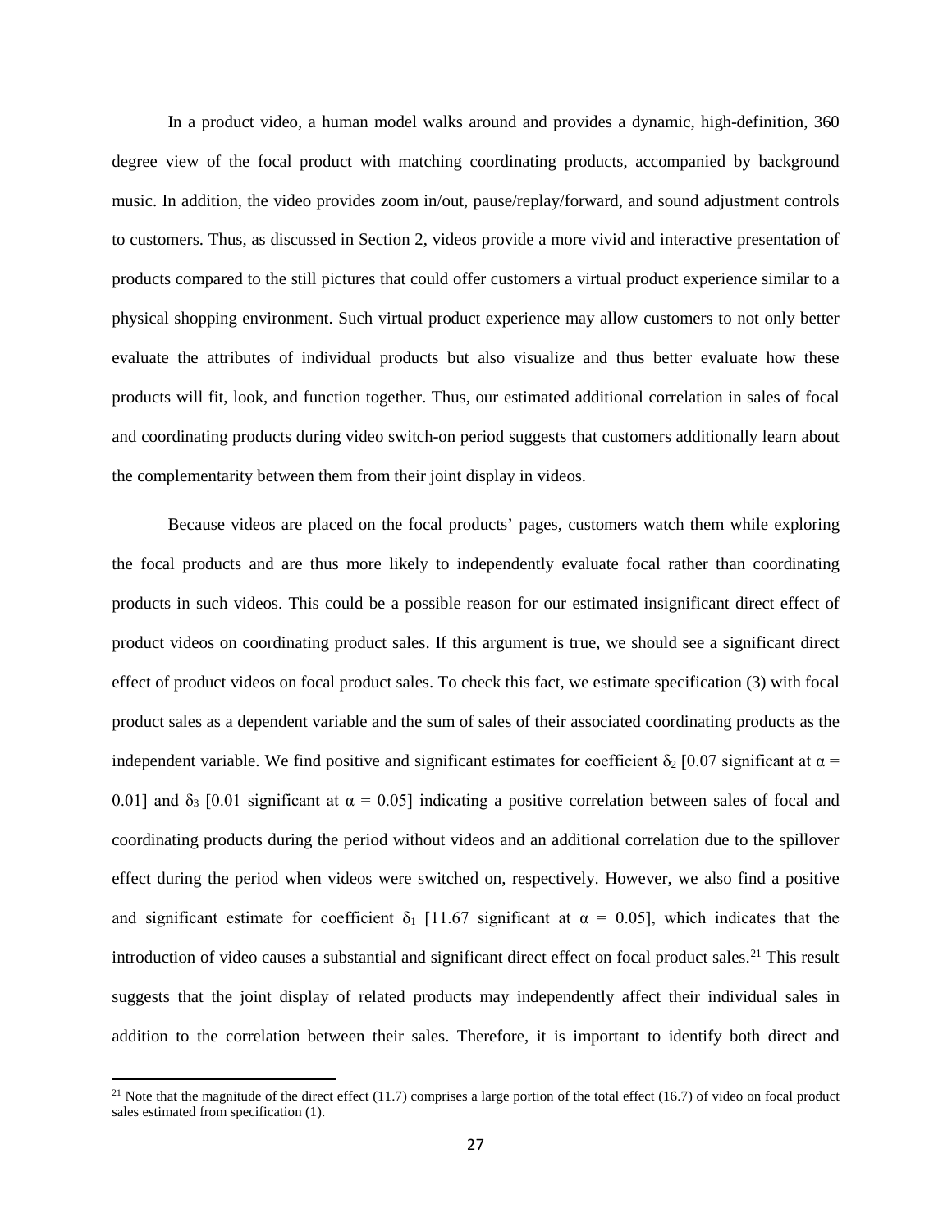In a product video, a human model walks around and provides a dynamic, high-definition, 360 degree view of the focal product with matching coordinating products, accompanied by background music. In addition, the video provides zoom in/out, pause/replay/forward, and sound adjustment controls to customers. Thus, as discussed in Section 2, videos provide a more vivid and interactive presentation of products compared to the still pictures that could offer customers a virtual product experience similar to a physical shopping environment. Such virtual product experience may allow customers to not only better evaluate the attributes of individual products but also visualize and thus better evaluate how these products will fit, look, and function together. Thus, our estimated additional correlation in sales of focal and coordinating products during video switch-on period suggests that customers additionally learn about the complementarity between them from their joint display in videos.

Because videos are placed on the focal products' pages, customers watch them while exploring the focal products and are thus more likely to independently evaluate focal rather than coordinating products in such videos. This could be a possible reason for our estimated insignificant direct effect of product videos on coordinating product sales. If this argument is true, we should see a significant direct effect of product videos on focal product sales. To check this fact, we estimate specification (3) with focal product sales as a dependent variable and the sum of sales of their associated coordinating products as the independent variable. We find positive and significant estimates for coefficient $\delta_2$ [0.07 significant at $\alpha = 0.01$] and $\delta_3$ [0.01 significant at $\alpha = 0.05$] indicating a positive correlation between sales of focal and coordinating products during the period without videos and an additional correlation due to the spillover effect during the period when videos were switched on, respectively. However, we also find a positive and significant estimate for coefficient $\delta_1$ [11.67 significant at $\alpha = 0.05$], which indicates that the introduction of video causes a substantial and significant direct effect on focal product sales.[21] This result suggests that the joint display of related products may independently affect their individual sales in addition to the correlation between their sales. Therefore, it is important to identify both direct and

[21] Note that the magnitude of the direct effect (11.7) comprises a large portion of the total effect (16.7) of video on focal product sales estimated from specification (1).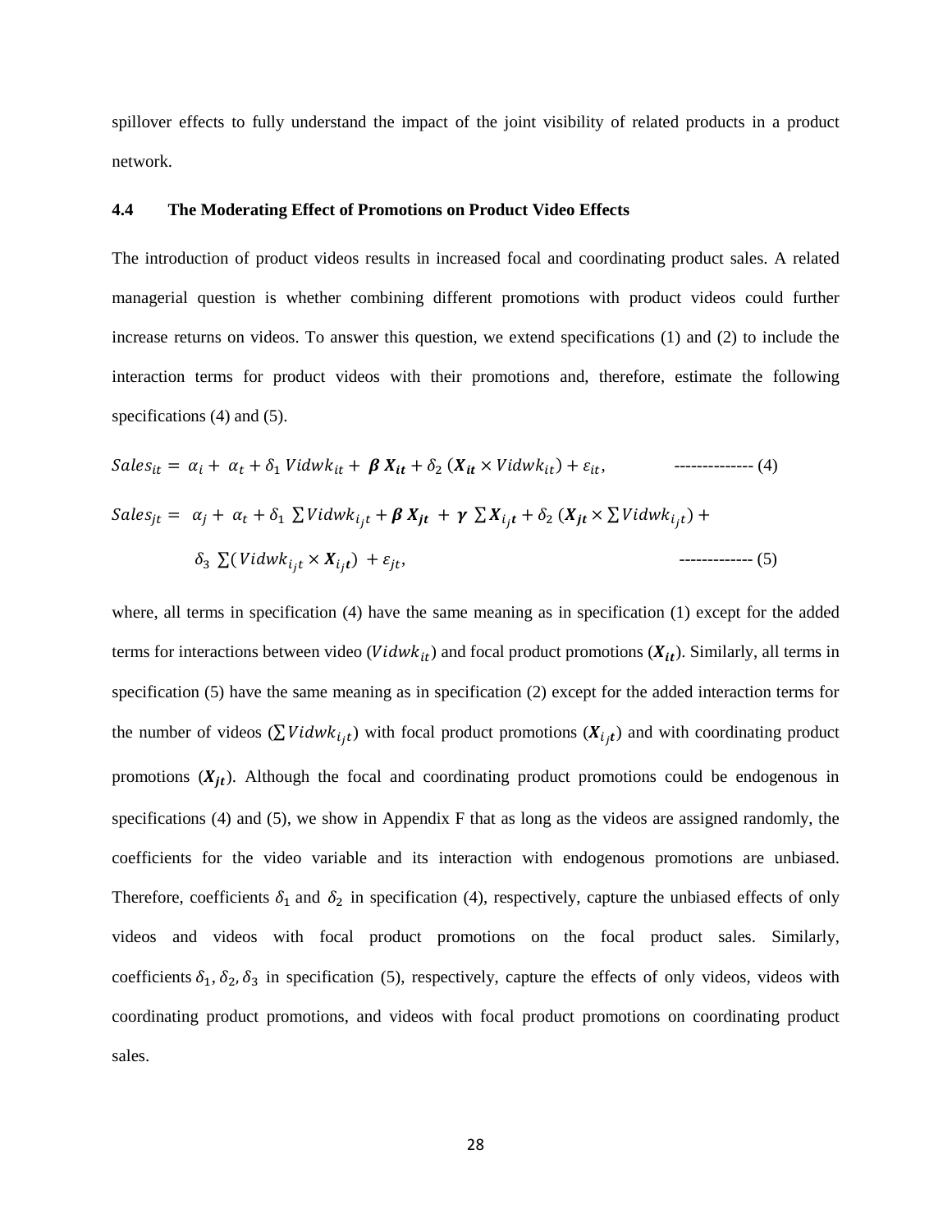spillover effects to fully understand the impact of the joint visibility of related products in a product network.

### 4.4 The Moderating Effect of Promotions on Product Video Effects

The introduction of product videos results in increased focal and coordinating product sales. A related managerial question is whether combining different promotions with product videos could further increase returns on videos. To answer this question, we extend specifications (1) and (2) to include the interaction terms for product videos with their promotions and, therefore, estimate the following specifications (4) and (5).

$$Sales_{it} = \alpha_i + \alpha_t + \delta_1 \, Vidwk_{it} + \boldsymbol{\beta} \, \boldsymbol{X_{it}} + \delta_2 \, (\boldsymbol{X_{it}} \times Vidwk_{it}) + \varepsilon_{it}, \qquad \text{-------------- (4)}$$

$$Sales_{jt} = \alpha_j + \alpha_t + \delta_1 \sum Vidwk_{i_jt} + \boldsymbol{\beta} \, \boldsymbol{X_{jt}} + \boldsymbol{\gamma} \sum \boldsymbol{X_{i_jt}} + \delta_2 \, (\boldsymbol{X_{jt}} \times \sum Vidwk_{i_jt}) + \delta_3 \sum (Vidwk_{i_jt} \times \boldsymbol{X_{i_jt}}) + \varepsilon_{jt}, \qquad \text{------------- (5)}$$

where, all terms in specification (4) have the same meaning as in specification (1) except for the added terms for interactions between video ($Vidwk_{it}$) and focal product promotions ($\boldsymbol{X_{it}}$). Similarly, all terms in specification (5) have the same meaning as in specification (2) except for the added interaction terms for the number of videos ($\sum Vidwk_{i_jt}$) with focal product promotions ($\boldsymbol{X_{i_jt}}$) and with coordinating product promotions ($\boldsymbol{X_{jt}}$). Although the focal and coordinating product promotions could be endogenous in specifications (4) and (5), we show in Appendix F that as long as the videos are assigned randomly, the coefficients for the video variable and its interaction with endogenous promotions are unbiased. Therefore, coefficients $\delta_1$ and $\delta_2$ in specification (4), respectively, capture the unbiased effects of only videos and videos with focal product promotions on the focal product sales. Similarly, coefficients $\delta_1, \delta_2, \delta_3$ in specification (5), respectively, capture the effects of only videos, videos with coordinating product promotions, and videos with focal product promotions on coordinating product sales.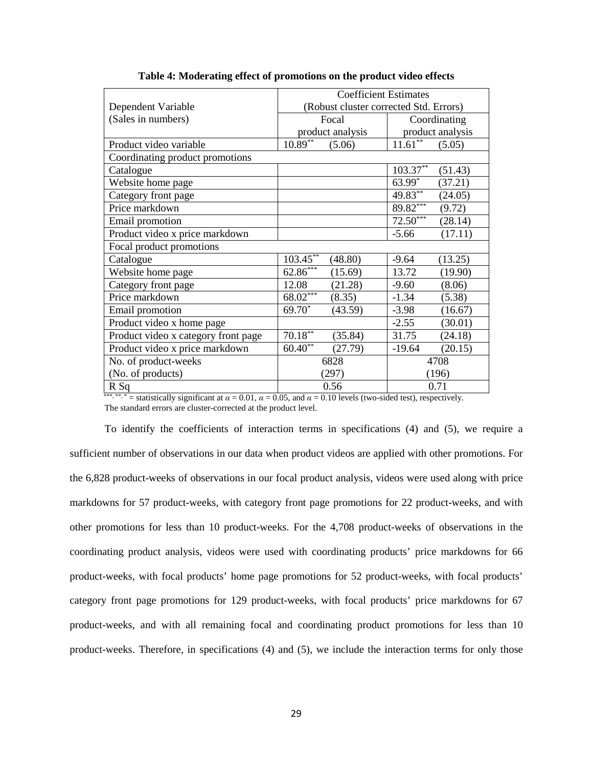**Table 4: Moderating effect of promotions on the product video effects**

| Dependent Variable (Sales in numbers) | Coefficient Estimates (Robust cluster corrected Std. Errors) | | | |
|---|---|---|---|---|
| | Focal product analysis | | Coordinating product analysis | |
| Product video variable | 10.89** | (5.06) | 11.61** | (5.05) |
| Coordinating product promotions | | | | |
| Catalogue | | | 103.37** | (51.43) |
| Website home page | | | 63.99* | (37.21) |
| Category front page | | | 49.83** | (24.05) |
| Price markdown | | | 89.82*** | (9.72) |
| Email promotion | | | 72.50*** | (28.14) |
| Product video x price markdown | | | -5.66 | (17.11) |
| Focal product promotions | | | | |
| Catalogue | 103.45** | (48.80) | -9.64 | (13.25) |
| Website home page | 62.86*** | (15.69) | 13.72 | (19.90) |
| Category front page | 12.08 | (21.28) | -9.60 | (8.06) |
| Price markdown | 68.02*** | (8.35) | -1.34 | (5.38) |
| Email promotion | 69.70* | (43.59) | -3.98 | (16.67) |
| Product video x home page | | | -2.55 | (30.01) |
| Product video x category front page | 70.18** | (35.84) | 31.75 | (24.18) |
| Product video x price markdown | 60.40** | (27.79) | -19.64 | (20.15) |
| No. of product-weeks (No. of products) | 6828 (297) | | 4708 (196) | |
| R Sq | 0.56 | | 0.71 | |

***, **, * = statistically significant at $\alpha = 0.01$, $\alpha = 0.05$, and $\alpha = 0.10$ levels (two-sided test), respectively. The standard errors are cluster-corrected at the product level.

To identify the coefficients of interaction terms in specifications (4) and (5), we require a sufficient number of observations in our data when product videos are applied with other promotions. For the 6,828 product-weeks of observations in our focal product analysis, videos were used along with price markdowns for 57 product-weeks, with category front page promotions for 22 product-weeks, and with other promotions for less than 10 product-weeks. For the 4,708 product-weeks of observations in the coordinating product analysis, videos were used with coordinating products' price markdowns for 66 product-weeks, with focal products' home page promotions for 52 product-weeks, with focal products' category front page promotions for 129 product-weeks, with focal products' price markdowns for 67 product-weeks, and with all remaining focal and coordinating product promotions for less than 10 product-weeks. Therefore, in specifications (4) and (5), we include the interaction terms for only those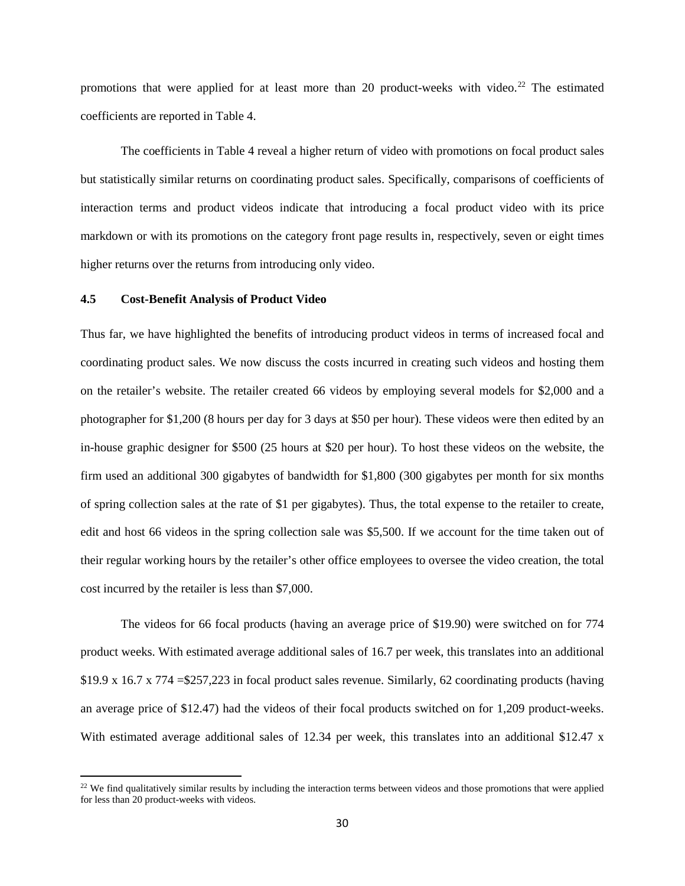promotions that were applied for at least more than 20 product-weeks with video.[22] The estimated coefficients are reported in Table 4.

The coefficients in Table 4 reveal a higher return of video with promotions on focal product sales but statistically similar returns on coordinating product sales. Specifically, comparisons of coefficients of interaction terms and product videos indicate that introducing a focal product video with its price markdown or with its promotions on the category front page results in, respectively, seven or eight times higher returns over the returns from introducing only video.

### 4.5 Cost-Benefit Analysis of Product Video

Thus far, we have highlighted the benefits of introducing product videos in terms of increased focal and coordinating product sales. We now discuss the costs incurred in creating such videos and hosting them on the retailer's website. The retailer created 66 videos by employing several models for $2,000 and a photographer for $1,200 (8 hours per day for 3 days at $50 per hour). These videos were then edited by an in-house graphic designer for $500 (25 hours at $20 per hour). To host these videos on the website, the firm used an additional 300 gigabytes of bandwidth for $1,800 (300 gigabytes per month for six months of spring collection sales at the rate of $1 per gigabytes). Thus, the total expense to the retailer to create, edit and host 66 videos in the spring collection sale was $5,500. If we account for the time taken out of their regular working hours by the retailer's other office employees to oversee the video creation, the total cost incurred by the retailer is less than $7,000.

The videos for 66 focal products (having an average price of $19.90) were switched on for 774 product weeks. With estimated average additional sales of 16.7 per week, this translates into an additional $19.9 x 16.7 x 774 =$257,223 in focal product sales revenue. Similarly, 62 coordinating products (having an average price of $12.47) had the videos of their focal products switched on for 1,209 product-weeks. With estimated average additional sales of 12.34 per week, this translates into an additional $12.47 x

[22] We find qualitatively similar results by including the interaction terms between videos and those promotions that were applied for less than 20 product-weeks with videos.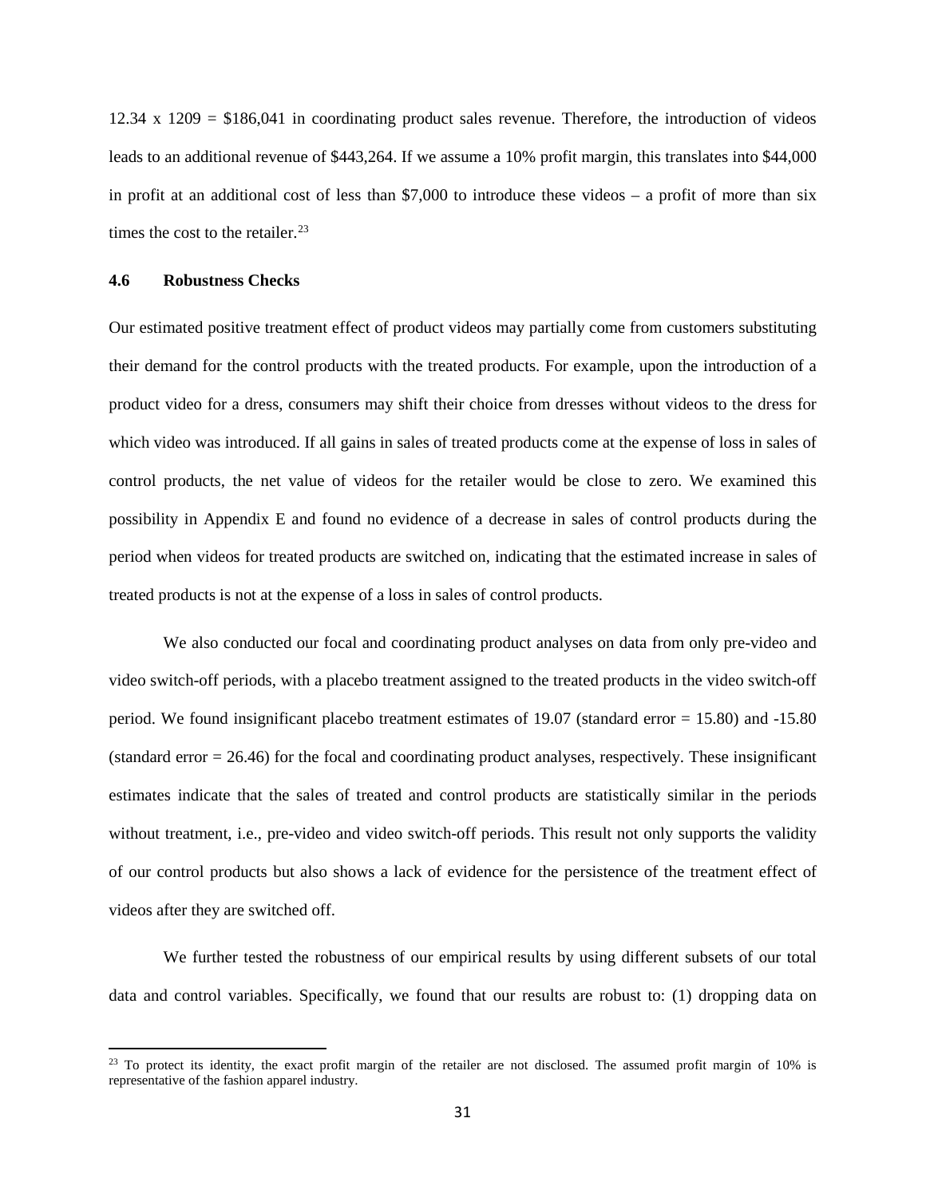12.34 x 1209 = $186,041 in coordinating product sales revenue. Therefore, the introduction of videos leads to an additional revenue of $443,264. If we assume a 10% profit margin, this translates into $44,000 in profit at an additional cost of less than $7,000 to introduce these videos – a profit of more than six times the cost to the retailer.[23]

### 4.6 Robustness Checks

Our estimated positive treatment effect of product videos may partially come from customers substituting their demand for the control products with the treated products. For example, upon the introduction of a product video for a dress, consumers may shift their choice from dresses without videos to the dress for which video was introduced. If all gains in sales of treated products come at the expense of loss in sales of control products, the net value of videos for the retailer would be close to zero. We examined this possibility in Appendix E and found no evidence of a decrease in sales of control products during the period when videos for treated products are switched on, indicating that the estimated increase in sales of treated products is not at the expense of a loss in sales of control products.

We also conducted our focal and coordinating product analyses on data from only pre-video and video switch-off periods, with a placebo treatment assigned to the treated products in the video switch-off period. We found insignificant placebo treatment estimates of 19.07 (standard error = 15.80) and -15.80 (standard error = 26.46) for the focal and coordinating product analyses, respectively. These insignificant estimates indicate that the sales of treated and control products are statistically similar in the periods without treatment, i.e., pre-video and video switch-off periods. This result not only supports the validity of our control products but also shows a lack of evidence for the persistence of the treatment effect of videos after they are switched off.

We further tested the robustness of our empirical results by using different subsets of our total data and control variables. Specifically, we found that our results are robust to: (1) dropping data on

---

[23] To protect its identity, the exact profit margin of the retailer are not disclosed. The assumed profit margin of 10% is representative of the fashion apparel industry.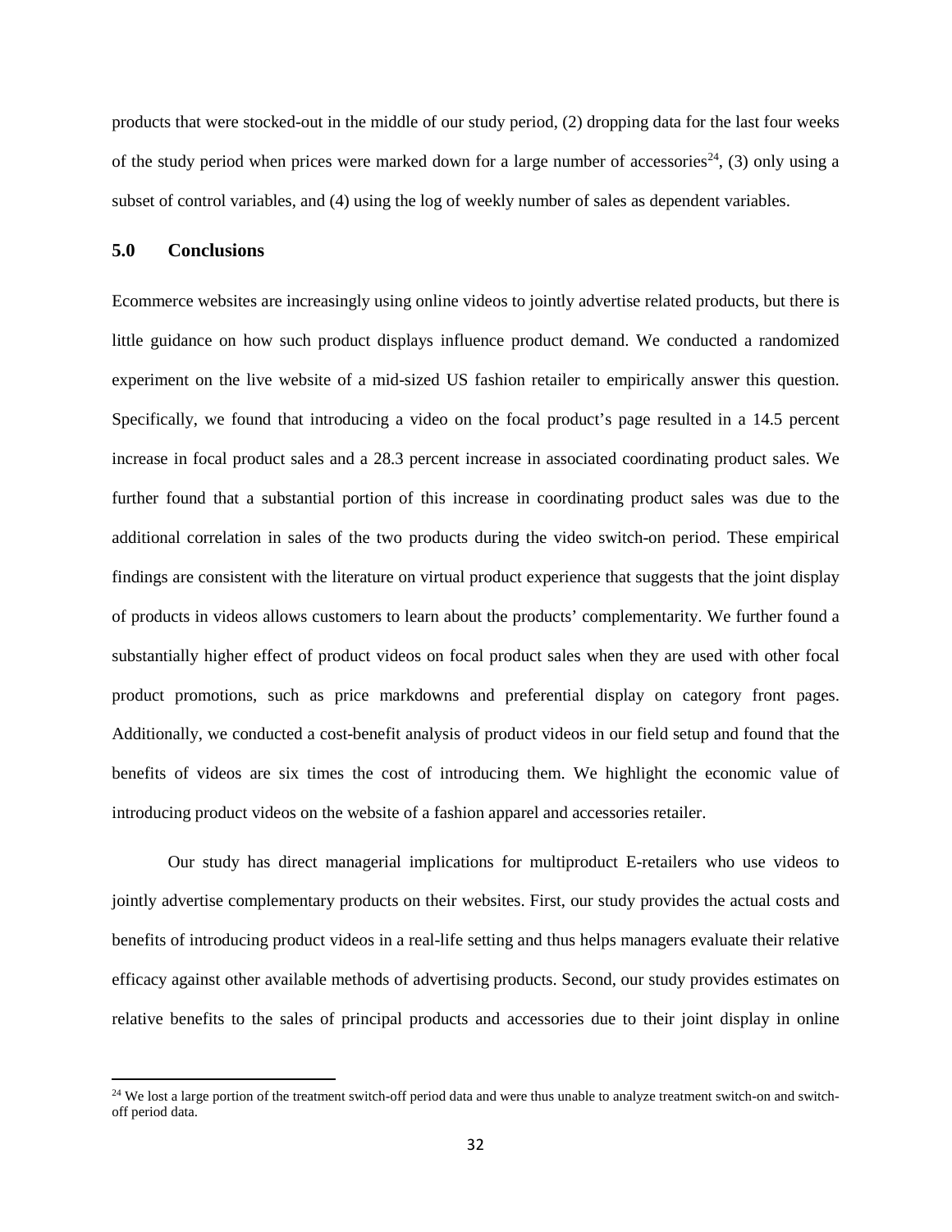products that were stocked-out in the middle of our study period, (2) dropping data for the last four weeks of the study period when prices were marked down for a large number of accessories[24], (3) only using a subset of control variables, and (4) using the log of weekly number of sales as dependent variables.

## 5.0 Conclusions

Ecommerce websites are increasingly using online videos to jointly advertise related products, but there is little guidance on how such product displays influence product demand. We conducted a randomized experiment on the live website of a mid-sized US fashion retailer to empirically answer this question. Specifically, we found that introducing a video on the focal product's page resulted in a 14.5 percent increase in focal product sales and a 28.3 percent increase in associated coordinating product sales. We further found that a substantial portion of this increase in coordinating product sales was due to the additional correlation in sales of the two products during the video switch-on period. These empirical findings are consistent with the literature on virtual product experience that suggests that the joint display of products in videos allows customers to learn about the products' complementarity. We further found a substantially higher effect of product videos on focal product sales when they are used with other focal product promotions, such as price markdowns and preferential display on category front pages. Additionally, we conducted a cost-benefit analysis of product videos in our field setup and found that the benefits of videos are six times the cost of introducing them. We highlight the economic value of introducing product videos on the website of a fashion apparel and accessories retailer.

Our study has direct managerial implications for multiproduct E-retailers who use videos to jointly advertise complementary products on their websites. First, our study provides the actual costs and benefits of introducing product videos in a real-life setting and thus helps managers evaluate their relative efficacy against other available methods of advertising products. Second, our study provides estimates on relative benefits to the sales of principal products and accessories due to their joint display in online

[24] We lost a large portion of the treatment switch-off period data and were thus unable to analyze treatment switch-on and switch-off period data.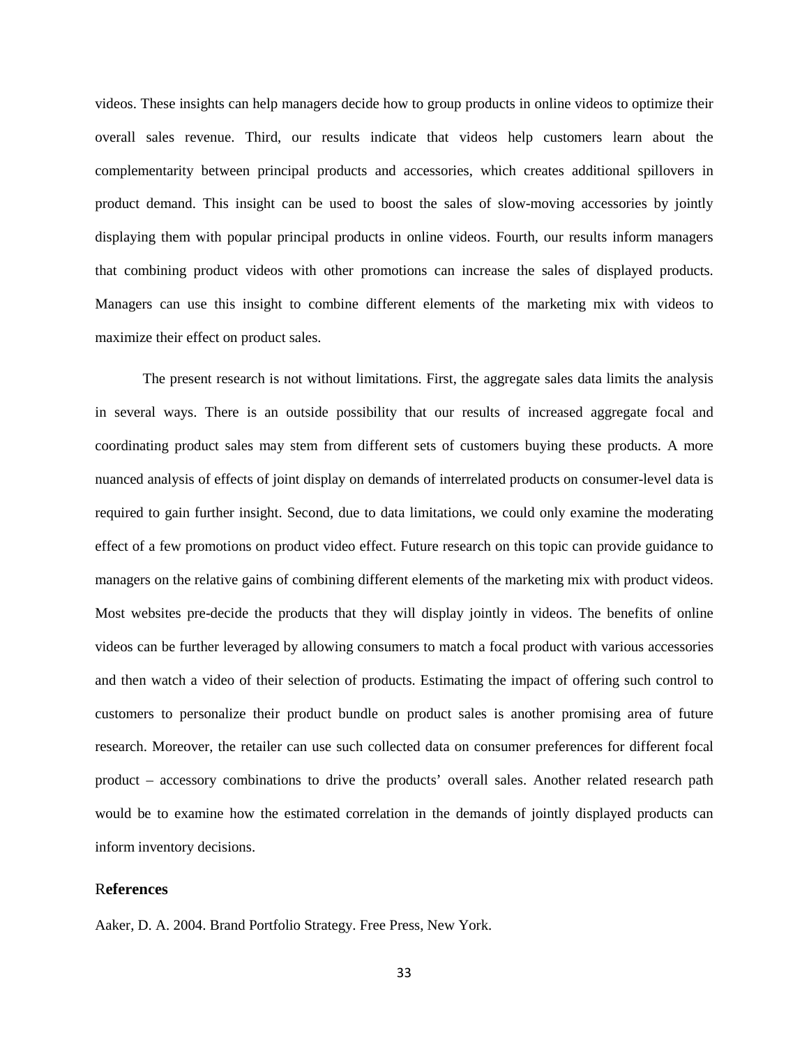videos. These insights can help managers decide how to group products in online videos to optimize their overall sales revenue. Third, our results indicate that videos help customers learn about the complementarity between principal products and accessories, which creates additional spillovers in product demand. This insight can be used to boost the sales of slow-moving accessories by jointly displaying them with popular principal products in online videos. Fourth, our results inform managers that combining product videos with other promotions can increase the sales of displayed products. Managers can use this insight to combine different elements of the marketing mix with videos to maximize their effect on product sales.

The present research is not without limitations. First, the aggregate sales data limits the analysis in several ways. There is an outside possibility that our results of increased aggregate focal and coordinating product sales may stem from different sets of customers buying these products. A more nuanced analysis of effects of joint display on demands of interrelated products on consumer-level data is required to gain further insight. Second, due to data limitations, we could only examine the moderating effect of a few promotions on product video effect. Future research on this topic can provide guidance to managers on the relative gains of combining different elements of the marketing mix with product videos. Most websites pre-decide the products that they will display jointly in videos. The benefits of online videos can be further leveraged by allowing consumers to match a focal product with various accessories and then watch a video of their selection of products. Estimating the impact of offering such control to customers to personalize their product bundle on product sales is another promising area of future research. Moreover, the retailer can use such collected data on consumer preferences for different focal product – accessory combinations to drive the products' overall sales. Another related research path would be to examine how the estimated correlation in the demands of jointly displayed products can inform inventory decisions.

## References

Aaker, D. A. 2004. Brand Portfolio Strategy. Free Press, New York.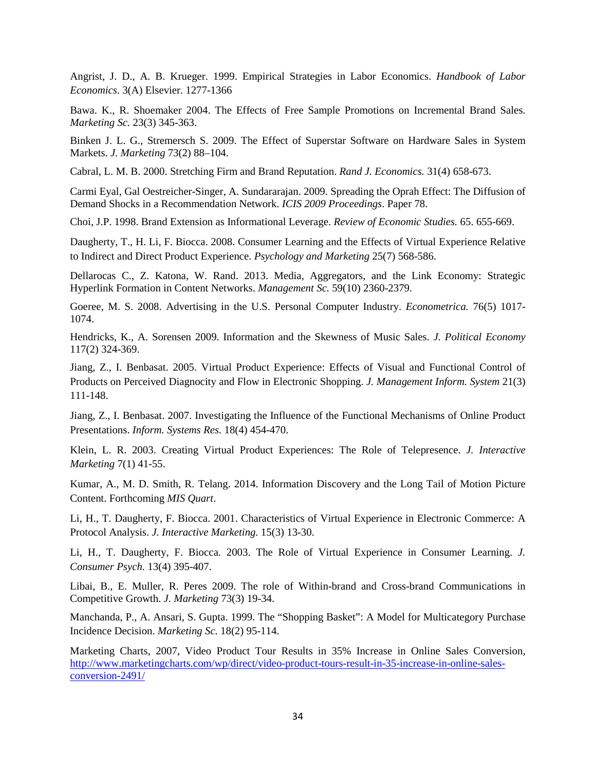Angrist, J. D., A. B. Krueger. 1999. Empirical Strategies in Labor Economics. *Handbook of Labor Economics*. 3(A) Elsevier. 1277-1366

Bawa. K., R. Shoemaker 2004. The Effects of Free Sample Promotions on Incremental Brand Sales. *Marketing Sc.* 23(3) 345-363.

Binken J. L. G., Stremersch S. 2009. The Effect of Superstar Software on Hardware Sales in System Markets. *J. Marketing* 73(2) 88–104.

Cabral, L. M. B. 2000. Stretching Firm and Brand Reputation. *Rand J. Economics.* 31(4) 658-673.

Carmi Eyal, Gal Oestreicher-Singer, A. Sundararajan. 2009. Spreading the Oprah Effect: The Diffusion of Demand Shocks in a Recommendation Network. *ICIS 2009 Proceedings*. Paper 78.

Choi, J.P. 1998. Brand Extension as Informational Leverage. *Review of Economic Studies.* 65. 655-669.

Daugherty, T., H. Li, F. Biocca. 2008. Consumer Learning and the Effects of Virtual Experience Relative to Indirect and Direct Product Experience. *Psychology and Marketing* 25(7) 568-586.

Dellarocas C., Z. Katona, W. Rand. 2013. Media, Aggregators, and the Link Economy: Strategic Hyperlink Formation in Content Networks. *Management Sc.* 59(10) 2360-2379.

Goeree, M. S. 2008. Advertising in the U.S. Personal Computer Industry. *Econometrica.* 76(5) 1017-1074.

Hendricks, K., A. Sorensen 2009. Information and the Skewness of Music Sales. *J. Political Economy* 117(2) 324-369.

Jiang, Z., I. Benbasat. 2005. Virtual Product Experience: Effects of Visual and Functional Control of Products on Perceived Diagnocity and Flow in Electronic Shopping. *J. Management Inform. System* 21(3) 111-148.

Jiang, Z., I. Benbasat. 2007. Investigating the Influence of the Functional Mechanisms of Online Product Presentations. *Inform. Systems Res.* 18(4) 454-470.

Klein, L. R. 2003. Creating Virtual Product Experiences: The Role of Telepresence. *J. Interactive Marketing* 7(1) 41-55.

Kumar, A., M. D. Smith, R. Telang. 2014. Information Discovery and the Long Tail of Motion Picture Content. Forthcoming *MIS Quart*.

Li, H., T. Daugherty, F. Biocca. 2001. Characteristics of Virtual Experience in Electronic Commerce: A Protocol Analysis. *J. Interactive Marketing.* 15(3) 13-30.

Li, H., T. Daugherty, F. Biocca. 2003. The Role of Virtual Experience in Consumer Learning. *J. Consumer Psych.* 13(4) 395-407.

Libai, B., E. Muller, R. Peres 2009. The role of Within-brand and Cross-brand Communications in Competitive Growth. *J. Marketing* 73(3) 19-34.

Manchanda, P., A. Ansari, S. Gupta. 1999. The "Shopping Basket": A Model for Multicategory Purchase Incidence Decision. *Marketing Sc.* 18(2) 95-114.

Marketing Charts, 2007, Video Product Tour Results in 35% Increase in Online Sales Conversion, http://www.marketingcharts.com/wp/direct/video-product-tours-result-in-35-increase-in-online-sales-conversion-2491/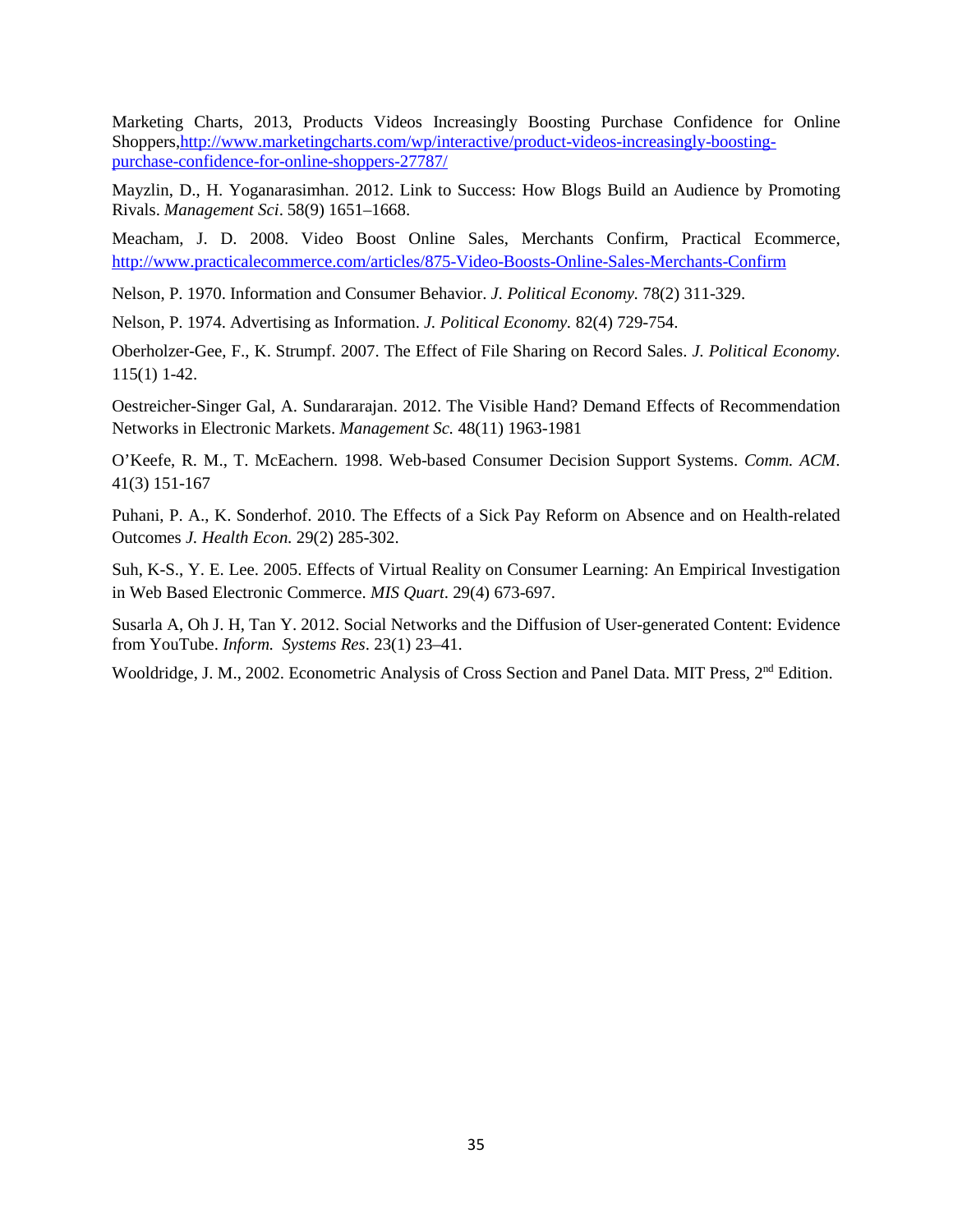Marketing Charts, 2013, Products Videos Increasingly Boosting Purchase Confidence for Online Shoppers,http://www.marketingcharts.com/wp/interactive/product-videos-increasingly-boosting-purchase-confidence-for-online-shoppers-27787/

Mayzlin, D., H. Yoganarasimhan. 2012. Link to Success: How Blogs Build an Audience by Promoting Rivals. *Management Sci*. 58(9) 1651–1668.

Meacham, J. D. 2008. Video Boost Online Sales, Merchants Confirm, Practical Ecommerce, http://www.practicalecommerce.com/articles/875-Video-Boosts-Online-Sales-Merchants-Confirm

Nelson, P. 1970. Information and Consumer Behavior. *J. Political Economy.* 78(2) 311-329.

Nelson, P. 1974. Advertising as Information. *J. Political Economy.* 82(4) 729-754.

Oberholzer-Gee, F., K. Strumpf. 2007. The Effect of File Sharing on Record Sales. *J. Political Economy.* 115(1) 1-42.

Oestreicher-Singer Gal, A. Sundararajan. 2012. The Visible Hand? Demand Effects of Recommendation Networks in Electronic Markets. *Management Sc.* 48(11) 1963-1981

O'Keefe, R. M., T. McEachern. 1998. Web-based Consumer Decision Support Systems. *Comm. ACM*. 41(3) 151-167

Puhani, P. A., K. Sonderhof. 2010. The Effects of a Sick Pay Reform on Absence and on Health-related Outcomes *J. Health Econ.* 29(2) 285-302.

Suh, K-S., Y. E. Lee. 2005. Effects of Virtual Reality on Consumer Learning: An Empirical Investigation in Web Based Electronic Commerce. *MIS Quart*. 29(4) 673-697.

Susarla A, Oh J. H, Tan Y. 2012. Social Networks and the Diffusion of User-generated Content: Evidence from YouTube. *Inform. Systems Res*. 23(1) 23–41.

Wooldridge, J. M., 2002. Econometric Analysis of Cross Section and Panel Data. MIT Press, 2nd Edition.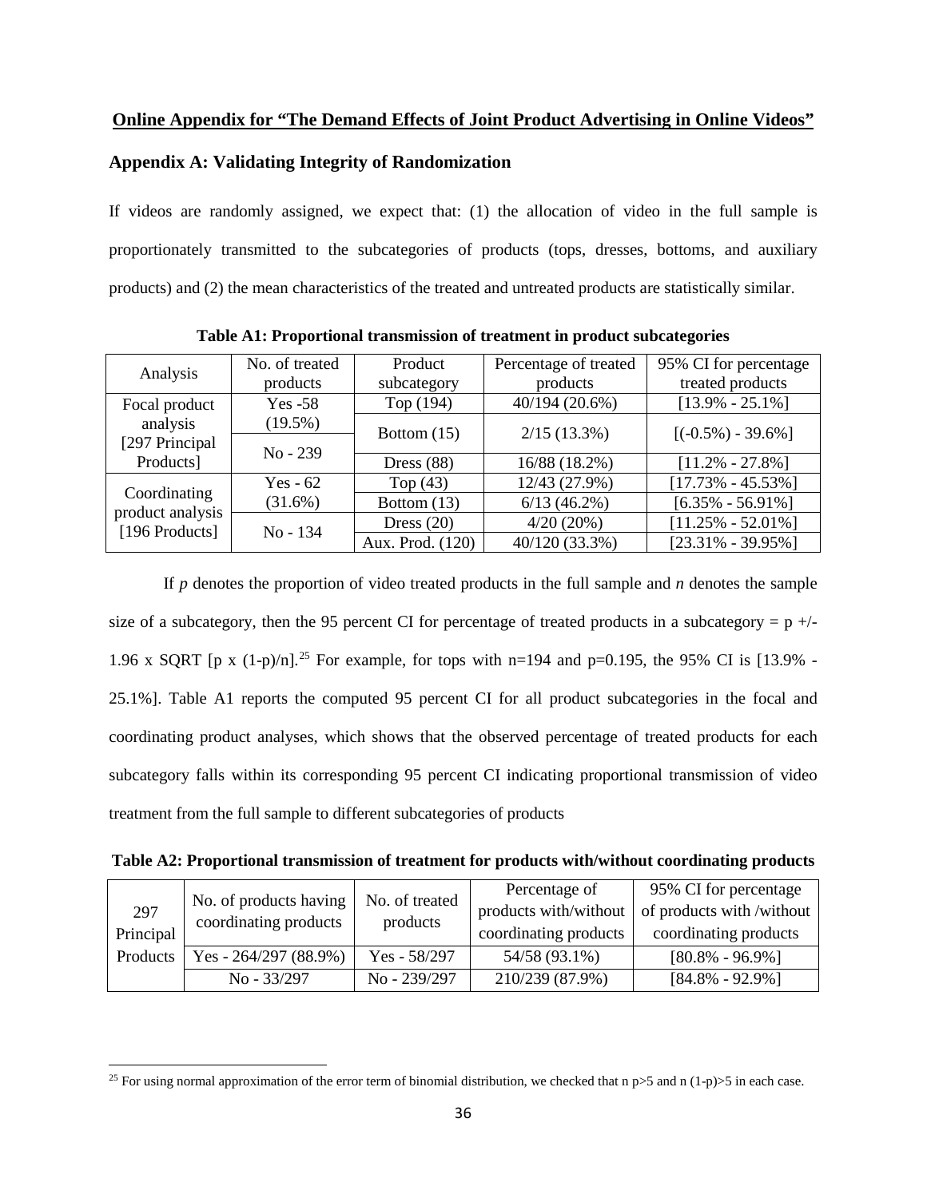## Online Appendix for "The Demand Effects of Joint Product Advertising in Online Videos"

### Appendix A: Validating Integrity of Randomization

If videos are randomly assigned, we expect that: (1) the allocation of video in the full sample is proportionately transmitted to the subcategories of products (tops, dresses, bottoms, and auxiliary products) and (2) the mean characteristics of the treated and untreated products are statistically similar.

**Table A1: Proportional transmission of treatment in product subcategories**

| Analysis | No. of treated products | Product subcategory | Percentage of treated products | 95% CI for percentage treated products |
|---|---|---|---|---|
| Focal product analysis [297 Principal Products] | Yes -58 (19.5%) | Top (194) | 40/194 (20.6%) | [13.9% - 25.1%] |
| | | Bottom (15) | 2/15 (13.3%) | [(-0.5%) - 39.6%] |
| | No - 239 | Dress (88) | 16/88 (18.2%) | [11.2% - 27.8%] |
| Coordinating product analysis [196 Products] | Yes - 62 (31.6%) | Top (43) | 12/43 (27.9%) | [17.73% - 45.53%] |
| | | Bottom (13) | 6/13 (46.2%) | [6.35% - 56.91%] |
| | No - 134 | Dress (20) | 4/20 (20%) | [11.25% - 52.01%] |
| | | Aux. Prod. (120) | 40/120 (33.3%) | [23.31% - 39.95%] |

If $p$ denotes the proportion of video treated products in the full sample and $n$ denotes the sample size of a subcategory, then the 95 percent CI for percentage of treated products in a subcategory = p +/- 1.96 x SQRT [p x (1-p)/n].[25] For example, for tops with n=194 and p=0.195, the 95% CI is [13.9% - 25.1%]. Table A1 reports the computed 95 percent CI for all product subcategories in the focal and coordinating product analyses, which shows that the observed percentage of treated products for each subcategory falls within its corresponding 95 percent CI indicating proportional transmission of video treatment from the full sample to different subcategories of products

**Table A2: Proportional transmission of treatment for products with/without coordinating products**

| | No. of products having coordinating products | No. of treated products | Percentage of products with/without coordinating products | 95% CI for percentage of products with /without coordinating products |
|---|---|---|---|---|
| 297 Principal Products | Yes - 264/297 (88.9%) | Yes - 58/297 | 54/58 (93.1%) | [80.8% - 96.9%] |
| | No - 33/297 | No - 239/297 | 210/239 (87.9%) | [84.8% - 92.9%] |

[25] For using normal approximation of the error term of binomial distribution, we checked that n p>5 and n (1-p)>5 in each case.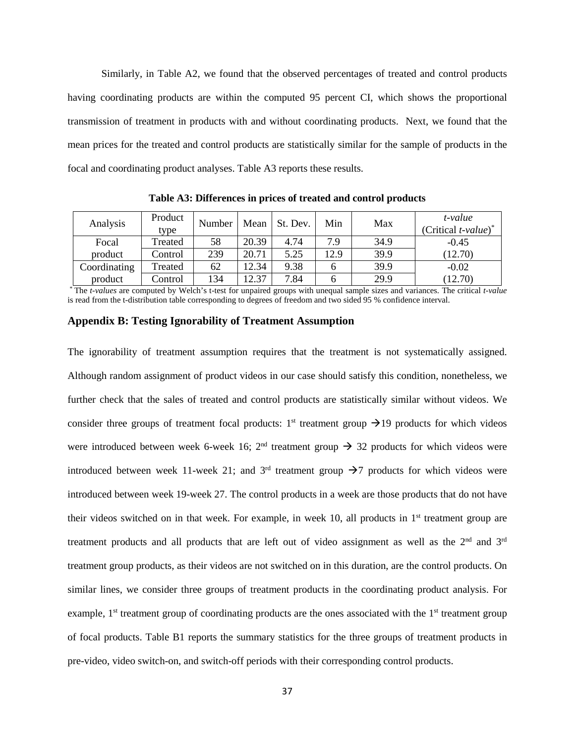Similarly, in Table A2, we found that the observed percentages of treated and control products having coordinating products are within the computed 95 percent CI, which shows the proportional transmission of treatment in products with and without coordinating products. Next, we found that the mean prices for the treated and control products are statistically similar for the sample of products in the focal and coordinating product analyses. Table A3 reports these results.

**Table A3: Differences in prices of treated and control products**

| Analysis | Product type | Number | Mean | St. Dev. | Min | Max | *t-value* (Critical *t-value*)* |
|---|---|---|---|---|---|---|---|
| Focal product | Treated | 58 | 20.39 | 4.74 | 7.9 | 34.9 | -0.45 |
| | Control | 239 | 20.71 | 5.25 | 12.9 | 39.9 | (12.70) |
| Coordinating product | Treated | 62 | 12.34 | 9.38 | 6 | 39.9 | -0.02 |
| | Control | 134 | 12.37 | 7.84 | 6 | 29.9 | (12.70) |

* The *t-values* are computed by Welch's t-test for unpaired groups with unequal sample sizes and variances. The critical *t-value* is read from the t-distribution table corresponding to degrees of freedom and two sided 95 % confidence interval.

### Appendix B: Testing Ignorability of Treatment Assumption

The ignorability of treatment assumption requires that the treatment is not systematically assigned. Although random assignment of product videos in our case should satisfy this condition, nonetheless, we further check that the sales of treated and control products are statistically similar without videos. We consider three groups of treatment focal products: 1st treatment group →19 products for which videos were introduced between week 6-week 16; 2nd treatment group → 32 products for which videos were introduced between week 11-week 21; and 3rd treatment group →7 products for which videos were introduced between week 19-week 27. The control products in a week are those products that do not have their videos switched on in that week. For example, in week 10, all products in 1st treatment group are treatment products and all products that are left out of video assignment as well as the 2nd and 3rd treatment group products, as their videos are not switched on in this duration, are the control products. On similar lines, we consider three groups of treatment products in the coordinating product analysis. For example, 1st treatment group of coordinating products are the ones associated with the 1st treatment group of focal products. Table B1 reports the summary statistics for the three groups of treatment products in pre-video, video switch-on, and switch-off periods with their corresponding control products.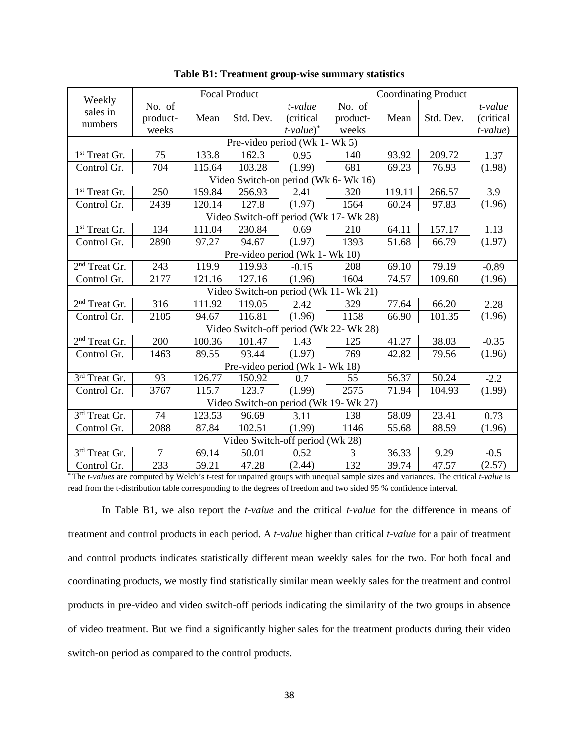**Table B1: Treatment group-wise summary statistics**

| Weekly sales in numbers | Focal Product | | | | Coordinating Product | | | |
|---|---|---|---|---|---|---|---|---|
| | No. of product-weeks | Mean | Std. Dev. | *t-value* (critical *t-value*)* | No. of product-weeks | Mean | Std. Dev. | *t-value* (critical *t-value*) |
| Pre-video period (Wk 1- Wk 5) | | | | | | | | |
| 1st Treat Gr. | 75 | 133.8 | 162.3 | 0.95 | 140 | 93.92 | 209.72 | 1.37 |
| Control Gr. | 704 | 115.64 | 103.28 | (1.99) | 681 | 69.23 | 76.93 | (1.98) |
| Video Switch-on period (Wk 6- Wk 16) | | | | | | | | |
| 1st Treat Gr. | 250 | 159.84 | 256.93 | 2.41 | 320 | 119.11 | 266.57 | 3.9 |
| Control Gr. | 2439 | 120.14 | 127.8 | (1.97) | 1564 | 60.24 | 97.83 | (1.96) |
| Video Switch-off period (Wk 17- Wk 28) | | | | | | | | |
| 1st Treat Gr. | 134 | 111.04 | 230.84 | 0.69 | 210 | 64.11 | 157.17 | 1.13 |
| Control Gr. | 2890 | 97.27 | 94.67 | (1.97) | 1393 | 51.68 | 66.79 | (1.97) |
| Pre-video period (Wk 1- Wk 10) | | | | | | | | |
| 2nd Treat Gr. | 243 | 119.9 | 119.93 | -0.15 | 208 | 69.10 | 79.19 | -0.89 |
| Control Gr. | 2177 | 121.16 | 127.16 | (1.96) | 1604 | 74.57 | 109.60 | (1.96) |
| Video Switch-on period (Wk 11- Wk 21) | | | | | | | | |
| 2nd Treat Gr. | 316 | 111.92 | 119.05 | 2.42 | 329 | 77.64 | 66.20 | 2.28 |
| Control Gr. | 2105 | 94.67 | 116.81 | (1.96) | 1158 | 66.90 | 101.35 | (1.96) |
| Video Switch-off period (Wk 22- Wk 28) | | | | | | | | |
| 2nd Treat Gr. | 200 | 100.36 | 101.47 | 1.43 | 125 | 41.27 | 38.03 | -0.35 |
| Control Gr. | 1463 | 89.55 | 93.44 | (1.97) | 769 | 42.82 | 79.56 | (1.96) |
| Pre-video period (Wk 1- Wk 18) | | | | | | | | |
| 3rd Treat Gr. | 93 | 126.77 | 150.92 | 0.7 | 55 | 56.37 | 50.24 | -2.2 |
| Control Gr. | 3767 | 115.7 | 123.7 | (1.99) | 2575 | 71.94 | 104.93 | (1.99) |
| Video Switch-on period (Wk 19- Wk 27) | | | | | | | | |
| 3rd Treat Gr. | 74 | 123.53 | 96.69 | 3.11 | 138 | 58.09 | 23.41 | 0.73 |
| Control Gr. | 2088 | 87.84 | 102.51 | (1.99) | 1146 | 55.68 | 88.59 | (1.96) |
| Video Switch-off period (Wk 28) | | | | | | | | |
| 3rd Treat Gr. | 7 | 69.14 | 50.01 | 0.52 | 3 | 36.33 | 9.29 | -0.5 |
| Control Gr. | 233 | 59.21 | 47.28 | (2.44) | 132 | 39.74 | 47.57 | (2.57) |

\* The *t-values* are computed by Welch's t-test for unpaired groups with unequal sample sizes and variances. The critical *t-value* is read from the t-distribution table corresponding to the degrees of freedom and two sided 95 % confidence interval.

In Table B1, we also report the *t-value* and the critical *t-value* for the difference in means of treatment and control products in each period. A *t-value* higher than critical *t-value* for a pair of treatment and control products indicates statistically different mean weekly sales for the two. For both focal and coordinating products, we mostly find statistically similar mean weekly sales for the treatment and control products in pre-video and video switch-off periods indicating the similarity of the two groups in absence of video treatment. But we find a significantly higher sales for the treatment products during their video switch-on period as compared to the control products.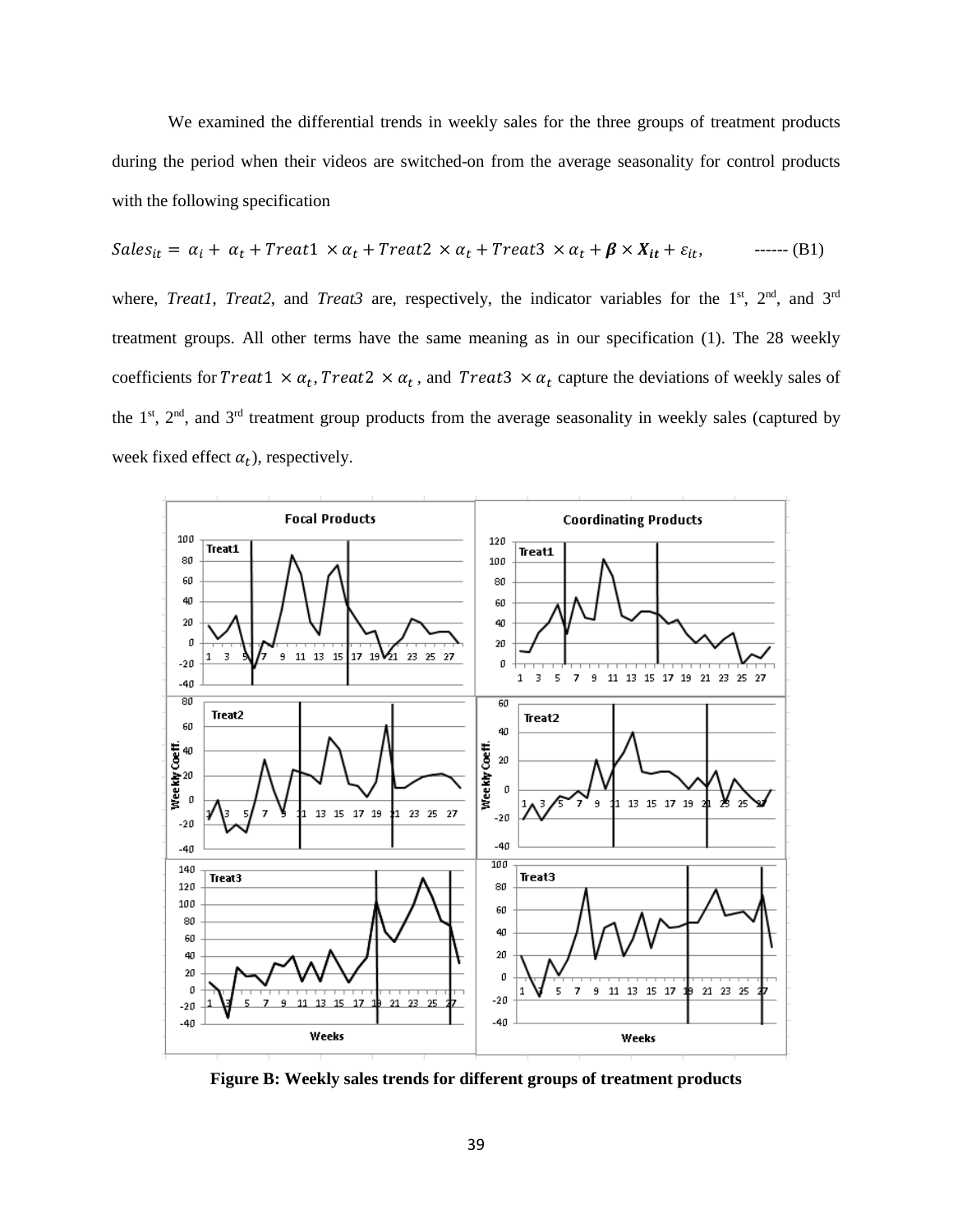We examined the differential trends in weekly sales for the three groups of treatment products during the period when their videos are switched-on from the average seasonality for control products with the following specification

$$Sales_{it} = \alpha_i + \alpha_t + Treat1 \times \alpha_t + Treat2 \times \alpha_t + Treat3 \times \alpha_t + \boldsymbol{\beta} \times \boldsymbol{X_{it}} + \varepsilon_{it}, \qquad \text{------ (B1)}$$

where, *Treat1*, *Treat2*, and *Treat3* are, respectively, the indicator variables for the 1st, 2nd, and 3rd treatment groups. All other terms have the same meaning as in our specification (1). The 28 weekly coefficients for $Treat1 \times \alpha_t$, $Treat2 \times \alpha_t$, and $Treat3 \times \alpha_t$ capture the deviations of weekly sales of the 1st, 2nd, and 3rd treatment group products from the average seasonality in weekly sales (captured by week fixed effect $\alpha_t$), respectively.

**Figure B: Weekly sales trends for different groups of treatment products**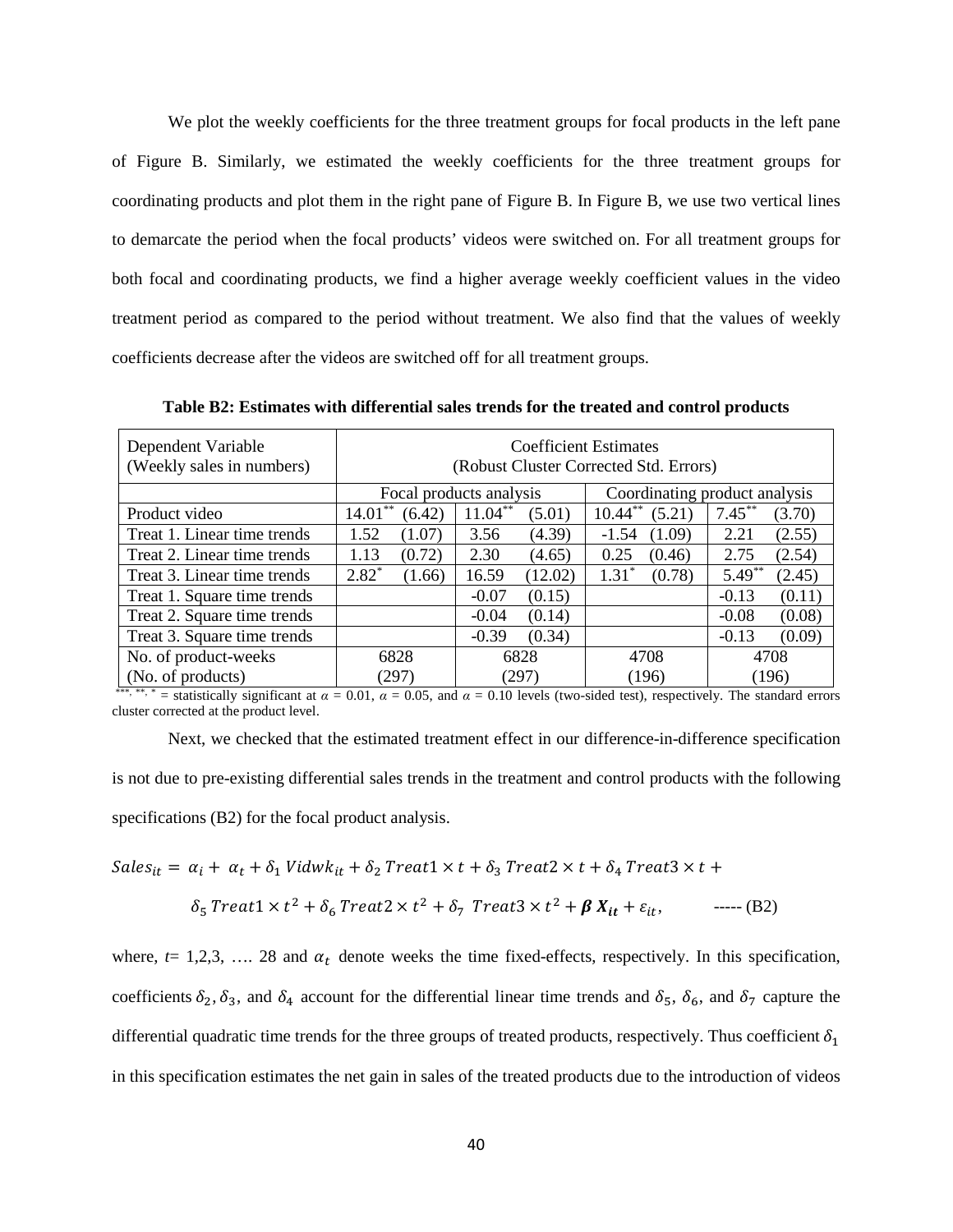We plot the weekly coefficients for the three treatment groups for focal products in the left pane of Figure B. Similarly, we estimated the weekly coefficients for the three treatment groups for coordinating products and plot them in the right pane of Figure B. In Figure B, we use two vertical lines to demarcate the period when the focal products' videos were switched on. For all treatment groups for both focal and coordinating products, we find a higher average weekly coefficient values in the video treatment period as compared to the period without treatment. We also find that the values of weekly coefficients decrease after the videos are switched off for all treatment groups.

**Table B2: Estimates with differential sales trends for the treated and control products**

| Dependent Variable (Weekly sales in numbers) | Coefficient Estimates (Robust Cluster Corrected Std. Errors) | | | |
|---|---|---|---|---|
| | Focal products analysis | | Coordinating product analysis | |
| Product video | 14.01** (6.42) | 11.04** (5.01) | 10.44** (5.21) | 7.45** (3.70) |
| Treat 1. Linear time trends | 1.52 (1.07) | 3.56 (4.39) | -1.54 (1.09) | 2.21 (2.55) |
| Treat 2. Linear time trends | 1.13 (0.72) | 2.30 (4.65) | 0.25 (0.46) | 2.75 (2.54) |
| Treat 3. Linear time trends | 2.82* (1.66) | 16.59 (12.02) | 1.31* (0.78) | 5.49** (2.45) |
| Treat 1. Square time trends | | -0.07 (0.15) | | -0.13 (0.11) |
| Treat 2. Square time trends | | -0.04 (0.14) | | -0.08 (0.08) |
| Treat 3. Square time trends | | -0.39 (0.34) | | -0.13 (0.09) |
| No. of product-weeks (No. of products) | 6828 (297) | 6828 (297) | 4708 (196) | 4708 (196) |

***, **, * = statistically significant at $\alpha$ = 0.01, $\alpha$ = 0.05, and $\alpha$ = 0.10 levels (two-sided test), respectively. The standard errors cluster corrected at the product level.

Next, we checked that the estimated treatment effect in our difference-in-difference specification is not due to pre-existing differential sales trends in the treatment and control products with the following specifications (B2) for the focal product analysis.

$$Sales_{it} = \alpha_i + \alpha_t + \delta_1 \, Vidwk_{it} + \delta_2 \, Treat1 \times t + \delta_3 \, Treat2 \times t + \delta_4 \, Treat3 \times t + \delta_5 \, Treat1 \times t^2 + \delta_6 \, Treat2 \times t^2 + \delta_7 \, Treat3 \times t^2 + \boldsymbol{\beta} \, \boldsymbol{X_{it}} + \varepsilon_{it}, \qquad \text{----- (B2)}$$

where, $t$= 1,2,3, …. 28 and $\alpha_t$ denote weeks the time fixed-effects, respectively. In this specification, coefficients $\delta_2, \delta_3$, and $\delta_4$ account for the differential linear time trends and $\delta_5$, $\delta_6$, and $\delta_7$ capture the differential quadratic time trends for the three groups of treated products, respectively. Thus coefficient $\delta_1$ in this specification estimates the net gain in sales of the treated products due to the introduction of videos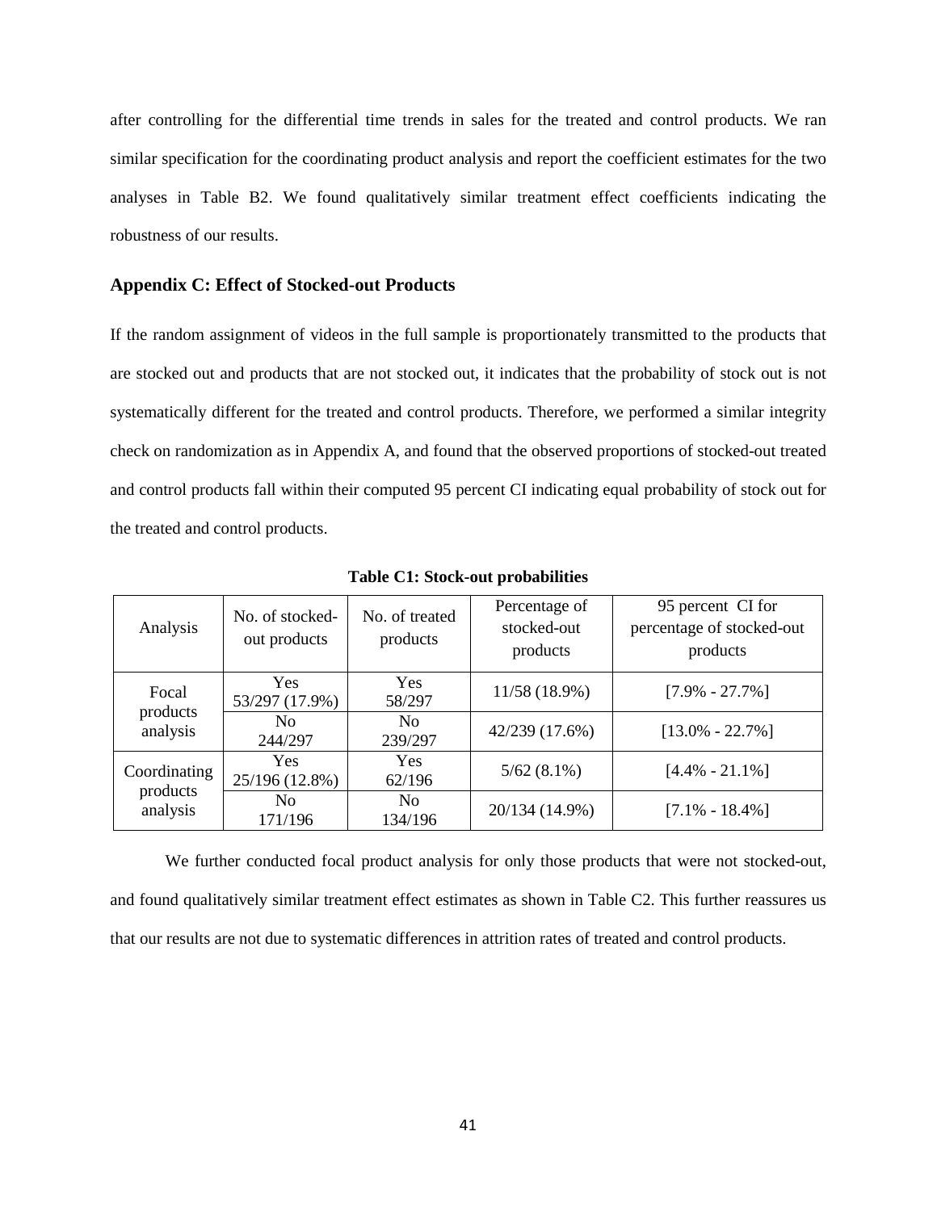after controlling for the differential time trends in sales for the treated and control products. We ran similar specification for the coordinating product analysis and report the coefficient estimates for the two analyses in Table B2. We found qualitatively similar treatment effect coefficients indicating the robustness of our results.

## Appendix C: Effect of Stocked-out Products

If the random assignment of videos in the full sample is proportionately transmitted to the products that are stocked out and products that are not stocked out, it indicates that the probability of stock out is not systematically different for the treated and control products. Therefore, we performed a similar integrity check on randomization as in Appendix A, and found that the observed proportions of stocked-out treated and control products fall within their computed 95 percent CI indicating equal probability of stock out for the treated and control products.

**Table C1: Stock-out probabilities**

| Analysis | No. of stocked-out products | No. of treated products | Percentage of stocked-out products | 95 percent CI for percentage of stocked-out products |
|---|---|---|---|---|
| Focal products analysis | Yes 53/297 (17.9%) | Yes 58/297 | 11/58 (18.9%) | [7.9% - 27.7%] |
| | No 244/297 | No 239/297 | 42/239 (17.6%) | [13.0% - 22.7%] |
| Coordinating products analysis | Yes 25/196 (12.8%) | Yes 62/196 | 5/62 (8.1%) | [4.4% - 21.1%] |
| | No 171/196 | No 134/196 | 20/134 (14.9%) | [7.1% - 18.4%] |

We further conducted focal product analysis for only those products that were not stocked-out, and found qualitatively similar treatment effect estimates as shown in Table C2. This further reassures us that our results are not due to systematic differences in attrition rates of treated and control products.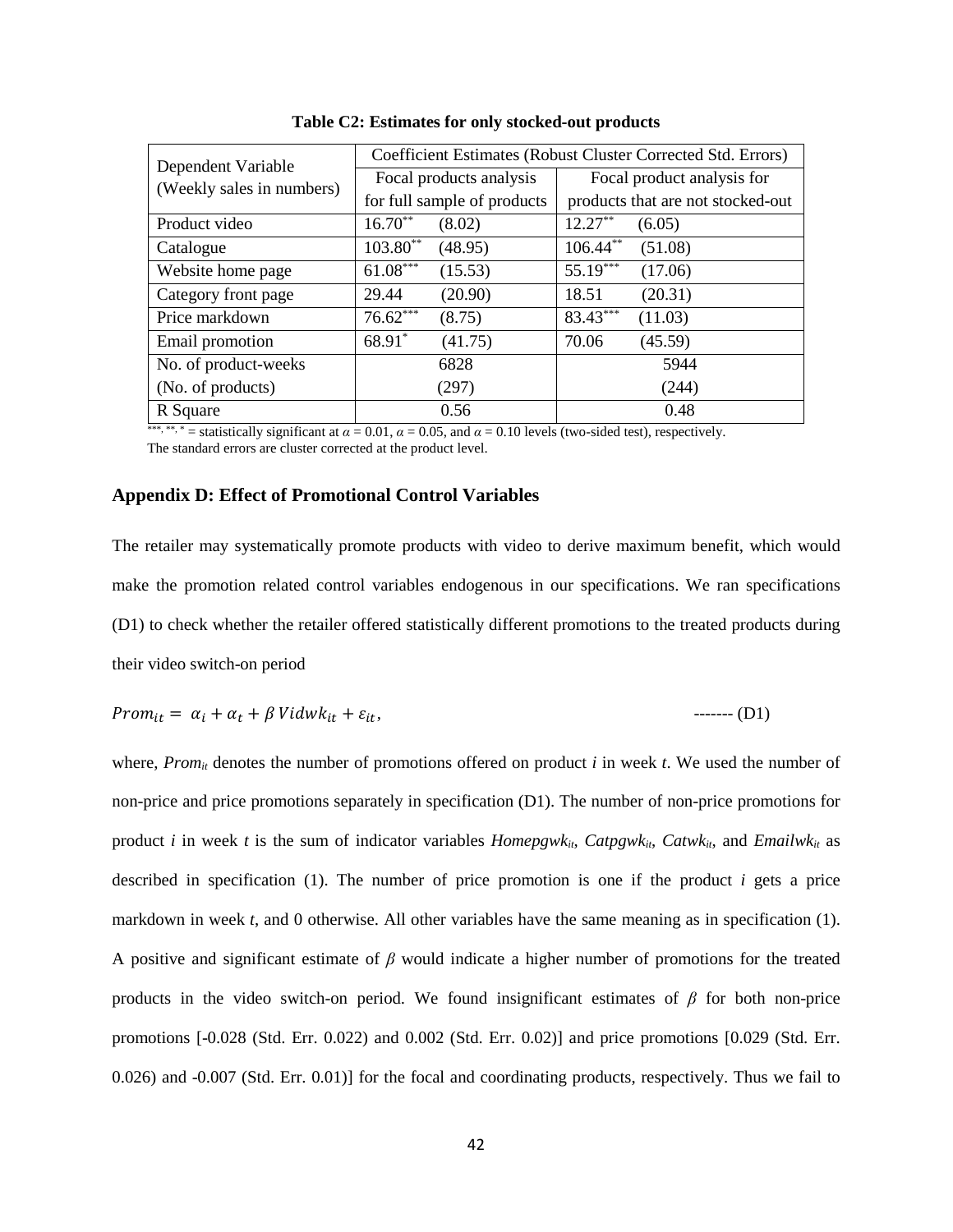**Table C2: Estimates for only stocked-out products**

| Dependent Variable (Weekly sales in numbers) | Coefficient Estimates (Robust Cluster Corrected Std. Errors) | |
|---|---|---|
| | Focal products analysis for full sample of products | Focal product analysis for products that are not stocked-out |
| Product video | $16.70^{**}$ (8.02) | $12.27^{**}$ (6.05) |
| Catalogue | $103.80^{**}$ (48.95) | $106.44^{**}$ (51.08) |
| Website home page | $61.08^{***}$ (15.53) | $55.19^{***}$ (17.06) |
| Category front page | 29.44 (20.90) | 18.51 (20.31) |
| Price markdown | $76.62^{***}$ (8.75) | $83.43^{***}$ (11.03) |
| Email promotion | $68.91^{*}$ (41.75) | 70.06 (45.59) |
| No. of product-weeks (No. of products) | 6828 (297) | 5944 (244) |
| R Square | 0.56 | 0.48 |

$^{***}$, $^{**}$, $^{*}$ = statistically significant at $\alpha = 0.01$, $\alpha = 0.05$, and $\alpha = 0.10$ levels (two-sided test), respectively.
The standard errors are cluster corrected at the product level.

## Appendix D: Effect of Promotional Control Variables

The retailer may systematically promote products with video to derive maximum benefit, which would make the promotion related control variables endogenous in our specifications. We ran specifications (D1) to check whether the retailer offered statistically different promotions to the treated products during their video switch-on period

$$Prom_{it} = \alpha_i + \alpha_t + \beta\, Vidwk_{it} + \varepsilon_{it}, \qquad \text{------- (D1)}$$

where, $Prom_{it}$ denotes the number of promotions offered on product $i$ in week $t$. We used the number of non-price and price promotions separately in specification (D1). The number of non-price promotions for product $i$ in week $t$ is the sum of indicator variables $Homepgwk_{it}$, $Catpgwk_{it}$, $Catwk_{it}$, and $Emailwk_{it}$ as described in specification (1). The number of price promotion is one if the product $i$ gets a price markdown in week $t$, and 0 otherwise. All other variables have the same meaning as in specification (1). A positive and significant estimate of $\beta$ would indicate a higher number of promotions for the treated products in the video switch-on period. We found insignificant estimates of $\beta$ for both non-price promotions [-0.028 (Std. Err. 0.022) and 0.002 (Std. Err. 0.02)] and price promotions [0.029 (Std. Err. 0.026) and -0.007 (Std. Err. 0.01)] for the focal and coordinating products, respectively. Thus we fail to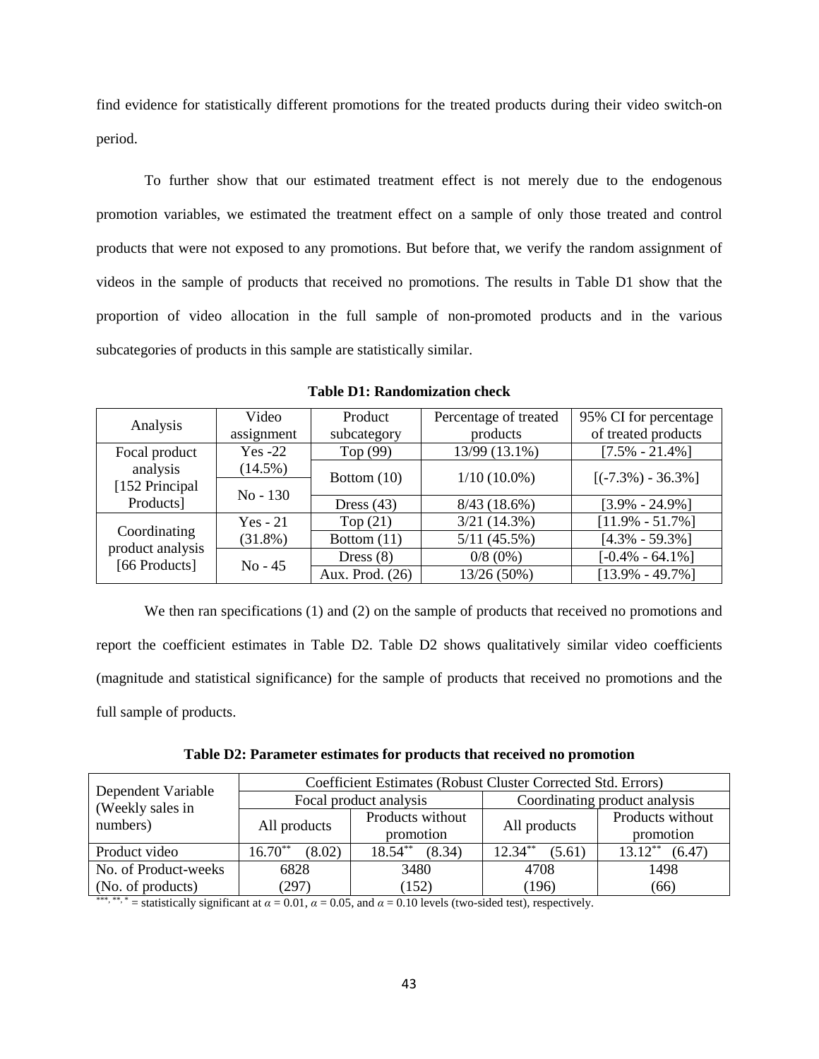find evidence for statistically different promotions for the treated products during their video switch-on period.

To further show that our estimated treatment effect is not merely due to the endogenous promotion variables, we estimated the treatment effect on a sample of only those treated and control products that were not exposed to any promotions. But before that, we verify the random assignment of videos in the sample of products that received no promotions. The results in Table D1 show that the proportion of video allocation in the full sample of non-promoted products and in the various subcategories of products in this sample are statistically similar.

**Table D1: Randomization check**

| Analysis | Video assignment | Product subcategory | Percentage of treated products | 95% CI for percentage of treated products |
|---|---|---|---|---|
| Focal product analysis [152 Principal Products] | Yes -22 (14.5%) | Top (99) | 13/99 (13.1%) | [7.5% - 21.4%] |
| | | Bottom (10) | 1/10 (10.0%) | [(-7.3%) - 36.3%] |
| | No - 130 | Dress (43) | 8/43 (18.6%) | [3.9% - 24.9%] |
| Coordinating product analysis [66 Products] | Yes - 21 (31.8%) | Top (21) | 3/21 (14.3%) | [11.9% - 51.7%] |
| | | Bottom (11) | 5/11 (45.5%) | [4.3% - 59.3%] |
| | No - 45 | Dress (8) | 0/8 (0%) | [-0.4% - 64.1%] |
| | | Aux. Prod. (26) | 13/26 (50%) | [13.9% - 49.7%] |

We then ran specifications (1) and (2) on the sample of products that received no promotions and report the coefficient estimates in Table D2. Table D2 shows qualitatively similar video coefficients (magnitude and statistical significance) for the sample of products that received no promotions and the full sample of products.

**Table D2: Parameter estimates for products that received no promotion**

| Dependent Variable (Weekly sales in numbers) | Coefficient Estimates (Robust Cluster Corrected Std. Errors) | | | |
|---|---|---|---|---|
| | Focal product analysis | | Coordinating product analysis | |
| | All products | Products without promotion | All products | Products without promotion |
| Product video | 16.70** (8.02) | 18.54** (8.34) | 12.34** (5.61) | 13.12** (6.47) |
| No. of Product-weeks (No. of products) | 6828 (297) | 3480 (152) | 4708 (196) | 1498 (66) |

***, **, * = statistically significant at $\alpha = 0.01$, $\alpha = 0.05$, and $\alpha = 0.10$ levels (two-sided test), respectively.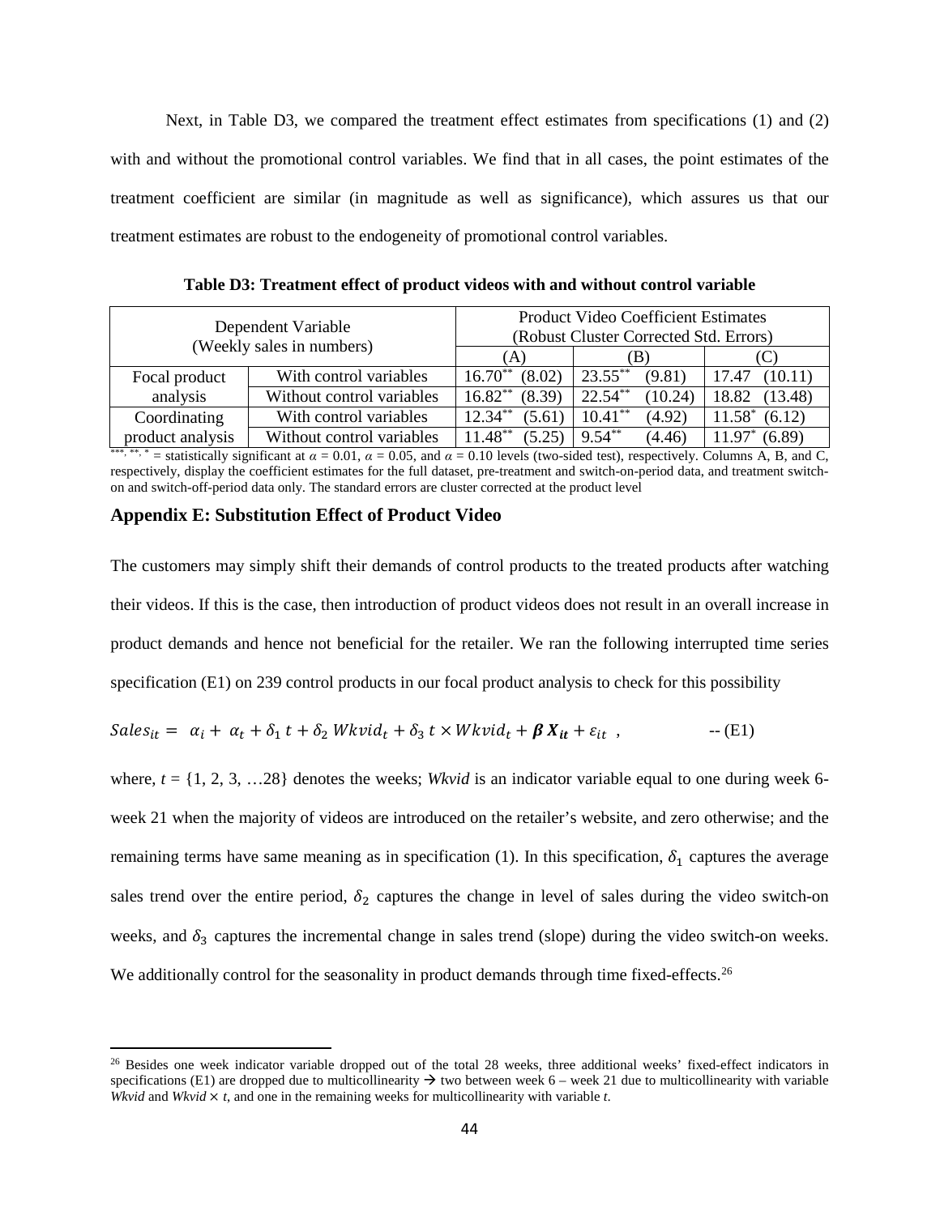Next, in Table D3, we compared the treatment effect estimates from specifications (1) and (2) with and without the promotional control variables. We find that in all cases, the point estimates of the treatment coefficient are similar (in magnitude as well as significance), which assures us that our treatment estimates are robust to the endogeneity of promotional control variables.

**Table D3: Treatment effect of product videos with and without control variable**

| Dependent Variable (Weekly sales in numbers) | | Product Video Coefficient Estimates (Robust Cluster Corrected Std. Errors) | | |
|---|---|---|---|---|
| | | (A) | (B) | (C) |
| Focal product analysis | With control variables | 16.70** (8.02) | 23.55** (9.81) | 17.47 (10.11) |
| | Without control variables | 16.82** (8.39) | 22.54** (10.24) | 18.82 (13.48) |
| Coordinating product analysis | With control variables | 12.34** (5.61) | 10.41** (4.92) | 11.58* (6.12) |
| | Without control variables | 11.48** (5.25) | 9.54** (4.46) | 11.97* (6.89) |

***, **, * = statistically significant at $\alpha = 0.01$, $\alpha = 0.05$, and $\alpha = 0.10$ levels (two-sided test), respectively. Columns A, B, and C, respectively, display the coefficient estimates for the full dataset, pre-treatment and switch-on-period data, and treatment switch-on and switch-off-period data only. The standard errors are cluster corrected at the product level

### Appendix E: Substitution Effect of Product Video

The customers may simply shift their demands of control products to the treated products after watching their videos. If this is the case, then introduction of product videos does not result in an overall increase in product demands and hence not beneficial for the retailer. We ran the following interrupted time series specification (E1) on 239 control products in our focal product analysis to check for this possibility

$$Sales_{it} = \alpha_i + \alpha_t + \delta_1 \, t + \delta_2 \, Wkvid_t + \delta_3 \, t \times Wkvid_t + \boldsymbol{\beta X_{it}} + \varepsilon_{it} \;, \qquad \text{-- (E1)}$$

where, $t = \{1, 2, 3, \ldots 28\}$ denotes the weeks; *Wkvid* is an indicator variable equal to one during week 6-week 21 when the majority of videos are introduced on the retailer's website, and zero otherwise; and the remaining terms have same meaning as in specification (1). In this specification, $\delta_1$ captures the average sales trend over the entire period, $\delta_2$ captures the change in level of sales during the video switch-on weeks, and $\delta_3$ captures the incremental change in sales trend (slope) during the video switch-on weeks. We additionally control for the seasonality in product demands through time fixed-effects.[26]

[26] Besides one week indicator variable dropped out of the total 28 weeks, three additional weeks' fixed-effect indicators in specifications (E1) are dropped due to multicollinearity → two between week 6 – week 21 due to multicollinearity with variable *Wkvid* and *Wkvid* × *t*, and one in the remaining weeks for multicollinearity with variable *t*.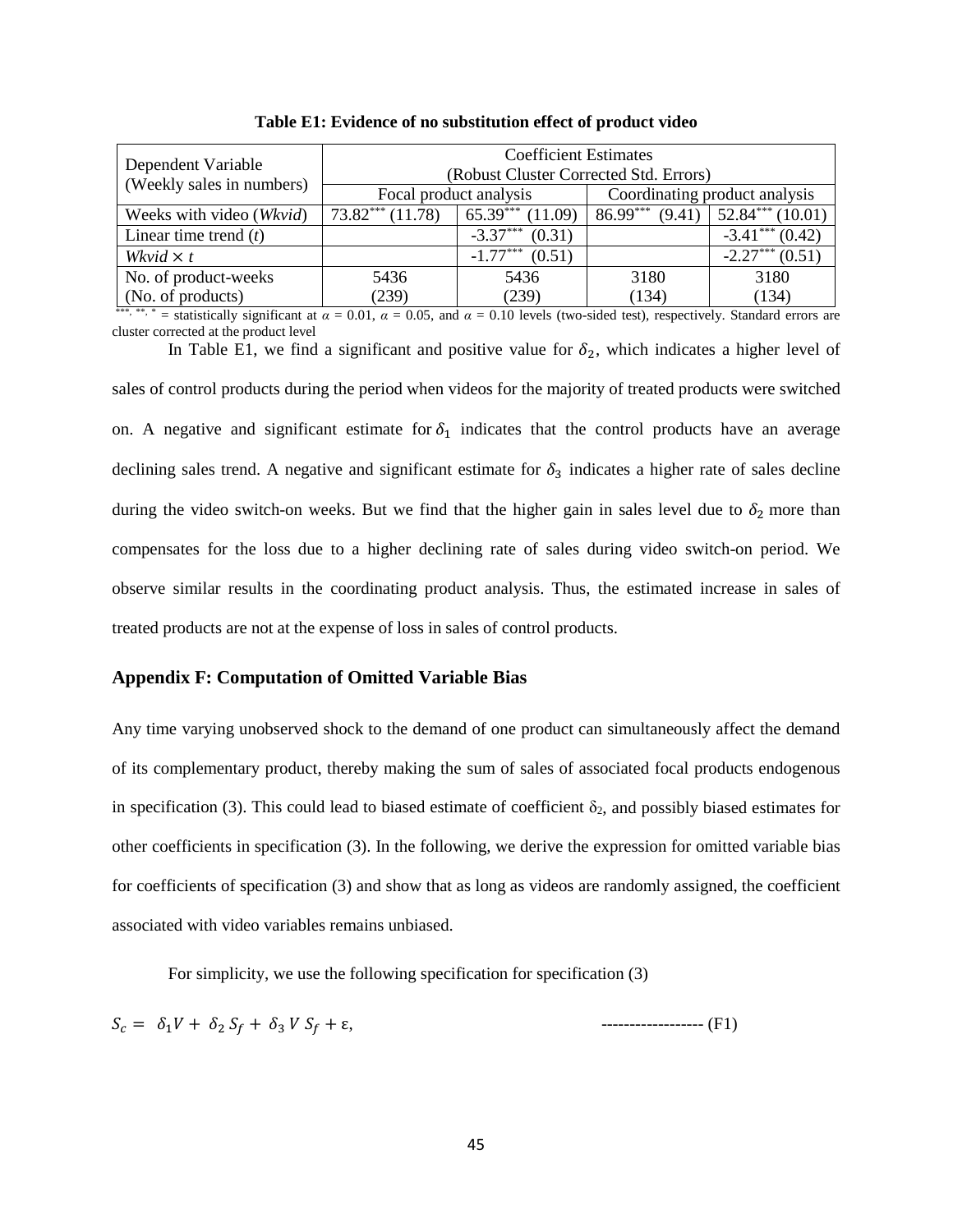**Table E1: Evidence of no substitution effect of product video**

| Dependent Variable (Weekly sales in numbers) | Coefficient Estimates (Robust Cluster Corrected Std. Errors) | | | |
|---|---|---|---|---|
| | Focal product analysis | | Coordinating product analysis | |
| Weeks with video (*Wkvid*) | $73.82^{***}$ (11.78) | $65.39^{***}$ (11.09) | $86.99^{***}$ (9.41) | $52.84^{***}$ (10.01) |
| Linear time trend ($t$) | | $-3.37^{***}$ (0.31) | | $-3.41^{***}$ (0.42) |
| $Wkvid \times t$ | | $-1.77^{***}$ (0.51) | | $-2.27^{***}$ (0.51) |
| No. of product-weeks (No. of products) | 5436 (239) | 5436 (239) | 3180 (134) | 3180 (134) |

$^{***}$, $^{**}$, $^{*}$ = statistically significant at $\alpha$ = 0.01, $\alpha$ = 0.05, and $\alpha$ = 0.10 levels (two-sided test), respectively. Standard errors are cluster corrected at the product level

In Table E1, we find a significant and positive value for $\delta_2$, which indicates a higher level of sales of control products during the period when videos for the majority of treated products were switched on. A negative and significant estimate for $\delta_1$ indicates that the control products have an average declining sales trend. A negative and significant estimate for $\delta_3$ indicates a higher rate of sales decline during the video switch-on weeks. But we find that the higher gain in sales level due to $\delta_2$ more than compensates for the loss due to a higher declining rate of sales during video switch-on period. We observe similar results in the coordinating product analysis. Thus, the estimated increase in sales of treated products are not at the expense of loss in sales of control products.

## Appendix F: Computation of Omitted Variable Bias

Any time varying unobserved shock to the demand of one product can simultaneously affect the demand of its complementary product, thereby making the sum of sales of associated focal products endogenous in specification (3). This could lead to biased estimate of coefficient $\delta_2$, and possibly biased estimates for other coefficients in specification (3). In the following, we derive the expression for omitted variable bias for coefficients of specification (3) and show that as long as videos are randomly assigned, the coefficient associated with video variables remains unbiased.

For simplicity, we use the following specification for specification (3)

$$S_c = \delta_1 V + \delta_2 S_f + \delta_3 V S_f + \varepsilon, \qquad \text{------------------ (F1)}$$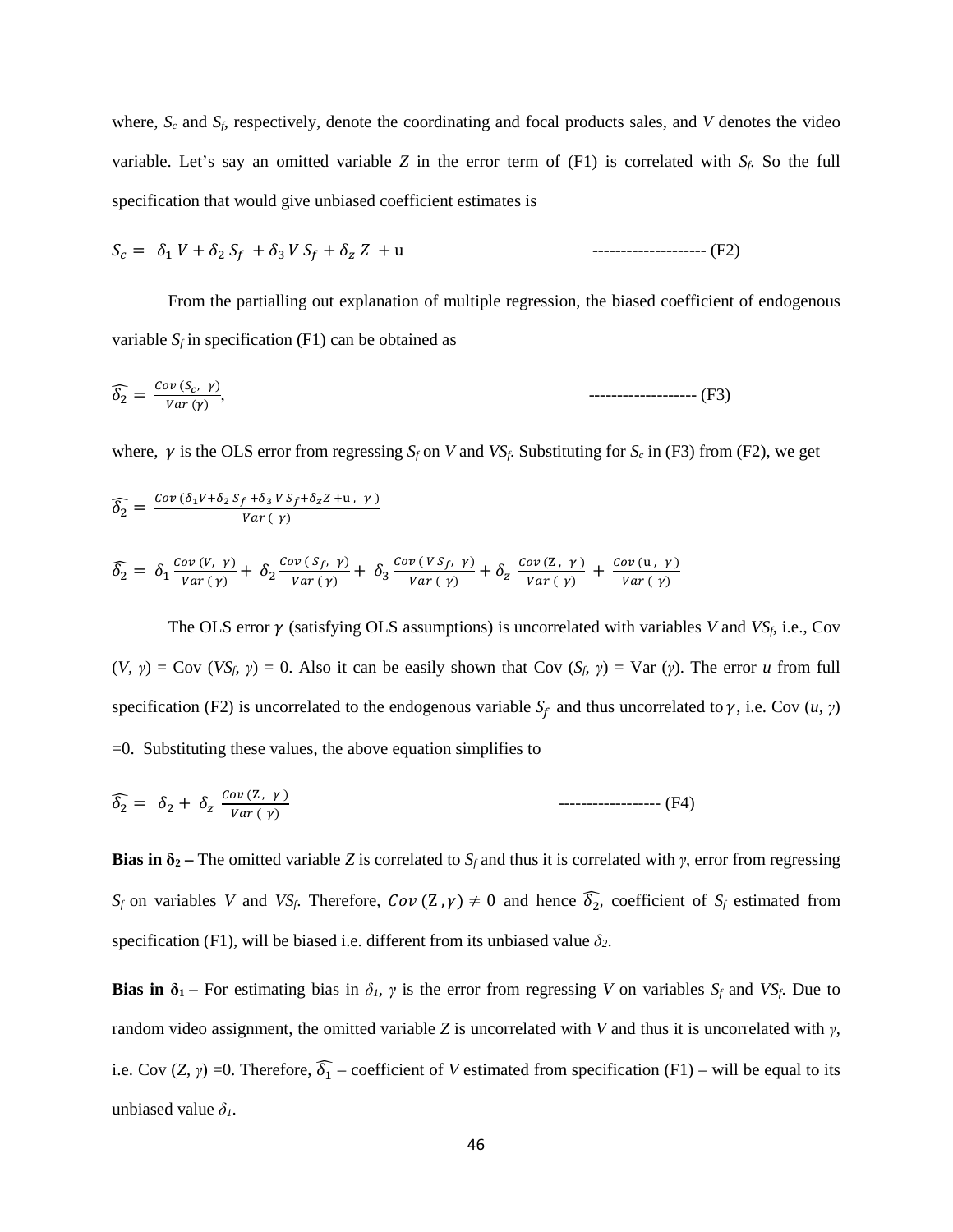where, $S_c$ and $S_f$, respectively, denote the coordinating and focal products sales, and $V$ denotes the video variable. Let's say an omitted variable $Z$ in the error term of (F1) is correlated with $S_f$. So the full specification that would give unbiased coefficient estimates is

$$S_c = \delta_1 V + \delta_2 S_f + \delta_3 V S_f + \delta_z Z + \mathrm{u} \qquad \text{-------------------- (F2)}$$

From the partialling out explanation of multiple regression, the biased coefficient of endogenous variable $S_f$ in specification (F1) can be obtained as

$$\widehat{\delta_2} = \frac{Cov\,(S_c,\ \gamma)}{Var\,(\gamma)}, \qquad \text{------------------- (F3)}$$

where, $\gamma$ is the OLS error from regressing $S_f$ on $V$ and $VS_f$. Substituting for $S_c$ in (F3) from (F2), we get

$$\widehat{\delta_2} = \frac{Cov\,(\delta_1 V + \delta_2 S_f + \delta_3 V S_f + \delta_z Z + \mathrm{u},\ \gamma)}{Var\,(\gamma)}$$

$$\widehat{\delta_2} = \delta_1 \frac{Cov\,(V,\ \gamma)}{Var\,(\gamma)} + \delta_2 \frac{Cov\,(S_f,\ \gamma)}{Var\,(\gamma)} + \delta_3 \frac{Cov\,(V S_f,\ \gamma)}{Var\,(\gamma)} + \delta_z \frac{Cov\,(\mathrm{Z},\ \gamma)}{Var\,(\gamma)} + \frac{Cov\,(\mathrm{u},\ \gamma)}{Var\,(\gamma)}$$

The OLS error $\gamma$ (satisfying OLS assumptions) is uncorrelated with variables $V$ and $VS_f$, i.e., Cov $(V, \gamma)$ = Cov $(VS_f, \gamma) = 0$. Also it can be easily shown that Cov $(S_f, \gamma)$ = Var $(\gamma)$. The error $u$ from full specification (F2) is uncorrelated to the endogenous variable $S_f$ and thus uncorrelated to $\gamma$, i.e. Cov $(u, \gamma) = 0$. Substituting these values, the above equation simplifies to

$$\widehat{\delta_2} = \delta_2 + \delta_z \frac{Cov\,(\mathrm{Z},\ \gamma)}{Var\,(\gamma)} \qquad \text{------------------ (F4)}$$

**Bias in $\delta_2$ –** The omitted variable $Z$ is correlated to $S_f$ and thus it is correlated with $\gamma$, error from regressing $S_f$ on variables $V$ and $VS_f$. Therefore, $Cov\,(\mathrm{Z}, \gamma) \neq 0$ and hence $\widehat{\delta_2}$, coefficient of $S_f$ estimated from specification (F1), will be biased i.e. different from its unbiased value $\delta_2$.

**Bias in $\delta_1$ –** For estimating bias in $\delta_1$, $\gamma$ is the error from regressing $V$ on variables $S_f$ and $VS_f$. Due to random video assignment, the omitted variable $Z$ is uncorrelated with $V$ and thus it is uncorrelated with $\gamma$, i.e. Cov $(Z, \gamma) = 0$. Therefore, $\widehat{\delta_1}$ – coefficient of $V$ estimated from specification (F1) – will be equal to its unbiased value $\delta_1$.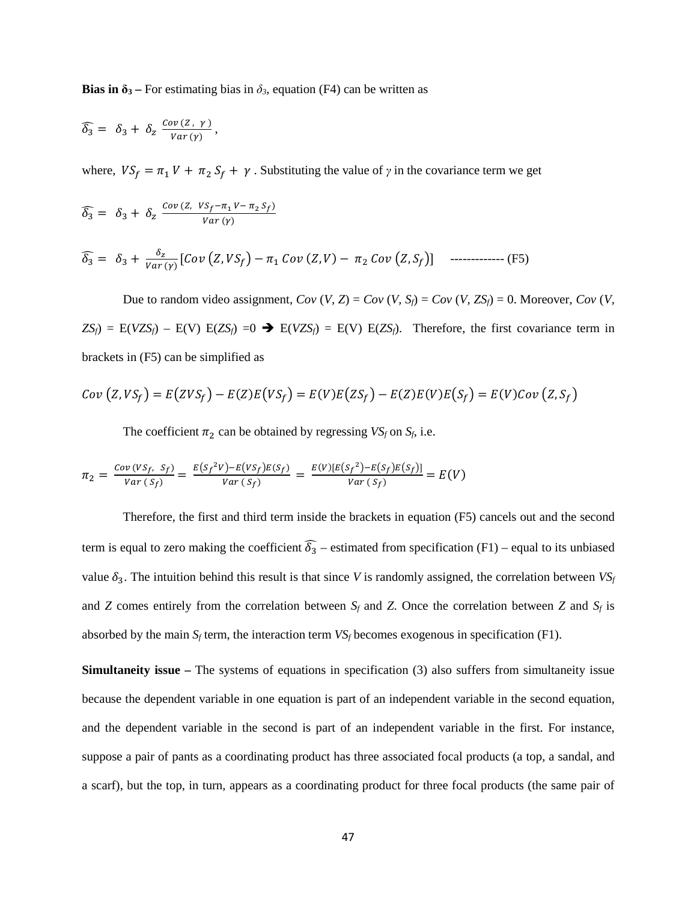**Bias in $\delta_3$ –** For estimating bias in $\delta_3$, equation (F4) can be written as

$$\widehat{\delta_3} = \delta_3 + \delta_z \frac{Cov\,(Z\,,\;\gamma\,)}{Var\,(\gamma)}\,,$$

where, $VS_f = \pi_1 V + \pi_2 S_f + \gamma$ . Substituting the value of $\gamma$ in the covariance term we get

$$\widehat{\delta_3} = \delta_3 + \delta_z \frac{Cov\,(Z,\;VS_f - \pi_1 V - \pi_2 S_f)}{Var\,(\gamma)}$$

$$\widehat{\delta_3} = \delta_3 + \frac{\delta_z}{Var\,(\gamma)}\left[Cov\left(Z, VS_f\right) - \pi_1\, Cov\,(Z, V) - \pi_2\, Cov\left(Z, S_f\right)\right] \quad \text{------------- (F5)}$$

Due to random video assignment, $Cov\,(V, Z) = Cov\,(V, S_f) = Cov\,(V, ZS_f) = 0$. Moreover, $Cov\,(V, ZS_f) = E(VZS_f) - E(V)\,E(ZS_f) = 0 \Rightarrow E(VZS_f) = E(V)\,E(ZS_f)$. Therefore, the first covariance term in brackets in (F5) can be simplified as

$$Cov\left(Z, VS_f\right) = E\left(ZVS_f\right) - E(Z)E\left(VS_f\right) = E(V)E\left(ZS_f\right) - E(Z)E(V)E\left(S_f\right) = E(V)Cov\left(Z, S_f\right)$$

The coefficient $\pi_2$ can be obtained by regressing $VS_f$ on $S_f$, i.e.

$$\pi_2 = \frac{Cov\,(VS_f,\;S_f)}{Var\,(\,S_f)} = \frac{E\left(S_f^{\,2}V\right) - E\left(VS_f\right)E\left(S_f\right)}{Var\,(\,S_f)} = \frac{E(V)\left[E\left(S_f^{\,2}\right) - E\left(S_f\right)E\left(S_f\right)\right]}{Var\,(\,S_f)} = E(V)$$

Therefore, the first and third term inside the brackets in equation (F5) cancels out and the second term is equal to zero making the coefficient $\widehat{\delta_3}$ – estimated from specification (F1) – equal to its unbiased value $\delta_3$. The intuition behind this result is that since $V$ is randomly assigned, the correlation between $VS_f$ and $Z$ comes entirely from the correlation between $S_f$ and $Z$. Once the correlation between $Z$ and $S_f$ is absorbed by the main $S_f$ term, the interaction term $VS_f$ becomes exogenous in specification (F1).

**Simultaneity issue –** The systems of equations in specification (3) also suffers from simultaneity issue because the dependent variable in one equation is part of an independent variable in the second equation, and the dependent variable in the second is part of an independent variable in the first. For instance, suppose a pair of pants as a coordinating product has three associated focal products (a top, a sandal, and a scarf), but the top, in turn, appears as a coordinating product for three focal products (the same pair of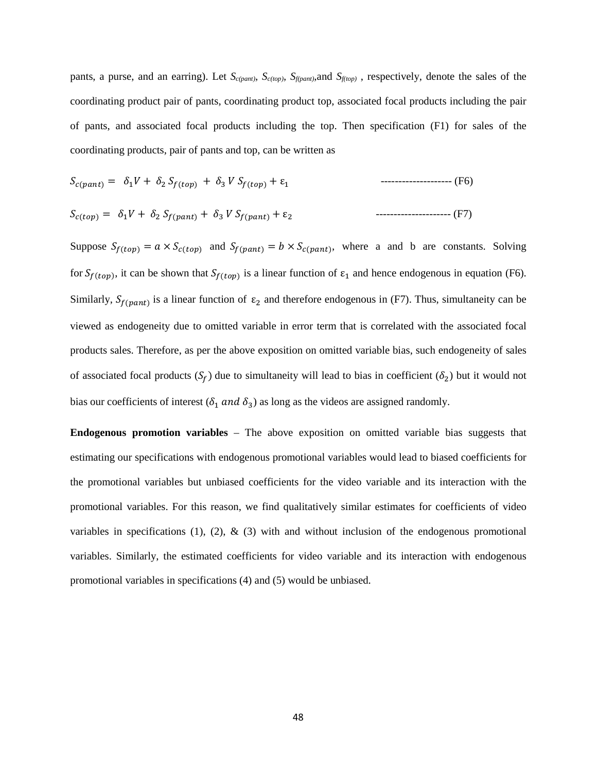pants, a purse, and an earring). Let $S_{c(pant)}$, $S_{c(top)}$, $S_{f(pant)}$,and $S_{f(top)}$ , respectively, denote the sales of the coordinating product pair of pants, coordinating product top, associated focal products including the pair of pants, and associated focal products including the top. Then specification (F1) for sales of the coordinating products, pair of pants and top, can be written as

$$S_{c(pant)} = \delta_1 V + \delta_2 S_{f(top)} + \delta_3 V S_{f(top)} + \varepsilon_1 \quad \text{-------------------- (F6)}$$

$$S_{c(top)} = \delta_1 V + \delta_2 S_{f(pant)} + \delta_3 V S_{f(pant)} + \varepsilon_2 \quad \text{--------------------- (F7)}$$

Suppose $S_{f(top)} = a \times S_{c(top)}$ and $S_{f(pant)} = b \times S_{c(pant)}$, where a and b are constants. Solving for $S_{f(top)}$, it can be shown that $S_{f(top)}$ is a linear function of $\varepsilon_1$ and hence endogenous in equation (F6). Similarly, $S_{f(pant)}$ is a linear function of $\varepsilon_2$ and therefore endogenous in (F7). Thus, simultaneity can be viewed as endogeneity due to omitted variable in error term that is correlated with the associated focal products sales. Therefore, as per the above exposition on omitted variable bias, such endogeneity of sales of associated focal products ($S_f$) due to simultaneity will lead to bias in coefficient ($\delta_2$) but it would not bias our coefficients of interest ($\delta_1$ *and* $\delta_3$) as long as the videos are assigned randomly.

**Endogenous promotion variables** – The above exposition on omitted variable bias suggests that estimating our specifications with endogenous promotional variables would lead to biased coefficients for the promotional variables but unbiased coefficients for the video variable and its interaction with the promotional variables. For this reason, we find qualitatively similar estimates for coefficients of video variables in specifications (1), (2), & (3) with and without inclusion of the endogenous promotional variables. Similarly, the estimated coefficients for video variable and its interaction with endogenous promotional variables in specifications (4) and (5) would be unbiased.